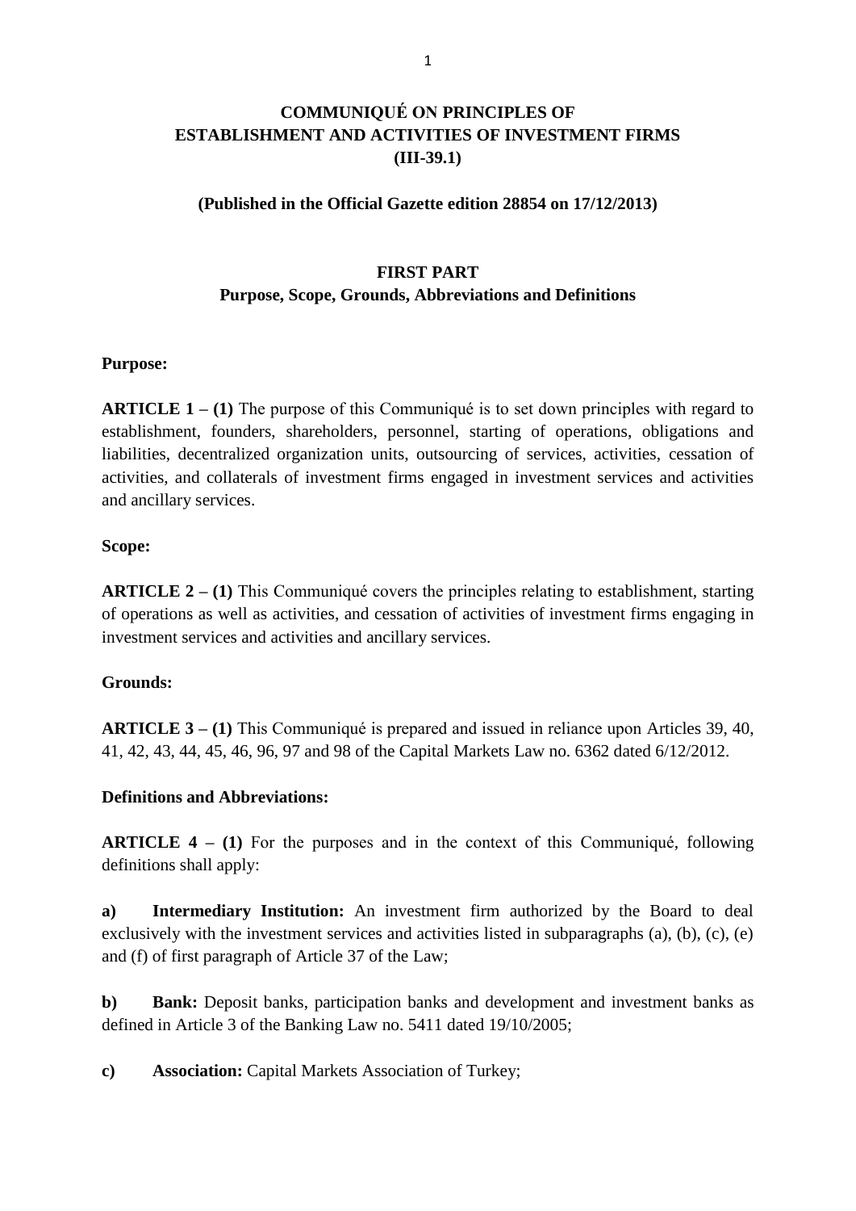# COMMUNIQUÉ ON PRINCIPLES OF ESTABLISHMENT AND ACTIVITIES OF INVESTMENT FIRMS (III-39.1)

**(Published in the Official Gazette edition 28854 on 17/12/2013)**

## FIRST PART
## Purpose, Scope, Grounds, Abbreviations and Definitions

**Purpose:**

**ARTICLE 1 – (1)** The purpose of this Communiqué is to set down principles with regard to establishment, founders, shareholders, personnel, starting of operations, obligations and liabilities, decentralized organization units, outsourcing of services, activities, cessation of activities, and collaterals of investment firms engaged in investment services and activities and ancillary services.

**Scope:**

**ARTICLE 2 – (1)** This Communiqué covers the principles relating to establishment, starting of operations as well as activities, and cessation of activities of investment firms engaging in investment services and activities and ancillary services.

**Grounds:**

**ARTICLE 3 – (1)** This Communiqué is prepared and issued in reliance upon Articles 39, 40, 41, 42, 43, 44, 45, 46, 96, 97 and 98 of the Capital Markets Law no. 6362 dated 6/12/2012.

**Definitions and Abbreviations:**

**ARTICLE 4 – (1)** For the purposes and in the context of this Communiqué, following definitions shall apply:

**a)** **Intermediary Institution:** An investment firm authorized by the Board to deal exclusively with the investment services and activities listed in subparagraphs (a), (b), (c), (e) and (f) of first paragraph of Article 37 of the Law;

**b)** **Bank:** Deposit banks, participation banks and development and investment banks as defined in Article 3 of the Banking Law no. 5411 dated 19/10/2005;

**c)** **Association:** Capital Markets Association of Turkey;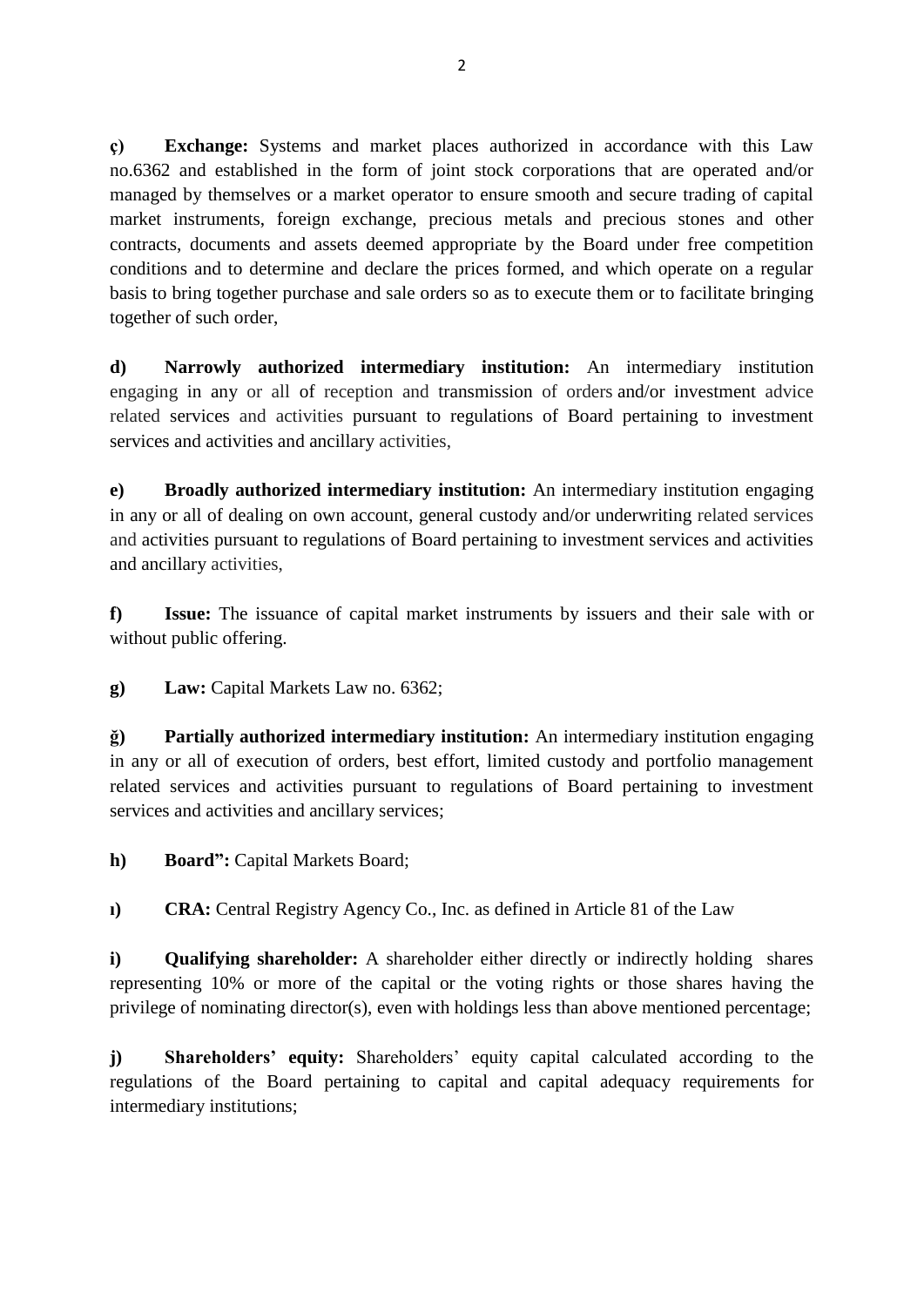**ç)** **Exchange:** Systems and market places authorized in accordance with this Law no.6362 and established in the form of joint stock corporations that are operated and/or managed by themselves or a market operator to ensure smooth and secure trading of capital market instruments, foreign exchange, precious metals and precious stones and other contracts, documents and assets deemed appropriate by the Board under free competition conditions and to determine and declare the prices formed, and which operate on a regular basis to bring together purchase and sale orders so as to execute them or to facilitate bringing together of such order,

**d)** **Narrowly authorized intermediary institution:** An intermediary institution engaging in any or all of reception and transmission of orders and/or investment advice related services and activities pursuant to regulations of Board pertaining to investment services and activities and ancillary activities,

**e)** **Broadly authorized intermediary institution:** An intermediary institution engaging in any or all of dealing on own account, general custody and/or underwriting related services and activities pursuant to regulations of Board pertaining to investment services and activities and ancillary activities,

**f)** **Issue:** The issuance of capital market instruments by issuers and their sale with or without public offering.

**g)** **Law:** Capital Markets Law no. 6362;

**ğ)** **Partially authorized intermediary institution:** An intermediary institution engaging in any or all of execution of orders, best effort, limited custody and portfolio management related services and activities pursuant to regulations of Board pertaining to investment services and activities and ancillary services;

**h)** **Board":** Capital Markets Board;

**ı)** **CRA:** Central Registry Agency Co., Inc. as defined in Article 81 of the Law

**i)** **Qualifying shareholder:** A shareholder either directly or indirectly holding shares representing 10% or more of the capital or the voting rights or those shares having the privilege of nominating director(s), even with holdings less than above mentioned percentage;

**j)** **Shareholders' equity:** Shareholders' equity capital calculated according to the regulations of the Board pertaining to capital and capital adequacy requirements for intermediary institutions;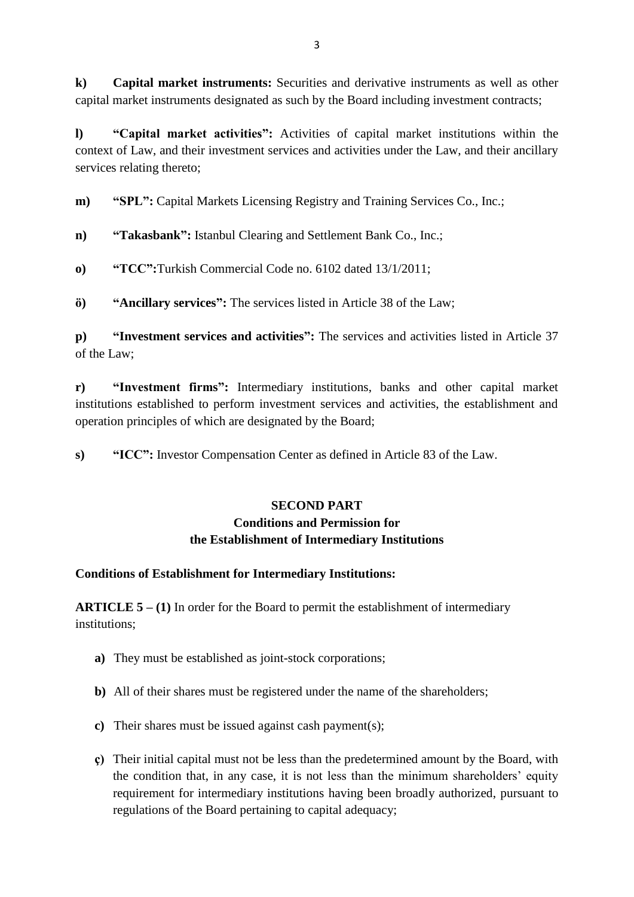**k)** **Capital market instruments:** Securities and derivative instruments as well as other capital market instruments designated as such by the Board including investment contracts;

**l)** **"Capital market activities":** Activities of capital market institutions within the context of Law, and their investment services and activities under the Law, and their ancillary services relating thereto;

**m)** **"SPL":** Capital Markets Licensing Registry and Training Services Co., Inc.;

**n)** **"Takasbank":** Istanbul Clearing and Settlement Bank Co., Inc.;

**o)** **"TCC":**Turkish Commercial Code no. 6102 dated 13/1/2011;

**ö)** **"Ancillary services":** The services listed in Article 38 of the Law;

**p)** **"Investment services and activities":** The services and activities listed in Article 37 of the Law;

**r)** **"Investment firms":** Intermediary institutions, banks and other capital market institutions established to perform investment services and activities, the establishment and operation principles of which are designated by the Board;

**s)** **"ICC":** Investor Compensation Center as defined in Article 83 of the Law.

## SECOND PART
## Conditions and Permission for the Establishment of Intermediary Institutions

### Conditions of Establishment for Intermediary Institutions:

**ARTICLE 5 – (1)** In order for the Board to permit the establishment of intermediary institutions;

- **a)** They must be established as joint-stock corporations;
- **b)** All of their shares must be registered under the name of the shareholders;
- **c)** Their shares must be issued against cash payment(s);
- **ç)** Their initial capital must not be less than the predetermined amount by the Board, with the condition that, in any case, it is not less than the minimum shareholders' equity requirement for intermediary institutions having been broadly authorized, pursuant to regulations of the Board pertaining to capital adequacy;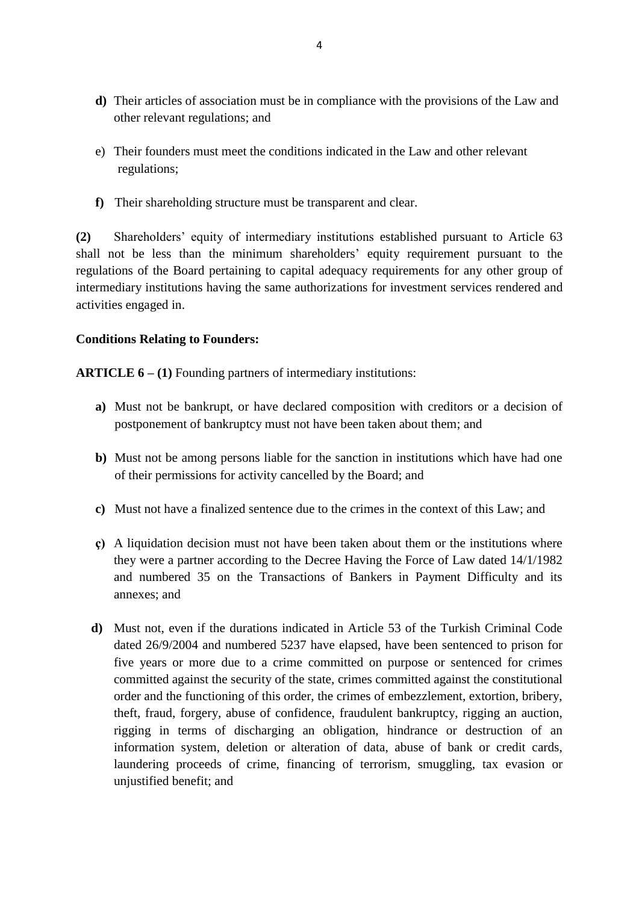- **d)** Their articles of association must be in compliance with the provisions of the Law and other relevant regulations; and

- e) Their founders must meet the conditions indicated in the Law and other relevant regulations;

- **f)** Their shareholding structure must be transparent and clear.

**(2)** Shareholders' equity of intermediary institutions established pursuant to Article 63 shall not be less than the minimum shareholders' equity requirement pursuant to the regulations of the Board pertaining to capital adequacy requirements for any other group of intermediary institutions having the same authorizations for investment services rendered and activities engaged in.

**Conditions Relating to Founders:**

**ARTICLE 6 – (1)** Founding partners of intermediary institutions:

- **a)** Must not be bankrupt, or have declared composition with creditors or a decision of postponement of bankruptcy must not have been taken about them; and

- **b)** Must not be among persons liable for the sanction in institutions which have had one of their permissions for activity cancelled by the Board; and

- **c)** Must not have a finalized sentence due to the crimes in the context of this Law; and

- **ç)** A liquidation decision must not have been taken about them or the institutions where they were a partner according to the Decree Having the Force of Law dated 14/1/1982 and numbered 35 on the Transactions of Bankers in Payment Difficulty and its annexes; and

- **d)** Must not, even if the durations indicated in Article 53 of the Turkish Criminal Code dated 26/9/2004 and numbered 5237 have elapsed, have been sentenced to prison for five years or more due to a crime committed on purpose or sentenced for crimes committed against the security of the state, crimes committed against the constitutional order and the functioning of this order, the crimes of embezzlement, extortion, bribery, theft, fraud, forgery, abuse of confidence, fraudulent bankruptcy, rigging an auction, rigging in terms of discharging an obligation, hindrance or destruction of an information system, deletion or alteration of data, abuse of bank or credit cards, laundering proceeds of crime, financing of terrorism, smuggling, tax evasion or unjustified benefit; and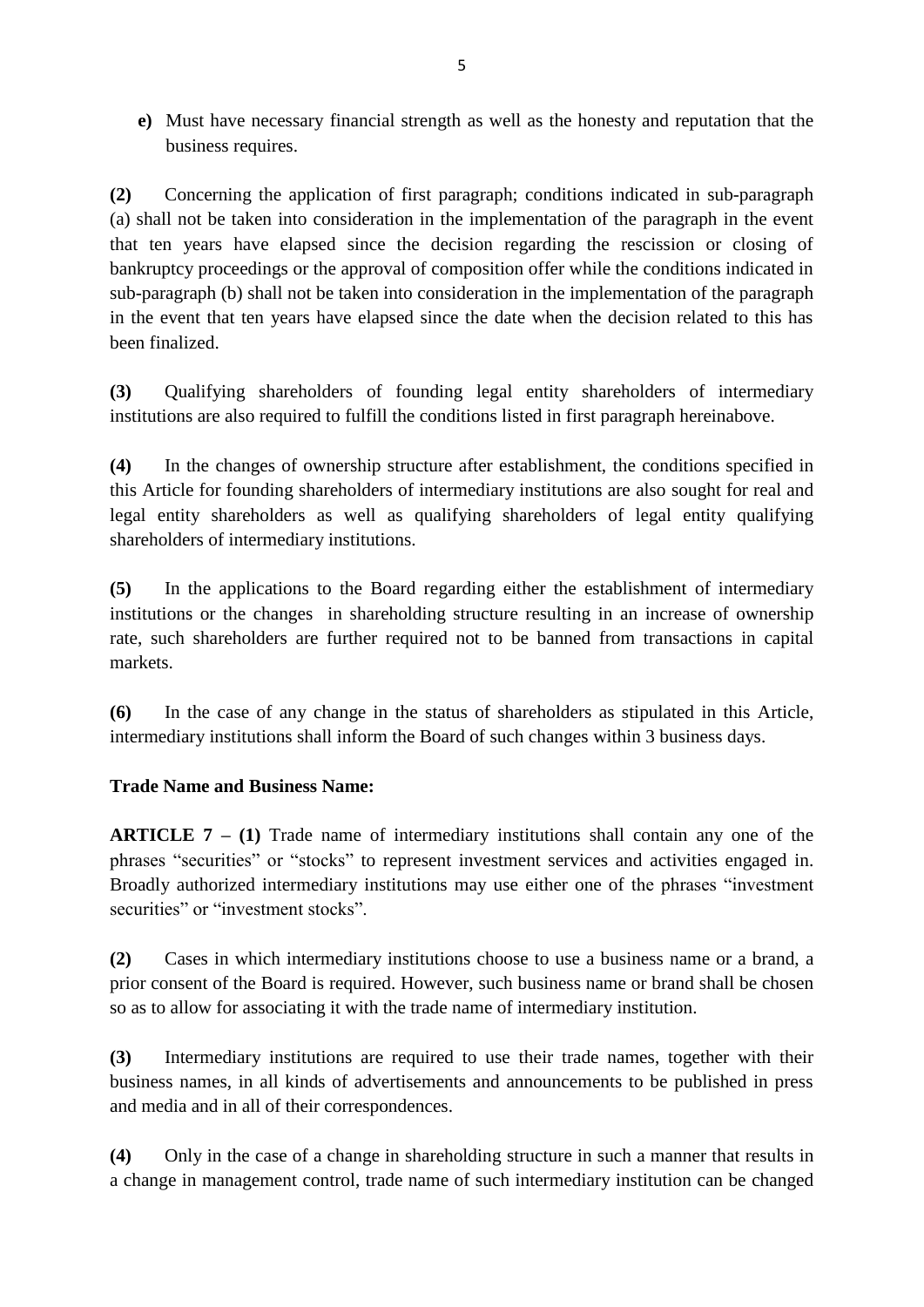**e)** Must have necessary financial strength as well as the honesty and reputation that the business requires.

**(2)** Concerning the application of first paragraph; conditions indicated in sub-paragraph (a) shall not be taken into consideration in the implementation of the paragraph in the event that ten years have elapsed since the decision regarding the rescission or closing of bankruptcy proceedings or the approval of composition offer while the conditions indicated in sub-paragraph (b) shall not be taken into consideration in the implementation of the paragraph in the event that ten years have elapsed since the date when the decision related to this has been finalized.

**(3)** Qualifying shareholders of founding legal entity shareholders of intermediary institutions are also required to fulfill the conditions listed in first paragraph hereinabove.

**(4)** In the changes of ownership structure after establishment, the conditions specified in this Article for founding shareholders of intermediary institutions are also sought for real and legal entity shareholders as well as qualifying shareholders of legal entity qualifying shareholders of intermediary institutions.

**(5)** In the applications to the Board regarding either the establishment of intermediary institutions or the changes in shareholding structure resulting in an increase of ownership rate, such shareholders are further required not to be banned from transactions in capital markets.

**(6)** In the case of any change in the status of shareholders as stipulated in this Article, intermediary institutions shall inform the Board of such changes within 3 business days.

**Trade Name and Business Name:**

**ARTICLE 7 – (1)** Trade name of intermediary institutions shall contain any one of the phrases "securities" or "stocks" to represent investment services and activities engaged in. Broadly authorized intermediary institutions may use either one of the phrases "investment securities" or "investment stocks".

**(2)** Cases in which intermediary institutions choose to use a business name or a brand, a prior consent of the Board is required. However, such business name or brand shall be chosen so as to allow for associating it with the trade name of intermediary institution.

**(3)** Intermediary institutions are required to use their trade names, together with their business names, in all kinds of advertisements and announcements to be published in press and media and in all of their correspondences.

**(4)** Only in the case of a change in shareholding structure in such a manner that results in a change in management control, trade name of such intermediary institution can be changed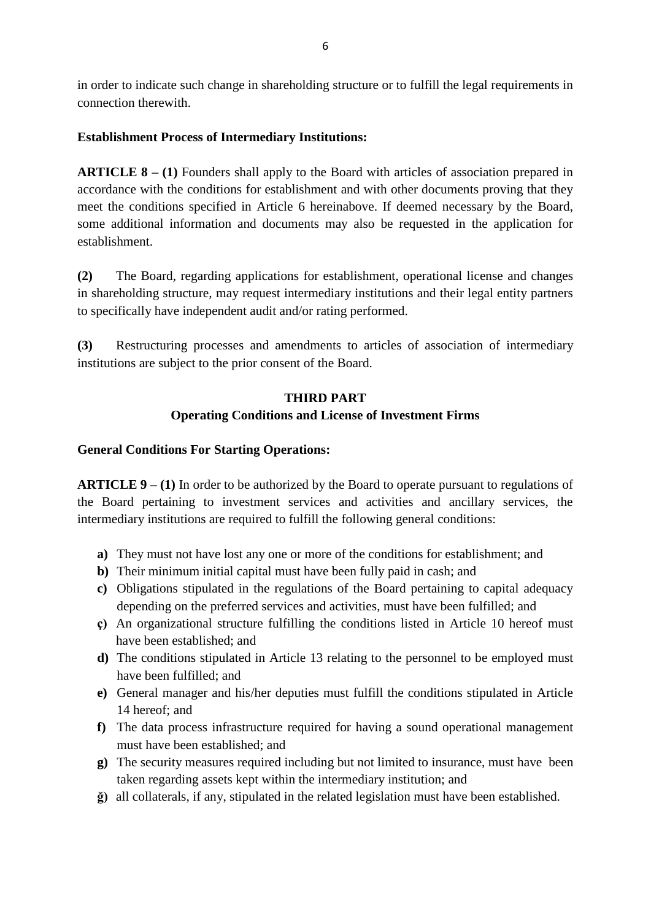in order to indicate such change in shareholding structure or to fulfill the legal requirements in connection therewith.

**Establishment Process of Intermediary Institutions:**

**ARTICLE 8 – (1)** Founders shall apply to the Board with articles of association prepared in accordance with the conditions for establishment and with other documents proving that they meet the conditions specified in Article 6 hereinabove. If deemed necessary by the Board, some additional information and documents may also be requested in the application for establishment.

**(2)** The Board, regarding applications for establishment, operational license and changes in shareholding structure, may request intermediary institutions and their legal entity partners to specifically have independent audit and/or rating performed.

**(3)** Restructuring processes and amendments to articles of association of intermediary institutions are subject to the prior consent of the Board.

## THIRD PART
## Operating Conditions and License of Investment Firms

**General Conditions For Starting Operations:**

**ARTICLE 9 – (1)** In order to be authorized by the Board to operate pursuant to regulations of the Board pertaining to investment services and activities and ancillary services, the intermediary institutions are required to fulfill the following general conditions:

- **a)** They must not have lost any one or more of the conditions for establishment; and
- **b)** Their minimum initial capital must have been fully paid in cash; and
- **c)** Obligations stipulated in the regulations of the Board pertaining to capital adequacy depending on the preferred services and activities, must have been fulfilled; and
- **ç)** An organizational structure fulfilling the conditions listed in Article 10 hereof must have been established; and
- **d)** The conditions stipulated in Article 13 relating to the personnel to be employed must have been fulfilled; and
- **e)** General manager and his/her deputies must fulfill the conditions stipulated in Article 14 hereof; and
- **f)** The data process infrastructure required for having a sound operational management must have been established; and
- **g)** The security measures required including but not limited to insurance, must have been taken regarding assets kept within the intermediary institution; and
- **ğ)** all collaterals, if any, stipulated in the related legislation must have been established.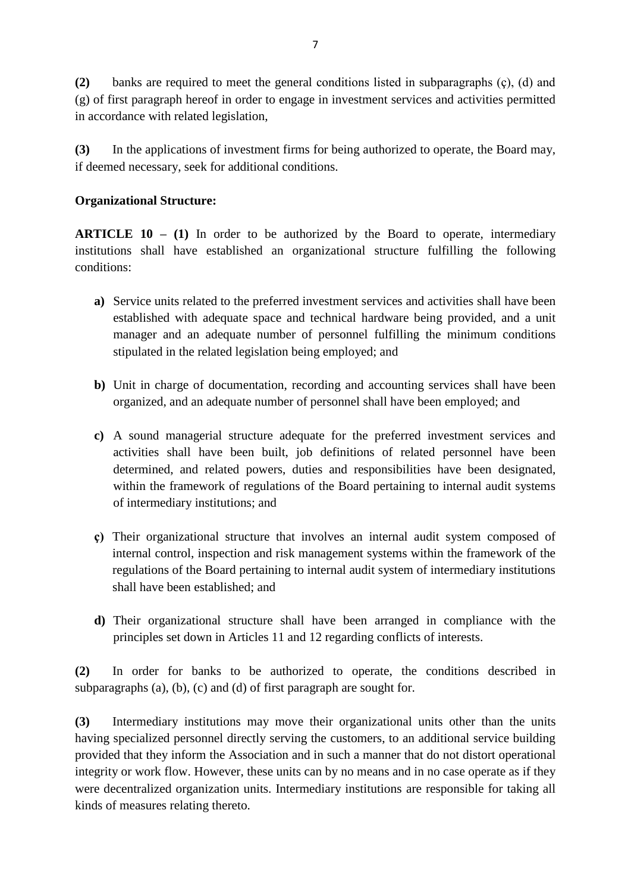**(2)** banks are required to meet the general conditions listed in subparagraphs (ç), (d) and (g) of first paragraph hereof in order to engage in investment services and activities permitted in accordance with related legislation,

**(3)** In the applications of investment firms for being authorized to operate, the Board may, if deemed necessary, seek for additional conditions.

**Organizational Structure:**

**ARTICLE 10 – (1)** In order to be authorized by the Board to operate, intermediary institutions shall have established an organizational structure fulfilling the following conditions:

- **a)** Service units related to the preferred investment services and activities shall have been established with adequate space and technical hardware being provided, and a unit manager and an adequate number of personnel fulfilling the minimum conditions stipulated in the related legislation being employed; and
- **b)** Unit in charge of documentation, recording and accounting services shall have been organized, and an adequate number of personnel shall have been employed; and
- **c)** A sound managerial structure adequate for the preferred investment services and activities shall have been built, job definitions of related personnel have been determined, and related powers, duties and responsibilities have been designated, within the framework of regulations of the Board pertaining to internal audit systems of intermediary institutions; and
- **ç)** Their organizational structure that involves an internal audit system composed of internal control, inspection and risk management systems within the framework of the regulations of the Board pertaining to internal audit system of intermediary institutions shall have been established; and
- **d)** Their organizational structure shall have been arranged in compliance with the principles set down in Articles 11 and 12 regarding conflicts of interests.

**(2)** In order for banks to be authorized to operate, the conditions described in subparagraphs (a), (b), (c) and (d) of first paragraph are sought for.

**(3)** Intermediary institutions may move their organizational units other than the units having specialized personnel directly serving the customers, to an additional service building provided that they inform the Association and in such a manner that do not distort operational integrity or work flow. However, these units can by no means and in no case operate as if they were decentralized organization units. Intermediary institutions are responsible for taking all kinds of measures relating thereto.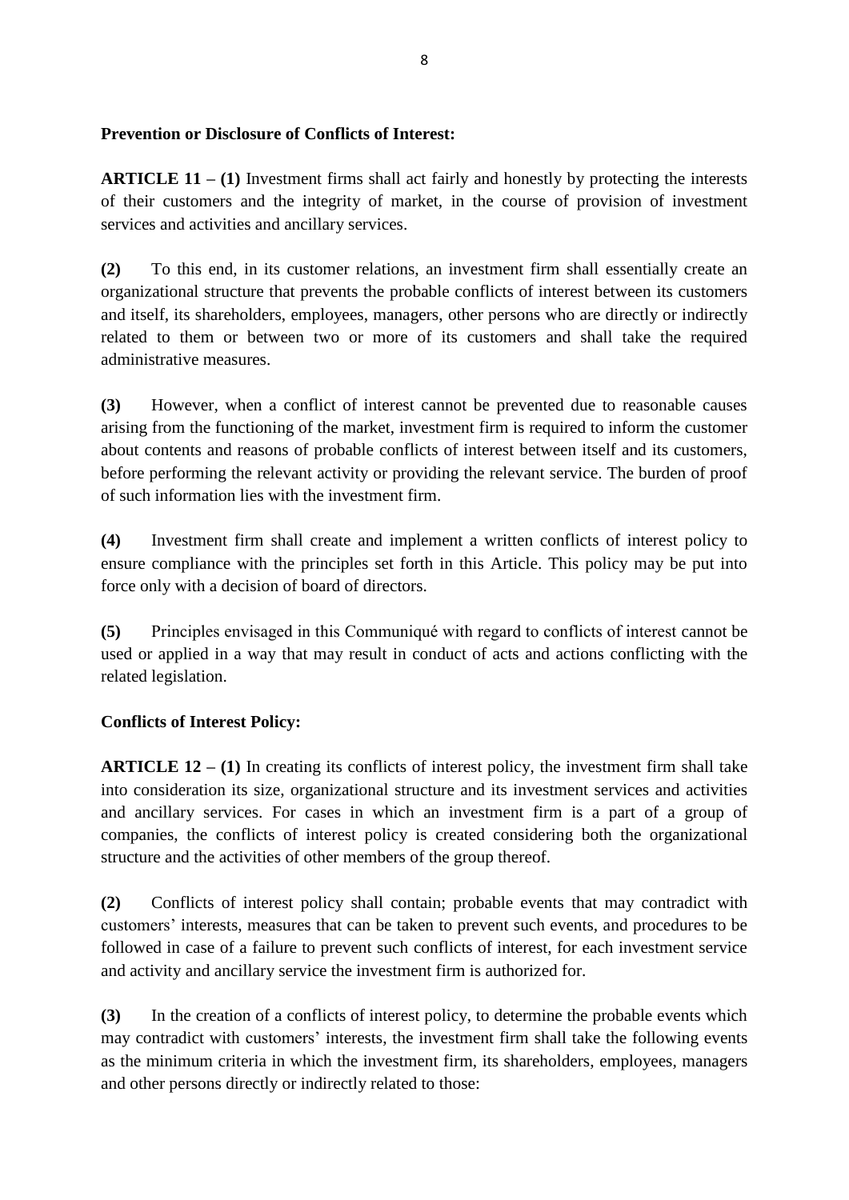**Prevention or Disclosure of Conflicts of Interest:**

**ARTICLE 11 – (1)** Investment firms shall act fairly and honestly by protecting the interests of their customers and the integrity of market, in the course of provision of investment services and activities and ancillary services.

**(2)** To this end, in its customer relations, an investment firm shall essentially create an organizational structure that prevents the probable conflicts of interest between its customers and itself, its shareholders, employees, managers, other persons who are directly or indirectly related to them or between two or more of its customers and shall take the required administrative measures.

**(3)** However, when a conflict of interest cannot be prevented due to reasonable causes arising from the functioning of the market, investment firm is required to inform the customer about contents and reasons of probable conflicts of interest between itself and its customers, before performing the relevant activity or providing the relevant service. The burden of proof of such information lies with the investment firm.

**(4)** Investment firm shall create and implement a written conflicts of interest policy to ensure compliance with the principles set forth in this Article. This policy may be put into force only with a decision of board of directors.

**(5)** Principles envisaged in this Communiqué with regard to conflicts of interest cannot be used or applied in a way that may result in conduct of acts and actions conflicting with the related legislation.

**Conflicts of Interest Policy:**

**ARTICLE 12 – (1)** In creating its conflicts of interest policy, the investment firm shall take into consideration its size, organizational structure and its investment services and activities and ancillary services. For cases in which an investment firm is a part of a group of companies, the conflicts of interest policy is created considering both the organizational structure and the activities of other members of the group thereof.

**(2)** Conflicts of interest policy shall contain; probable events that may contradict with customers' interests, measures that can be taken to prevent such events, and procedures to be followed in case of a failure to prevent such conflicts of interest, for each investment service and activity and ancillary service the investment firm is authorized for.

**(3)** In the creation of a conflicts of interest policy, to determine the probable events which may contradict with customers' interests, the investment firm shall take the following events as the minimum criteria in which the investment firm, its shareholders, employees, managers and other persons directly or indirectly related to those: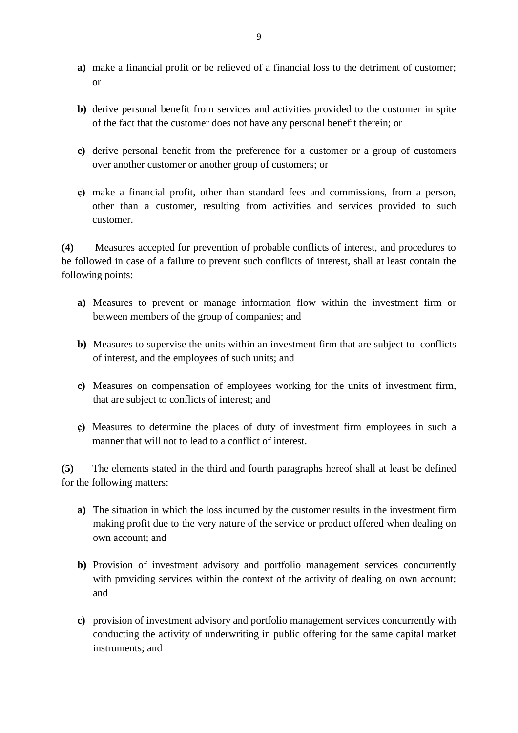- **a)** make a financial profit or be relieved of a financial loss to the detriment of customer; or

- **b)** derive personal benefit from services and activities provided to the customer in spite of the fact that the customer does not have any personal benefit therein; or

- **c)** derive personal benefit from the preference for a customer or a group of customers over another customer or another group of customers; or

- **ç)** make a financial profit, other than standard fees and commissions, from a person, other than a customer, resulting from activities and services provided to such customer.

**(4)** Measures accepted for prevention of probable conflicts of interest, and procedures to be followed in case of a failure to prevent such conflicts of interest, shall at least contain the following points:

- **a)** Measures to prevent or manage information flow within the investment firm or between members of the group of companies; and

- **b)** Measures to supervise the units within an investment firm that are subject to conflicts of interest, and the employees of such units; and

- **c)** Measures on compensation of employees working for the units of investment firm, that are subject to conflicts of interest; and

- **ç)** Measures to determine the places of duty of investment firm employees in such a manner that will not to lead to a conflict of interest.

**(5)** The elements stated in the third and fourth paragraphs hereof shall at least be defined for the following matters:

- **a)** The situation in which the loss incurred by the customer results in the investment firm making profit due to the very nature of the service or product offered when dealing on own account; and

- **b)** Provision of investment advisory and portfolio management services concurrently with providing services within the context of the activity of dealing on own account; and

- **c)** provision of investment advisory and portfolio management services concurrently with conducting the activity of underwriting in public offering for the same capital market instruments; and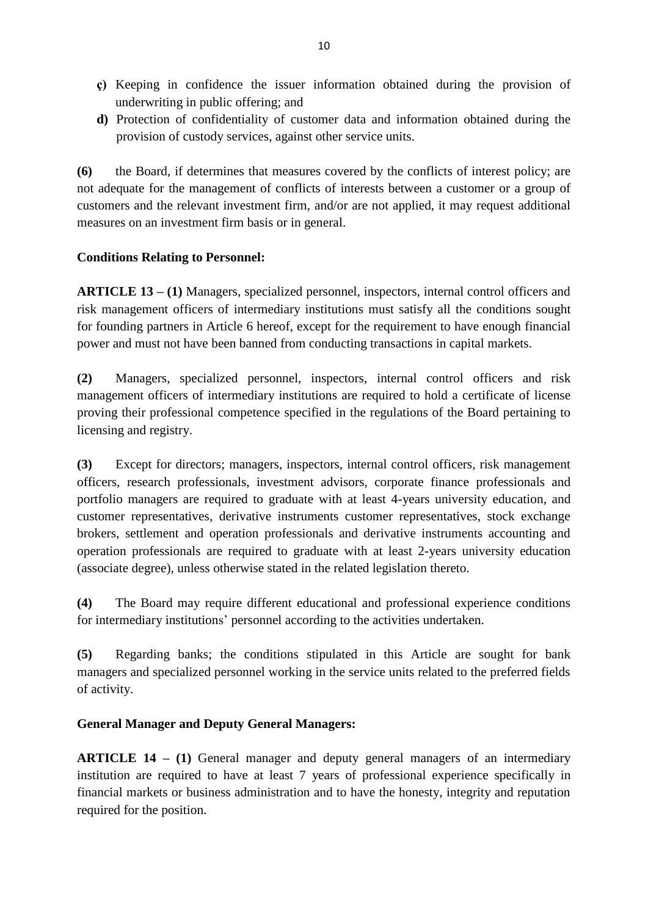- **ç)** Keeping in confidence the issuer information obtained during the provision of underwriting in public offering; and
- **d)** Protection of confidentiality of customer data and information obtained during the provision of custody services, against other service units.

**(6)** the Board, if determines that measures covered by the conflicts of interest policy; are not adequate for the management of conflicts of interests between a customer or a group of customers and the relevant investment firm, and/or are not applied, it may request additional measures on an investment firm basis or in general.

**Conditions Relating to Personnel:**

**ARTICLE 13 – (1)** Managers, specialized personnel, inspectors, internal control officers and risk management officers of intermediary institutions must satisfy all the conditions sought for founding partners in Article 6 hereof, except for the requirement to have enough financial power and must not have been banned from conducting transactions in capital markets.

**(2)** Managers, specialized personnel, inspectors, internal control officers and risk management officers of intermediary institutions are required to hold a certificate of license proving their professional competence specified in the regulations of the Board pertaining to licensing and registry.

**(3)** Except for directors; managers, inspectors, internal control officers, risk management officers, research professionals, investment advisors, corporate finance professionals and portfolio managers are required to graduate with at least 4-years university education, and customer representatives, derivative instruments customer representatives, stock exchange brokers, settlement and operation professionals and derivative instruments accounting and operation professionals are required to graduate with at least 2-years university education (associate degree), unless otherwise stated in the related legislation thereto.

**(4)** The Board may require different educational and professional experience conditions for intermediary institutions' personnel according to the activities undertaken.

**(5)** Regarding banks; the conditions stipulated in this Article are sought for bank managers and specialized personnel working in the service units related to the preferred fields of activity.

**General Manager and Deputy General Managers:**

**ARTICLE 14 – (1)** General manager and deputy general managers of an intermediary institution are required to have at least 7 years of professional experience specifically in financial markets or business administration and to have the honesty, integrity and reputation required for the position.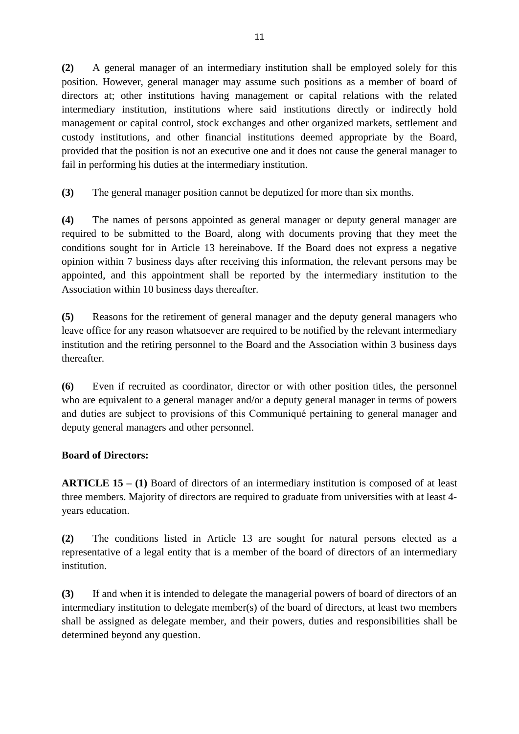**(2)** A general manager of an intermediary institution shall be employed solely for this position. However, general manager may assume such positions as a member of board of directors at; other institutions having management or capital relations with the related intermediary institution, institutions where said institutions directly or indirectly hold management or capital control, stock exchanges and other organized markets, settlement and custody institutions, and other financial institutions deemed appropriate by the Board, provided that the position is not an executive one and it does not cause the general manager to fail in performing his duties at the intermediary institution.

**(3)** The general manager position cannot be deputized for more than six months.

**(4)** The names of persons appointed as general manager or deputy general manager are required to be submitted to the Board, along with documents proving that they meet the conditions sought for in Article 13 hereinabove. If the Board does not express a negative opinion within 7 business days after receiving this information, the relevant persons may be appointed, and this appointment shall be reported by the intermediary institution to the Association within 10 business days thereafter.

**(5)** Reasons for the retirement of general manager and the deputy general managers who leave office for any reason whatsoever are required to be notified by the relevant intermediary institution and the retiring personnel to the Board and the Association within 3 business days thereafter.

**(6)** Even if recruited as coordinator, director or with other position titles, the personnel who are equivalent to a general manager and/or a deputy general manager in terms of powers and duties are subject to provisions of this Communiqué pertaining to general manager and deputy general managers and other personnel.

**Board of Directors:**

**ARTICLE 15 – (1)** Board of directors of an intermediary institution is composed of at least three members. Majority of directors are required to graduate from universities with at least 4-years education.

**(2)** The conditions listed in Article 13 are sought for natural persons elected as a representative of a legal entity that is a member of the board of directors of an intermediary institution.

**(3)** If and when it is intended to delegate the managerial powers of board of directors of an intermediary institution to delegate member(s) of the board of directors, at least two members shall be assigned as delegate member, and their powers, duties and responsibilities shall be determined beyond any question.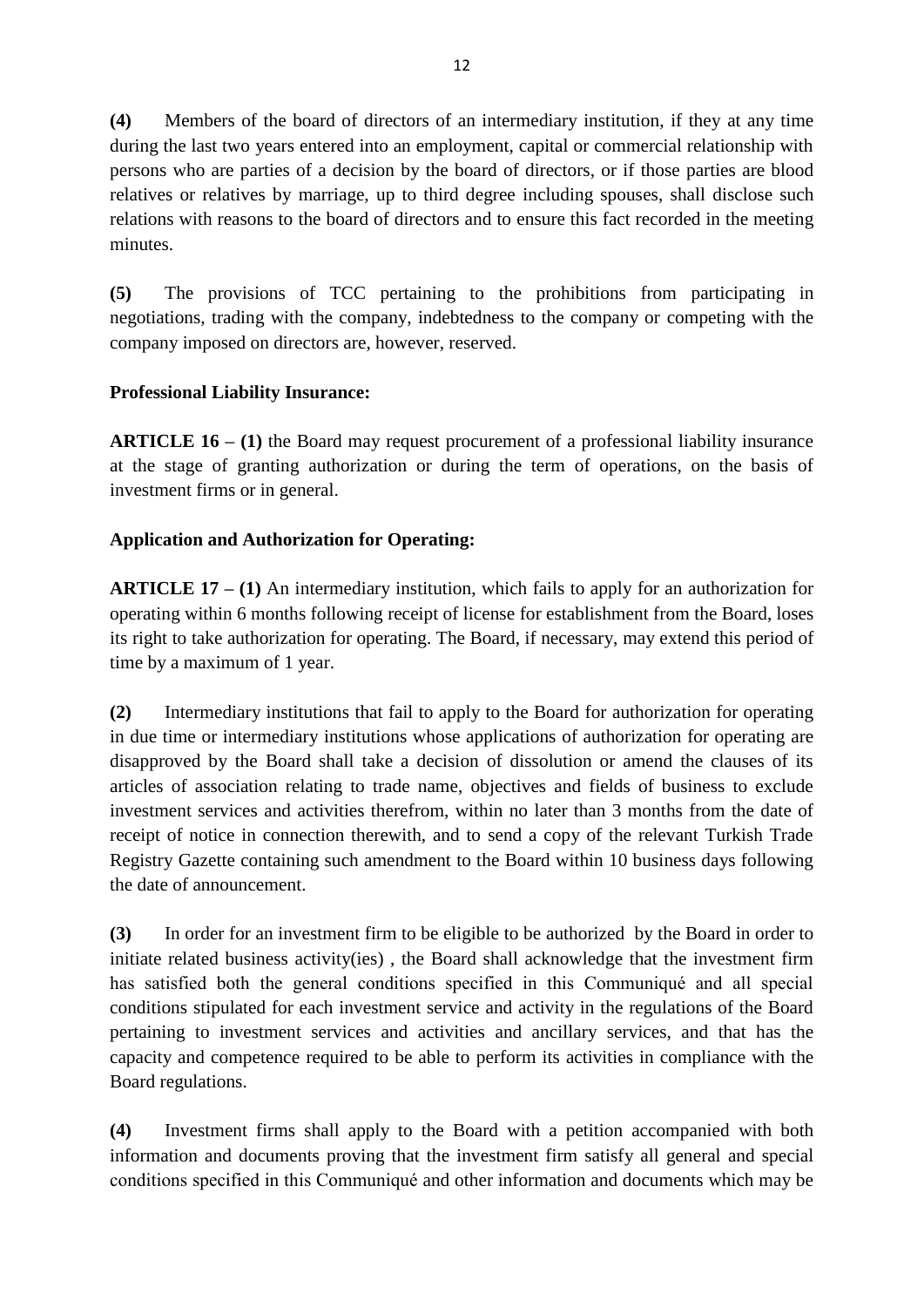**(4)** Members of the board of directors of an intermediary institution, if they at any time during the last two years entered into an employment, capital or commercial relationship with persons who are parties of a decision by the board of directors, or if those parties are blood relatives or relatives by marriage, up to third degree including spouses, shall disclose such relations with reasons to the board of directors and to ensure this fact recorded in the meeting minutes.

**(5)** The provisions of TCC pertaining to the prohibitions from participating in negotiations, trading with the company, indebtedness to the company or competing with the company imposed on directors are, however, reserved.

**Professional Liability Insurance:**

**ARTICLE 16 – (1)** the Board may request procurement of a professional liability insurance at the stage of granting authorization or during the term of operations, on the basis of investment firms or in general.

**Application and Authorization for Operating:**

**ARTICLE 17 – (1)** An intermediary institution, which fails to apply for an authorization for operating within 6 months following receipt of license for establishment from the Board, loses its right to take authorization for operating. The Board, if necessary, may extend this period of time by a maximum of 1 year.

**(2)** Intermediary institutions that fail to apply to the Board for authorization for operating in due time or intermediary institutions whose applications of authorization for operating are disapproved by the Board shall take a decision of dissolution or amend the clauses of its articles of association relating to trade name, objectives and fields of business to exclude investment services and activities therefrom, within no later than 3 months from the date of receipt of notice in connection therewith, and to send a copy of the relevant Turkish Trade Registry Gazette containing such amendment to the Board within 10 business days following the date of announcement.

**(3)** In order for an investment firm to be eligible to be authorized by the Board in order to initiate related business activity(ies) , the Board shall acknowledge that the investment firm has satisfied both the general conditions specified in this Communiqué and all special conditions stipulated for each investment service and activity in the regulations of the Board pertaining to investment services and activities and ancillary services, and that has the capacity and competence required to be able to perform its activities in compliance with the Board regulations.

**(4)** Investment firms shall apply to the Board with a petition accompanied with both information and documents proving that the investment firm satisfy all general and special conditions specified in this Communiqué and other information and documents which may be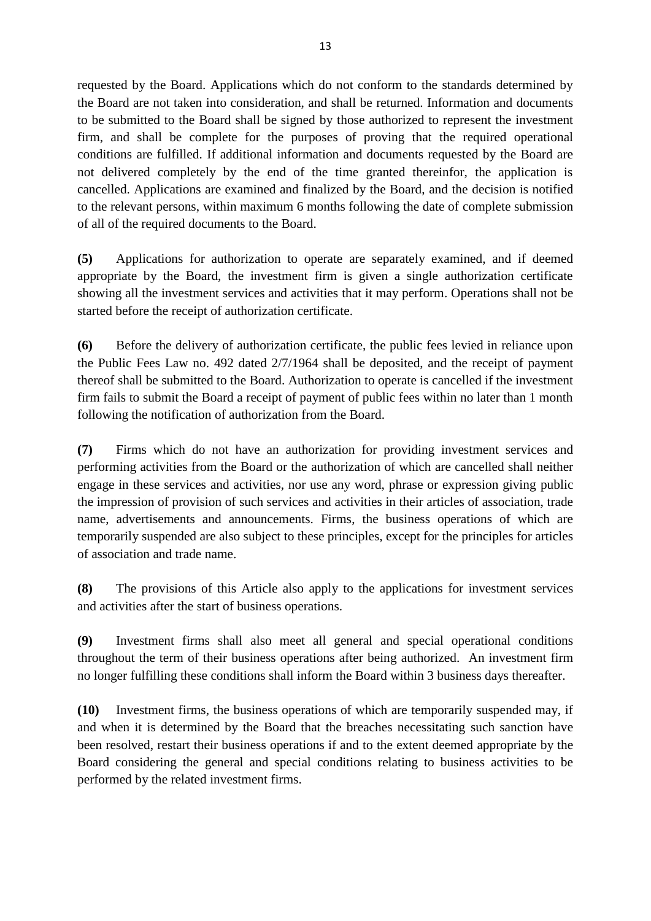requested by the Board. Applications which do not conform to the standards determined by the Board are not taken into consideration, and shall be returned. Information and documents to be submitted to the Board shall be signed by those authorized to represent the investment firm, and shall be complete for the purposes of proving that the required operational conditions are fulfilled. If additional information and documents requested by the Board are not delivered completely by the end of the time granted thereinfor, the application is cancelled. Applications are examined and finalized by the Board, and the decision is notified to the relevant persons, within maximum 6 months following the date of complete submission of all of the required documents to the Board.

**(5)** Applications for authorization to operate are separately examined, and if deemed appropriate by the Board, the investment firm is given a single authorization certificate showing all the investment services and activities that it may perform. Operations shall not be started before the receipt of authorization certificate.

**(6)** Before the delivery of authorization certificate, the public fees levied in reliance upon the Public Fees Law no. 492 dated 2/7/1964 shall be deposited, and the receipt of payment thereof shall be submitted to the Board. Authorization to operate is cancelled if the investment firm fails to submit the Board a receipt of payment of public fees within no later than 1 month following the notification of authorization from the Board.

**(7)** Firms which do not have an authorization for providing investment services and performing activities from the Board or the authorization of which are cancelled shall neither engage in these services and activities, nor use any word, phrase or expression giving public the impression of provision of such services and activities in their articles of association, trade name, advertisements and announcements. Firms, the business operations of which are temporarily suspended are also subject to these principles, except for the principles for articles of association and trade name.

**(8)** The provisions of this Article also apply to the applications for investment services and activities after the start of business operations.

**(9)** Investment firms shall also meet all general and special operational conditions throughout the term of their business operations after being authorized. An investment firm no longer fulfilling these conditions shall inform the Board within 3 business days thereafter.

**(10)** Investment firms, the business operations of which are temporarily suspended may, if and when it is determined by the Board that the breaches necessitating such sanction have been resolved, restart their business operations if and to the extent deemed appropriate by the Board considering the general and special conditions relating to business activities to be performed by the related investment firms.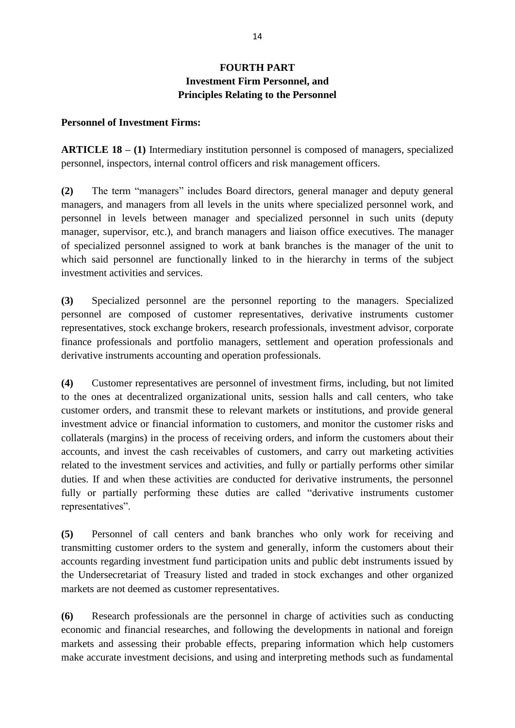# FOURTH PART
## Investment Firm Personnel, and Principles Relating to the Personnel

**Personnel of Investment Firms:**

**ARTICLE 18 – (1)** Intermediary institution personnel is composed of managers, specialized personnel, inspectors, internal control officers and risk management officers.

**(2)** The term "managers" includes Board directors, general manager and deputy general managers, and managers from all levels in the units where specialized personnel work, and personnel in levels between manager and specialized personnel in such units (deputy manager, supervisor, etc.), and branch managers and liaison office executives. The manager of specialized personnel assigned to work at bank branches is the manager of the unit to which said personnel are functionally linked to in the hierarchy in terms of the subject investment activities and services.

**(3)** Specialized personnel are the personnel reporting to the managers. Specialized personnel are composed of customer representatives, derivative instruments customer representatives, stock exchange brokers, research professionals, investment advisor, corporate finance professionals and portfolio managers, settlement and operation professionals and derivative instruments accounting and operation professionals.

**(4)** Customer representatives are personnel of investment firms, including, but not limited to the ones at decentralized organizational units, session halls and call centers, who take customer orders, and transmit these to relevant markets or institutions, and provide general investment advice or financial information to customers, and monitor the customer risks and collaterals (margins) in the process of receiving orders, and inform the customers about their accounts, and invest the cash receivables of customers, and carry out marketing activities related to the investment services and activities, and fully or partially performs other similar duties. If and when these activities are conducted for derivative instruments, the personnel fully or partially performing these duties are called "derivative instruments customer representatives".

**(5)** Personnel of call centers and bank branches who only work for receiving and transmitting customer orders to the system and generally, inform the customers about their accounts regarding investment fund participation units and public debt instruments issued by the Undersecretariat of Treasury listed and traded in stock exchanges and other organized markets are not deemed as customer representatives.

**(6)** Research professionals are the personnel in charge of activities such as conducting economic and financial researches, and following the developments in national and foreign markets and assessing their probable effects, preparing information which help customers make accurate investment decisions, and using and interpreting methods such as fundamental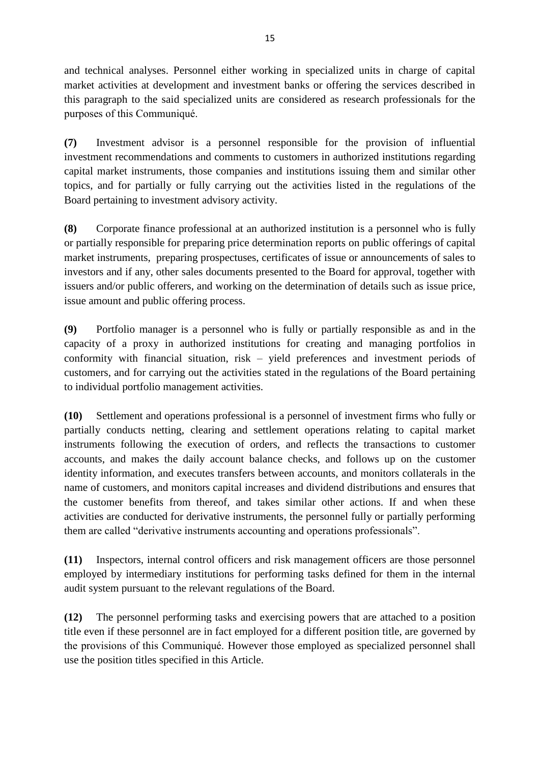and technical analyses. Personnel either working in specialized units in charge of capital market activities at development and investment banks or offering the services described in this paragraph to the said specialized units are considered as research professionals for the purposes of this Communiqué.

**(7)** Investment advisor is a personnel responsible for the provision of influential investment recommendations and comments to customers in authorized institutions regarding capital market instruments, those companies and institutions issuing them and similar other topics, and for partially or fully carrying out the activities listed in the regulations of the Board pertaining to investment advisory activity.

**(8)** Corporate finance professional at an authorized institution is a personnel who is fully or partially responsible for preparing price determination reports on public offerings of capital market instruments, preparing prospectuses, certificates of issue or announcements of sales to investors and if any, other sales documents presented to the Board for approval, together with issuers and/or public offerers, and working on the determination of details such as issue price, issue amount and public offering process.

**(9)** Portfolio manager is a personnel who is fully or partially responsible as and in the capacity of a proxy in authorized institutions for creating and managing portfolios in conformity with financial situation, risk – yield preferences and investment periods of customers, and for carrying out the activities stated in the regulations of the Board pertaining to individual portfolio management activities.

**(10)** Settlement and operations professional is a personnel of investment firms who fully or partially conducts netting, clearing and settlement operations relating to capital market instruments following the execution of orders, and reflects the transactions to customer accounts, and makes the daily account balance checks, and follows up on the customer identity information, and executes transfers between accounts, and monitors collaterals in the name of customers, and monitors capital increases and dividend distributions and ensures that the customer benefits from thereof, and takes similar other actions. If and when these activities are conducted for derivative instruments, the personnel fully or partially performing them are called "derivative instruments accounting and operations professionals".

**(11)** Inspectors, internal control officers and risk management officers are those personnel employed by intermediary institutions for performing tasks defined for them in the internal audit system pursuant to the relevant regulations of the Board.

**(12)** The personnel performing tasks and exercising powers that are attached to a position title even if these personnel are in fact employed for a different position title, are governed by the provisions of this Communiqué. However those employed as specialized personnel shall use the position titles specified in this Article.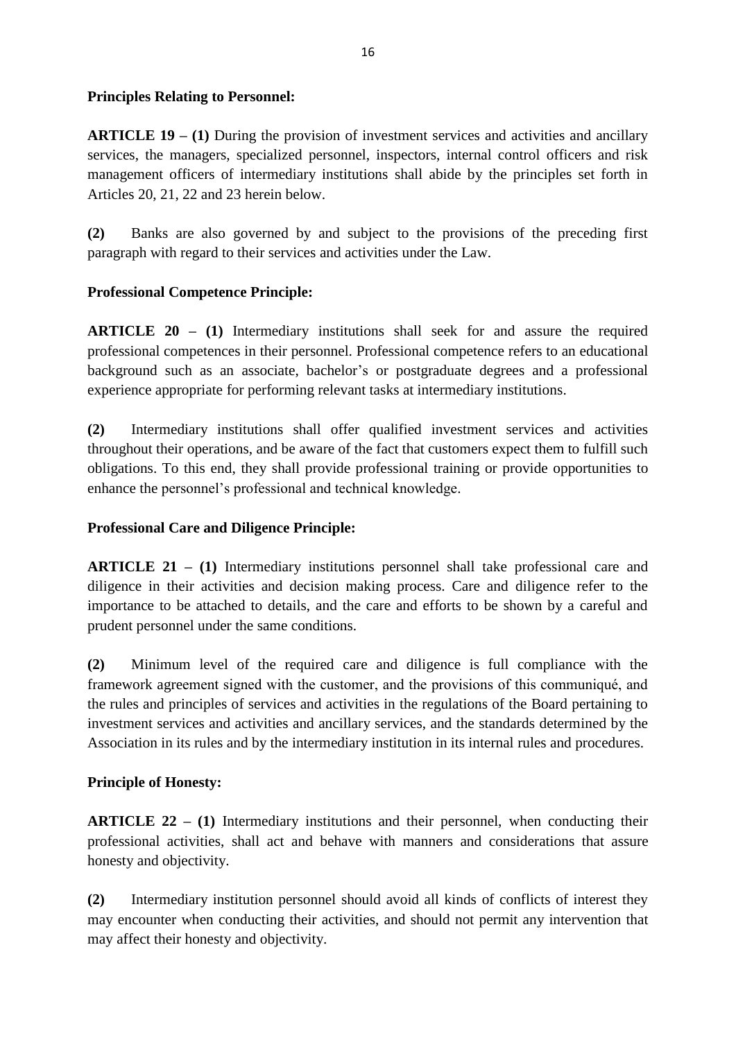**Principles Relating to Personnel:**

**ARTICLE 19 – (1)** During the provision of investment services and activities and ancillary services, the managers, specialized personnel, inspectors, internal control officers and risk management officers of intermediary institutions shall abide by the principles set forth in Articles 20, 21, 22 and 23 herein below.

**(2)** Banks are also governed by and subject to the provisions of the preceding first paragraph with regard to their services and activities under the Law.

**Professional Competence Principle:**

**ARTICLE 20 – (1)** Intermediary institutions shall seek for and assure the required professional competences in their personnel. Professional competence refers to an educational background such as an associate, bachelor's or postgraduate degrees and a professional experience appropriate for performing relevant tasks at intermediary institutions.

**(2)** Intermediary institutions shall offer qualified investment services and activities throughout their operations, and be aware of the fact that customers expect them to fulfill such obligations. To this end, they shall provide professional training or provide opportunities to enhance the personnel's professional and technical knowledge.

**Professional Care and Diligence Principle:**

**ARTICLE 21 – (1)** Intermediary institutions personnel shall take professional care and diligence in their activities and decision making process. Care and diligence refer to the importance to be attached to details, and the care and efforts to be shown by a careful and prudent personnel under the same conditions.

**(2)** Minimum level of the required care and diligence is full compliance with the framework agreement signed with the customer, and the provisions of this communiqué, and the rules and principles of services and activities in the regulations of the Board pertaining to investment services and activities and ancillary services, and the standards determined by the Association in its rules and by the intermediary institution in its internal rules and procedures.

**Principle of Honesty:**

**ARTICLE 22 – (1)** Intermediary institutions and their personnel, when conducting their professional activities, shall act and behave with manners and considerations that assure honesty and objectivity.

**(2)** Intermediary institution personnel should avoid all kinds of conflicts of interest they may encounter when conducting their activities, and should not permit any intervention that may affect their honesty and objectivity.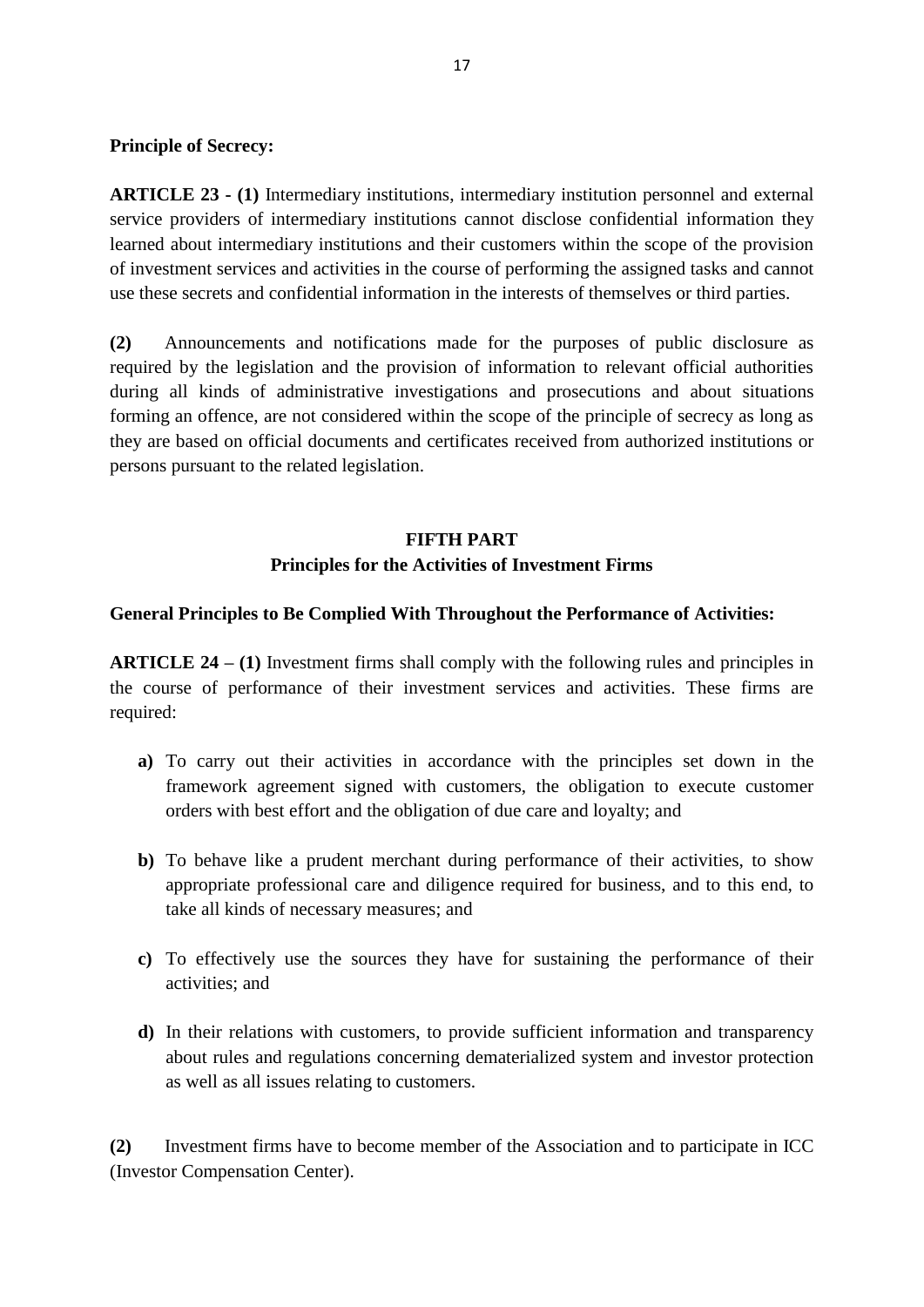**Principle of Secrecy:**

**ARTICLE 23 - (1)** Intermediary institutions, intermediary institution personnel and external service providers of intermediary institutions cannot disclose confidential information they learned about intermediary institutions and their customers within the scope of the provision of investment services and activities in the course of performing the assigned tasks and cannot use these secrets and confidential information in the interests of themselves or third parties.

**(2)** Announcements and notifications made for the purposes of public disclosure as required by the legislation and the provision of information to relevant official authorities during all kinds of administrative investigations and prosecutions and about situations forming an offence, are not considered within the scope of the principle of secrecy as long as they are based on official documents and certificates received from authorized institutions or persons pursuant to the related legislation.

## FIFTH PART
## Principles for the Activities of Investment Firms

**General Principles to Be Complied With Throughout the Performance of Activities:**

**ARTICLE 24 – (1)** Investment firms shall comply with the following rules and principles in the course of performance of their investment services and activities. These firms are required:

- **a)** To carry out their activities in accordance with the principles set down in the framework agreement signed with customers, the obligation to execute customer orders with best effort and the obligation of due care and loyalty; and
- **b)** To behave like a prudent merchant during performance of their activities, to show appropriate professional care and diligence required for business, and to this end, to take all kinds of necessary measures; and
- **c)** To effectively use the sources they have for sustaining the performance of their activities; and
- **d)** In their relations with customers, to provide sufficient information and transparency about rules and regulations concerning dematerialized system and investor protection as well as all issues relating to customers.

**(2)** Investment firms have to become member of the Association and to participate in ICC (Investor Compensation Center).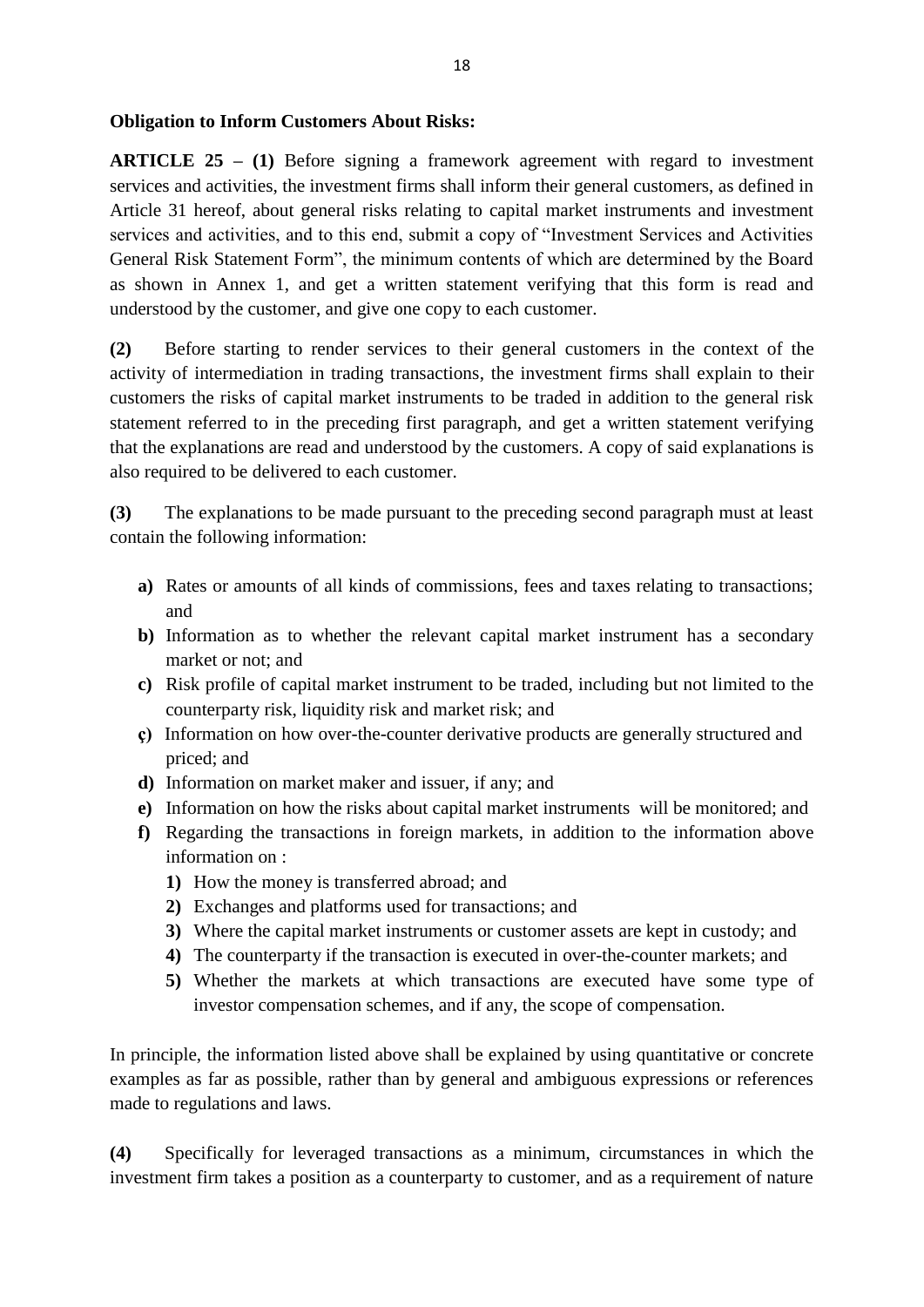**Obligation to Inform Customers About Risks:**

**ARTICLE 25 – (1)** Before signing a framework agreement with regard to investment services and activities, the investment firms shall inform their general customers, as defined in Article 31 hereof, about general risks relating to capital market instruments and investment services and activities, and to this end, submit a copy of "Investment Services and Activities General Risk Statement Form", the minimum contents of which are determined by the Board as shown in Annex 1, and get a written statement verifying that this form is read and understood by the customer, and give one copy to each customer.

**(2)** Before starting to render services to their general customers in the context of the activity of intermediation in trading transactions, the investment firms shall explain to their customers the risks of capital market instruments to be traded in addition to the general risk statement referred to in the preceding first paragraph, and get a written statement verifying that the explanations are read and understood by the customers. A copy of said explanations is also required to be delivered to each customer.

**(3)** The explanations to be made pursuant to the preceding second paragraph must at least contain the following information:

- **a)** Rates or amounts of all kinds of commissions, fees and taxes relating to transactions; and
- **b)** Information as to whether the relevant capital market instrument has a secondary market or not; and
- **c)** Risk profile of capital market instrument to be traded, including but not limited to the counterparty risk, liquidity risk and market risk; and
- **ç)** Information on how over-the-counter derivative products are generally structured and priced; and
- **d)** Information on market maker and issuer, if any; and
- **e)** Information on how the risks about capital market instruments will be monitored; and
- **f)** Regarding the transactions in foreign markets, in addition to the information above information on :
  - **1)** How the money is transferred abroad; and
  - **2)** Exchanges and platforms used for transactions; and
  - **3)** Where the capital market instruments or customer assets are kept in custody; and
  - **4)** The counterparty if the transaction is executed in over-the-counter markets; and
  - **5)** Whether the markets at which transactions are executed have some type of investor compensation schemes, and if any, the scope of compensation.

In principle, the information listed above shall be explained by using quantitative or concrete examples as far as possible, rather than by general and ambiguous expressions or references made to regulations and laws.

**(4)** Specifically for leveraged transactions as a minimum, circumstances in which the investment firm takes a position as a counterparty to customer, and as a requirement of nature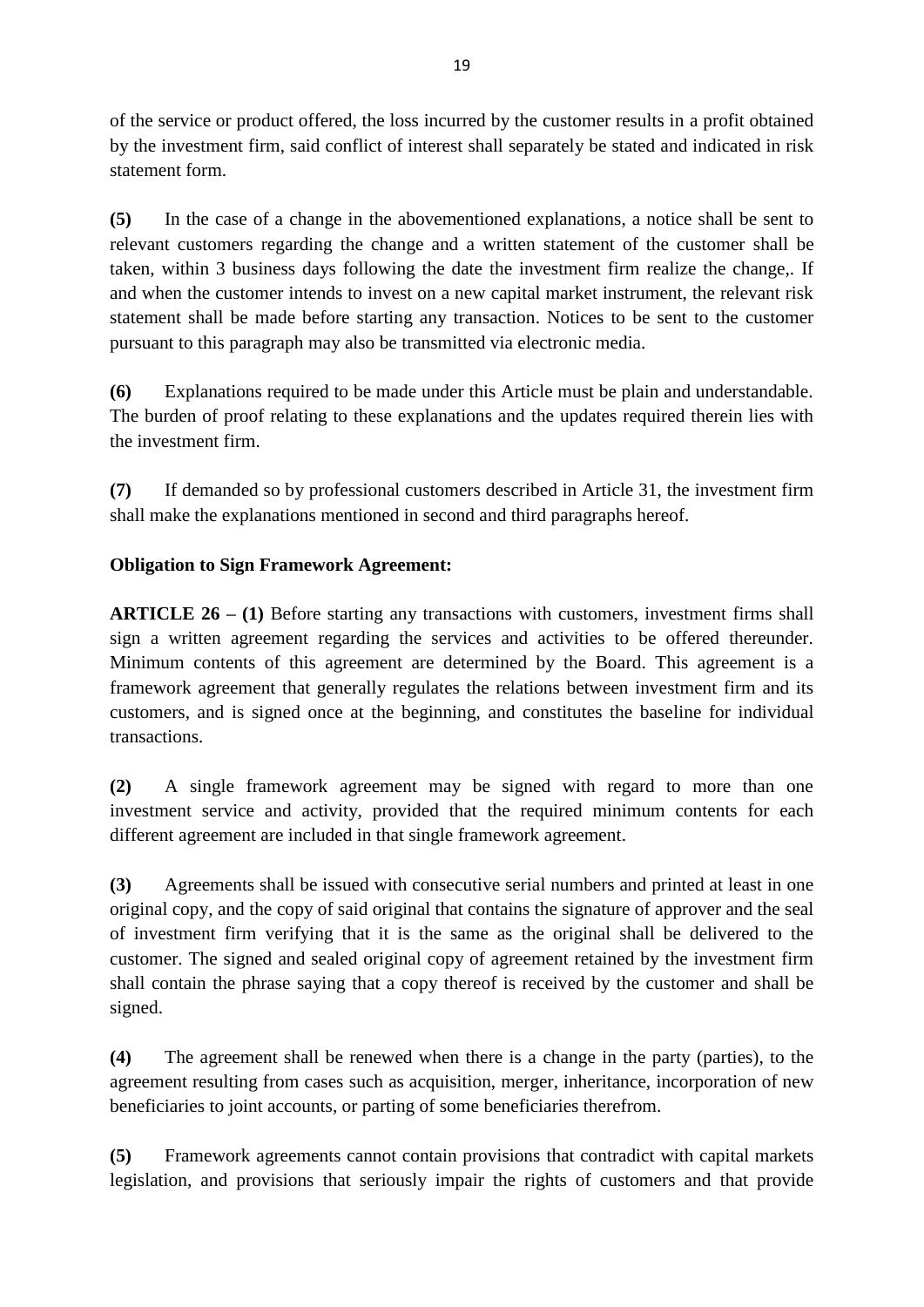of the service or product offered, the loss incurred by the customer results in a profit obtained by the investment firm, said conflict of interest shall separately be stated and indicated in risk statement form.

**(5)** In the case of a change in the abovementioned explanations, a notice shall be sent to relevant customers regarding the change and a written statement of the customer shall be taken, within 3 business days following the date the investment firm realize the change,. If and when the customer intends to invest on a new capital market instrument, the relevant risk statement shall be made before starting any transaction. Notices to be sent to the customer pursuant to this paragraph may also be transmitted via electronic media.

**(6)** Explanations required to be made under this Article must be plain and understandable. The burden of proof relating to these explanations and the updates required therein lies with the investment firm.

**(7)** If demanded so by professional customers described in Article 31, the investment firm shall make the explanations mentioned in second and third paragraphs hereof.

**Obligation to Sign Framework Agreement:**

**ARTICLE 26 – (1)** Before starting any transactions with customers, investment firms shall sign a written agreement regarding the services and activities to be offered thereunder. Minimum contents of this agreement are determined by the Board. This agreement is a framework agreement that generally regulates the relations between investment firm and its customers, and is signed once at the beginning, and constitutes the baseline for individual transactions.

**(2)** A single framework agreement may be signed with regard to more than one investment service and activity, provided that the required minimum contents for each different agreement are included in that single framework agreement.

**(3)** Agreements shall be issued with consecutive serial numbers and printed at least in one original copy, and the copy of said original that contains the signature of approver and the seal of investment firm verifying that it is the same as the original shall be delivered to the customer. The signed and sealed original copy of agreement retained by the investment firm shall contain the phrase saying that a copy thereof is received by the customer and shall be signed.

**(4)** The agreement shall be renewed when there is a change in the party (parties), to the agreement resulting from cases such as acquisition, merger, inheritance, incorporation of new beneficiaries to joint accounts, or parting of some beneficiaries therefrom.

**(5)** Framework agreements cannot contain provisions that contradict with capital markets legislation, and provisions that seriously impair the rights of customers and that provide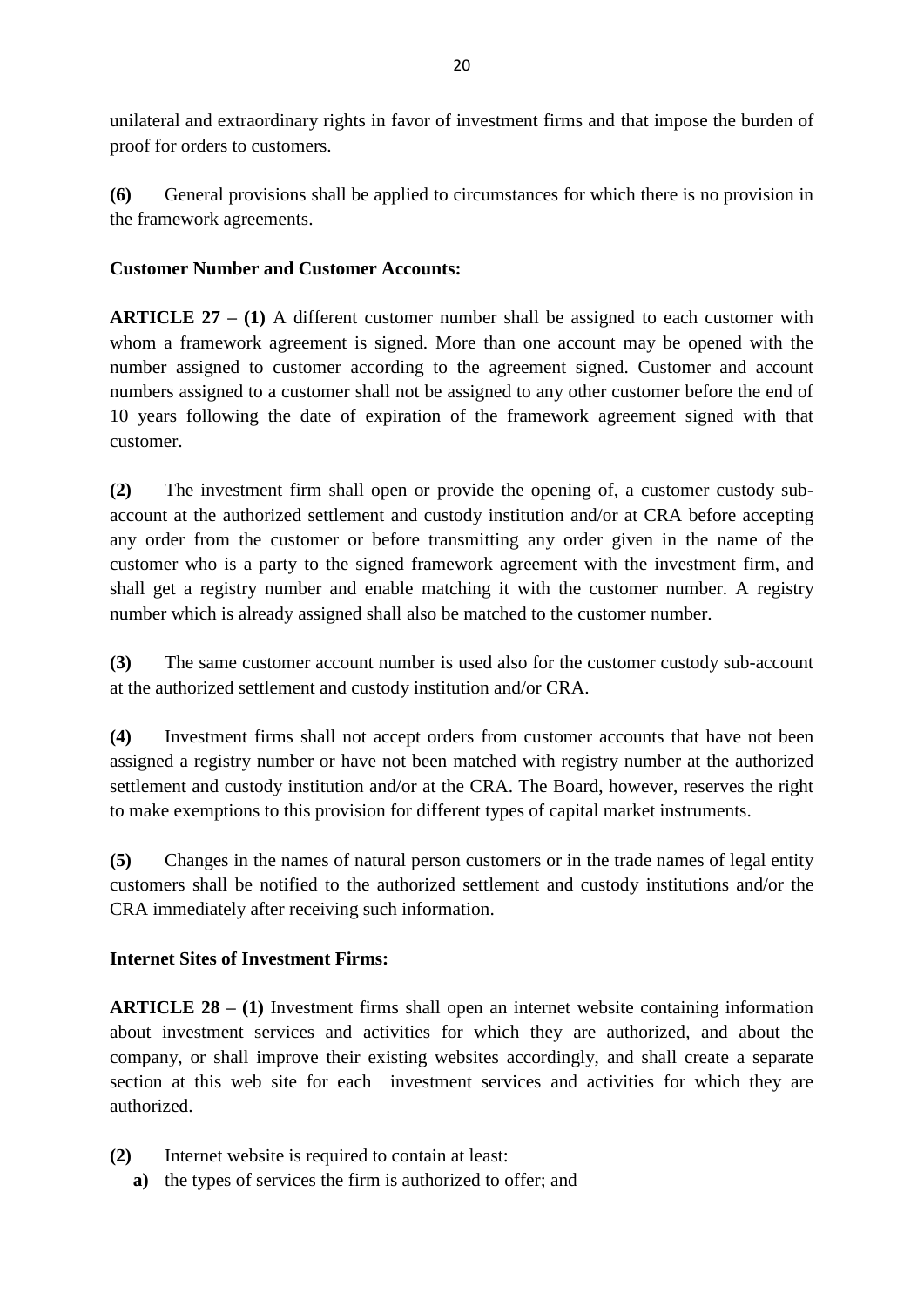unilateral and extraordinary rights in favor of investment firms and that impose the burden of proof for orders to customers.

**(6)** General provisions shall be applied to circumstances for which there is no provision in the framework agreements.

**Customer Number and Customer Accounts:**

**ARTICLE 27 – (1)** A different customer number shall be assigned to each customer with whom a framework agreement is signed. More than one account may be opened with the number assigned to customer according to the agreement signed. Customer and account numbers assigned to a customer shall not be assigned to any other customer before the end of 10 years following the date of expiration of the framework agreement signed with that customer.

**(2)** The investment firm shall open or provide the opening of, a customer custody sub-account at the authorized settlement and custody institution and/or at CRA before accepting any order from the customer or before transmitting any order given in the name of the customer who is a party to the signed framework agreement with the investment firm, and shall get a registry number and enable matching it with the customer number. A registry number which is already assigned shall also be matched to the customer number.

**(3)** The same customer account number is used also for the customer custody sub-account at the authorized settlement and custody institution and/or CRA.

**(4)** Investment firms shall not accept orders from customer accounts that have not been assigned a registry number or have not been matched with registry number at the authorized settlement and custody institution and/or at the CRA. The Board, however, reserves the right to make exemptions to this provision for different types of capital market instruments.

**(5)** Changes in the names of natural person customers or in the trade names of legal entity customers shall be notified to the authorized settlement and custody institutions and/or the CRA immediately after receiving such information.

**Internet Sites of Investment Firms:**

**ARTICLE 28 – (1)** Investment firms shall open an internet website containing information about investment services and activities for which they are authorized, and about the company, or shall improve their existing websites accordingly, and shall create a separate section at this web site for each investment services and activities for which they are authorized.

**(2)** Internet website is required to contain at least:

**a)** the types of services the firm is authorized to offer; and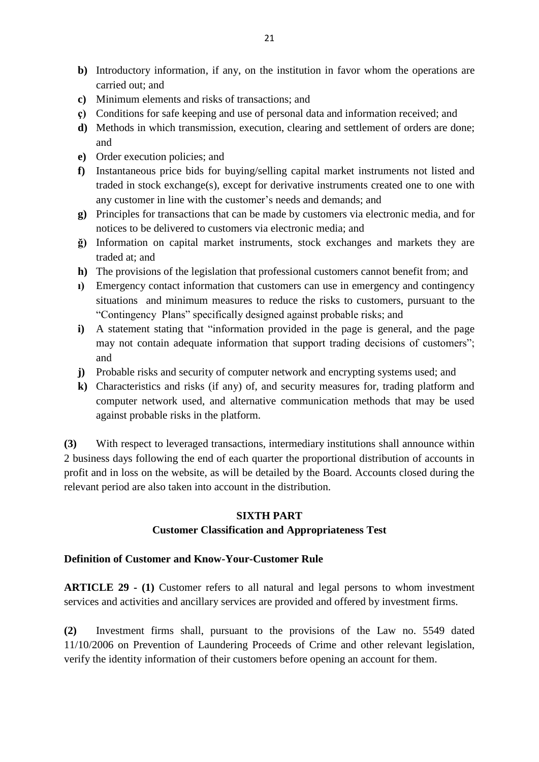- **b)** Introductory information, if any, on the institution in favor whom the operations are carried out; and
- **c)** Minimum elements and risks of transactions; and
- **ç)** Conditions for safe keeping and use of personal data and information received; and
- **d)** Methods in which transmission, execution, clearing and settlement of orders are done; and
- **e)** Order execution policies; and
- **f)** Instantaneous price bids for buying/selling capital market instruments not listed and traded in stock exchange(s), except for derivative instruments created one to one with any customer in line with the customer's needs and demands; and
- **g)** Principles for transactions that can be made by customers via electronic media, and for notices to be delivered to customers via electronic media; and
- **ğ)** Information on capital market instruments, stock exchanges and markets they are traded at; and
- **h)** The provisions of the legislation that professional customers cannot benefit from; and
- **ı)** Emergency contact information that customers can use in emergency and contingency situations and minimum measures to reduce the risks to customers, pursuant to the "Contingency Plans" specifically designed against probable risks; and
- **i)** A statement stating that "information provided in the page is general, and the page may not contain adequate information that support trading decisions of customers"; and
- **j)** Probable risks and security of computer network and encrypting systems used; and
- **k)** Characteristics and risks (if any) of, and security measures for, trading platform and computer network used, and alternative communication methods that may be used against probable risks in the platform.

**(3)** With respect to leveraged transactions, intermediary institutions shall announce within 2 business days following the end of each quarter the proportional distribution of accounts in profit and in loss on the website, as will be detailed by the Board. Accounts closed during the relevant period are also taken into account in the distribution.

## SIXTH PART
## Customer Classification and Appropriateness Test

### Definition of Customer and Know-Your-Customer Rule

**ARTICLE 29 - (1)** Customer refers to all natural and legal persons to whom investment services and activities and ancillary services are provided and offered by investment firms.

**(2)** Investment firms shall, pursuant to the provisions of the Law no. 5549 dated 11/10/2006 on Prevention of Laundering Proceeds of Crime and other relevant legislation, verify the identity information of their customers before opening an account for them.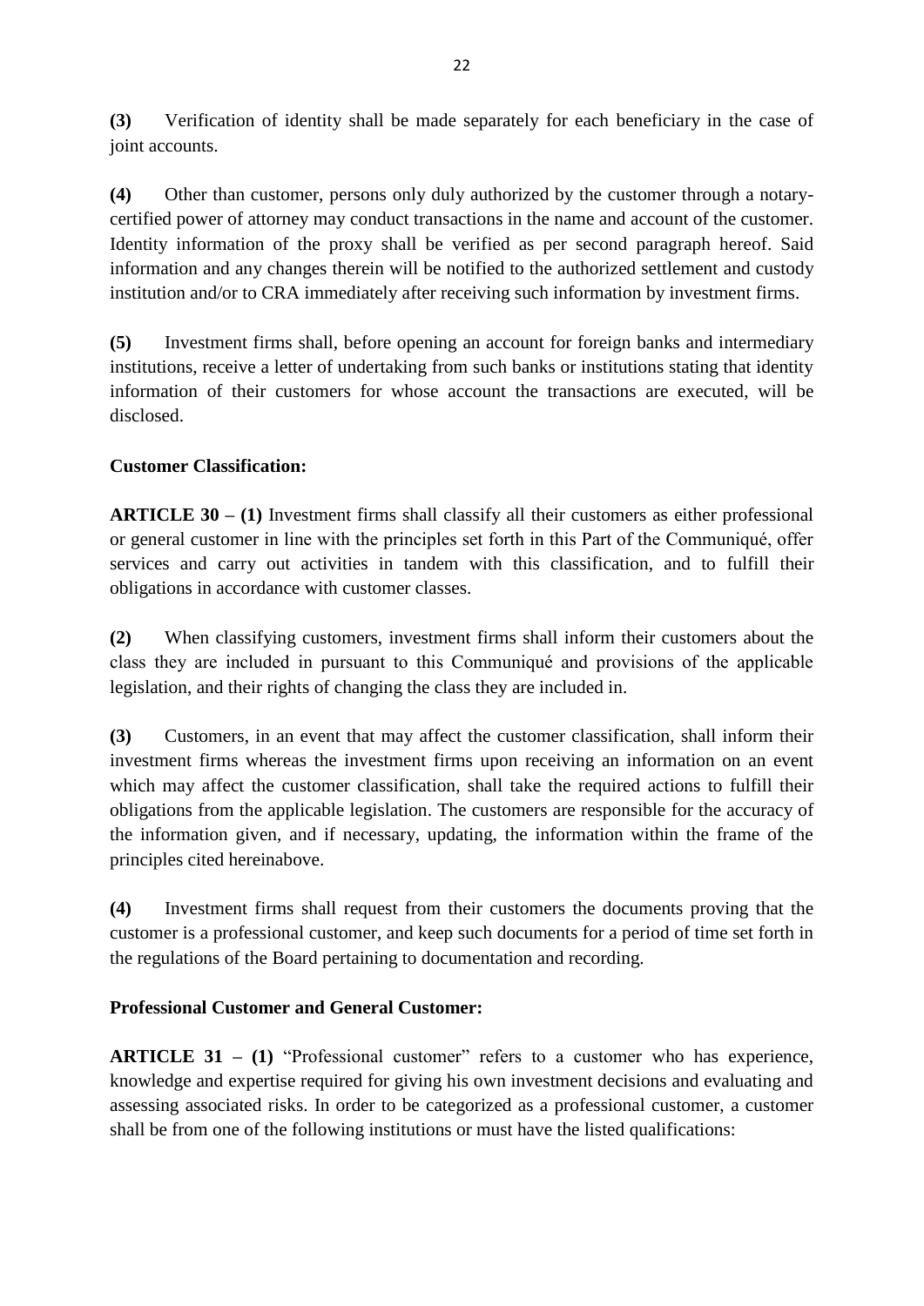**(3)** Verification of identity shall be made separately for each beneficiary in the case of joint accounts.

**(4)** Other than customer, persons only duly authorized by the customer through a notary-certified power of attorney may conduct transactions in the name and account of the customer. Identity information of the proxy shall be verified as per second paragraph hereof. Said information and any changes therein will be notified to the authorized settlement and custody institution and/or to CRA immediately after receiving such information by investment firms.

**(5)** Investment firms shall, before opening an account for foreign banks and intermediary institutions, receive a letter of undertaking from such banks or institutions stating that identity information of their customers for whose account the transactions are executed, will be disclosed.

**Customer Classification:**

**ARTICLE 30 – (1)** Investment firms shall classify all their customers as either professional or general customer in line with the principles set forth in this Part of the Communiqué, offer services and carry out activities in tandem with this classification, and to fulfill their obligations in accordance with customer classes.

**(2)** When classifying customers, investment firms shall inform their customers about the class they are included in pursuant to this Communiqué and provisions of the applicable legislation, and their rights of changing the class they are included in.

**(3)** Customers, in an event that may affect the customer classification, shall inform their investment firms whereas the investment firms upon receiving an information on an event which may affect the customer classification, shall take the required actions to fulfill their obligations from the applicable legislation. The customers are responsible for the accuracy of the information given, and if necessary, updating, the information within the frame of the principles cited hereinabove.

**(4)** Investment firms shall request from their customers the documents proving that the customer is a professional customer, and keep such documents for a period of time set forth in the regulations of the Board pertaining to documentation and recording.

**Professional Customer and General Customer:**

**ARTICLE 31 – (1)** "Professional customer" refers to a customer who has experience, knowledge and expertise required for giving his own investment decisions and evaluating and assessing associated risks. In order to be categorized as a professional customer, a customer shall be from one of the following institutions or must have the listed qualifications: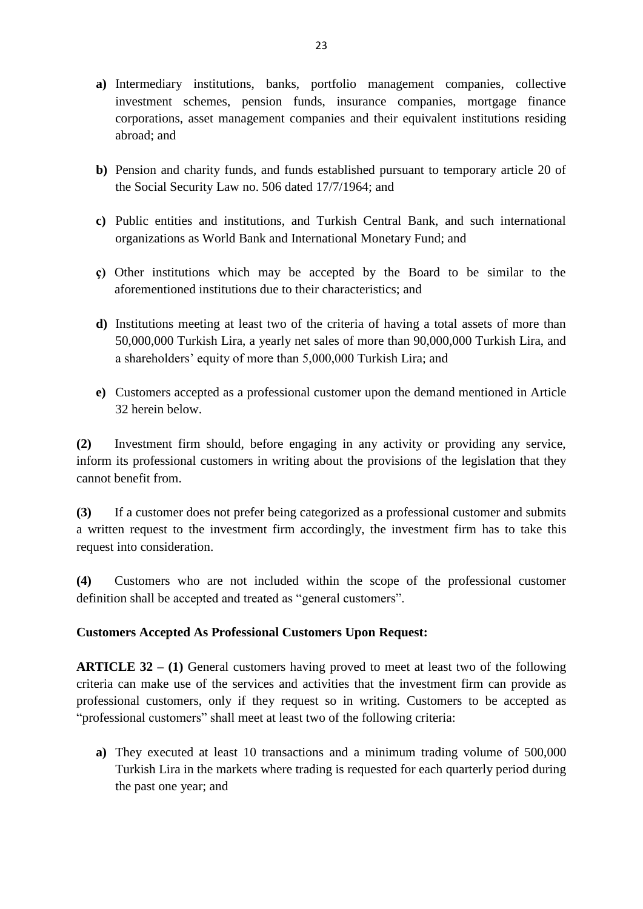- **a)** Intermediary institutions, banks, portfolio management companies, collective investment schemes, pension funds, insurance companies, mortgage finance corporations, asset management companies and their equivalent institutions residing abroad; and

- **b)** Pension and charity funds, and funds established pursuant to temporary article 20 of the Social Security Law no. 506 dated 17/7/1964; and

- **c)** Public entities and institutions, and Turkish Central Bank, and such international organizations as World Bank and International Monetary Fund; and

- **ç)** Other institutions which may be accepted by the Board to be similar to the aforementioned institutions due to their characteristics; and

- **d)** Institutions meeting at least two of the criteria of having a total assets of more than 50,000,000 Turkish Lira, a yearly net sales of more than 90,000,000 Turkish Lira, and a shareholders' equity of more than 5,000,000 Turkish Lira; and

- **e)** Customers accepted as a professional customer upon the demand mentioned in Article 32 herein below.

**(2)** Investment firm should, before engaging in any activity or providing any service, inform its professional customers in writing about the provisions of the legislation that they cannot benefit from.

**(3)** If a customer does not prefer being categorized as a professional customer and submits a written request to the investment firm accordingly, the investment firm has to take this request into consideration.

**(4)** Customers who are not included within the scope of the professional customer definition shall be accepted and treated as "general customers".

**Customers Accepted As Professional Customers Upon Request:**

**ARTICLE 32 – (1)** General customers having proved to meet at least two of the following criteria can make use of the services and activities that the investment firm can provide as professional customers, only if they request so in writing. Customers to be accepted as "professional customers" shall meet at least two of the following criteria:

- **a)** They executed at least 10 transactions and a minimum trading volume of 500,000 Turkish Lira in the markets where trading is requested for each quarterly period during the past one year; and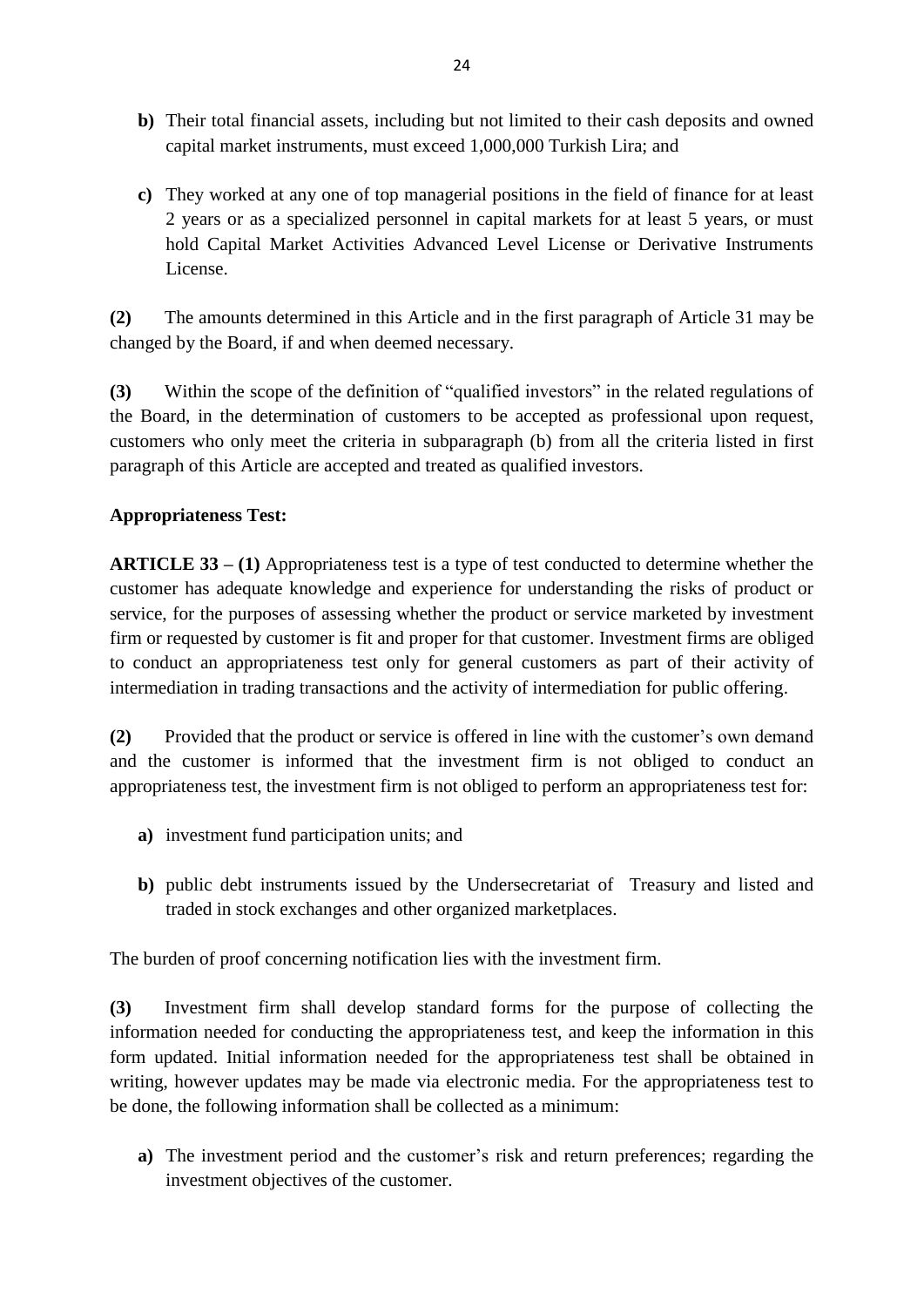- **b)** Their total financial assets, including but not limited to their cash deposits and owned capital market instruments, must exceed 1,000,000 Turkish Lira; and

- **c)** They worked at any one of top managerial positions in the field of finance for at least 2 years or as a specialized personnel in capital markets for at least 5 years, or must hold Capital Market Activities Advanced Level License or Derivative Instruments License.

**(2)** The amounts determined in this Article and in the first paragraph of Article 31 may be changed by the Board, if and when deemed necessary.

**(3)** Within the scope of the definition of "qualified investors" in the related regulations of the Board, in the determination of customers to be accepted as professional upon request, customers who only meet the criteria in subparagraph (b) from all the criteria listed in first paragraph of this Article are accepted and treated as qualified investors.

**Appropriateness Test:**

**ARTICLE 33 – (1)** Appropriateness test is a type of test conducted to determine whether the customer has adequate knowledge and experience for understanding the risks of product or service, for the purposes of assessing whether the product or service marketed by investment firm or requested by customer is fit and proper for that customer. Investment firms are obliged to conduct an appropriateness test only for general customers as part of their activity of intermediation in trading transactions and the activity of intermediation for public offering.

**(2)** Provided that the product or service is offered in line with the customer's own demand and the customer is informed that the investment firm is not obliged to conduct an appropriateness test, the investment firm is not obliged to perform an appropriateness test for:

- **a)** investment fund participation units; and

- **b)** public debt instruments issued by the Undersecretariat of Treasury and listed and traded in stock exchanges and other organized marketplaces.

The burden of proof concerning notification lies with the investment firm.

**(3)** Investment firm shall develop standard forms for the purpose of collecting the information needed for conducting the appropriateness test, and keep the information in this form updated. Initial information needed for the appropriateness test shall be obtained in writing, however updates may be made via electronic media. For the appropriateness test to be done, the following information shall be collected as a minimum:

- **a)** The investment period and the customer's risk and return preferences; regarding the investment objectives of the customer.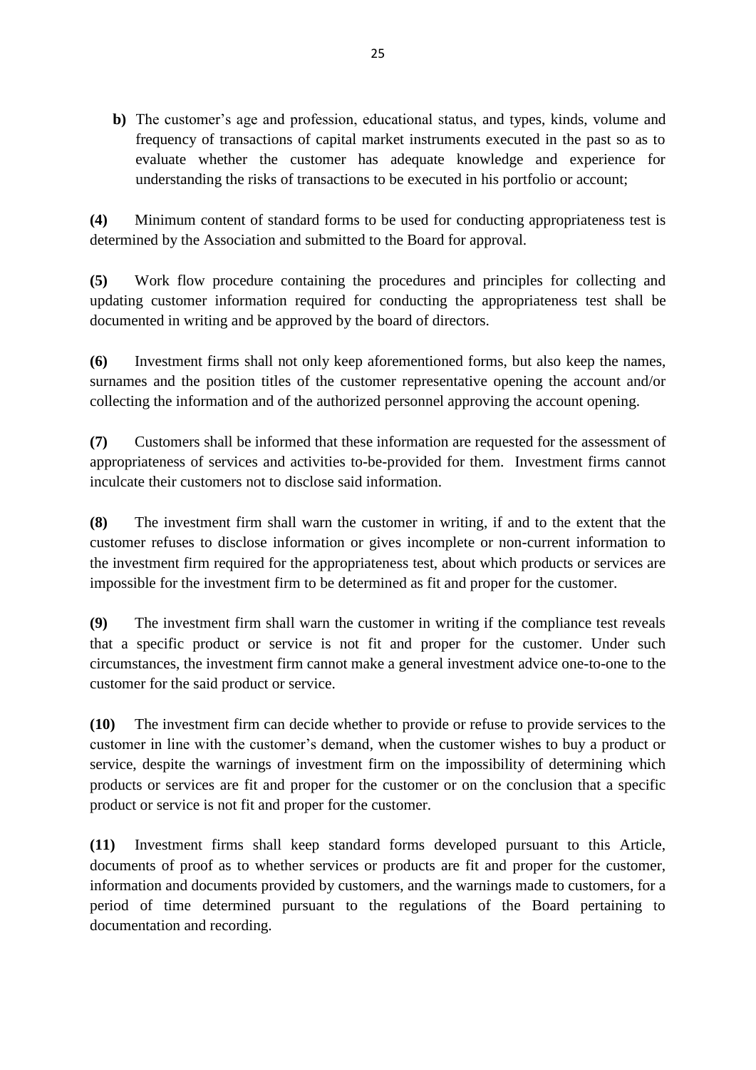**b)** The customer's age and profession, educational status, and types, kinds, volume and frequency of transactions of capital market instruments executed in the past so as to evaluate whether the customer has adequate knowledge and experience for understanding the risks of transactions to be executed in his portfolio or account;

**(4)** Minimum content of standard forms to be used for conducting appropriateness test is determined by the Association and submitted to the Board for approval.

**(5)** Work flow procedure containing the procedures and principles for collecting and updating customer information required for conducting the appropriateness test shall be documented in writing and be approved by the board of directors.

**(6)** Investment firms shall not only keep aforementioned forms, but also keep the names, surnames and the position titles of the customer representative opening the account and/or collecting the information and of the authorized personnel approving the account opening.

**(7)** Customers shall be informed that these information are requested for the assessment of appropriateness of services and activities to-be-provided for them. Investment firms cannot inculcate their customers not to disclose said information.

**(8)** The investment firm shall warn the customer in writing, if and to the extent that the customer refuses to disclose information or gives incomplete or non-current information to the investment firm required for the appropriateness test, about which products or services are impossible for the investment firm to be determined as fit and proper for the customer.

**(9)** The investment firm shall warn the customer in writing if the compliance test reveals that a specific product or service is not fit and proper for the customer. Under such circumstances, the investment firm cannot make a general investment advice one-to-one to the customer for the said product or service.

**(10)** The investment firm can decide whether to provide or refuse to provide services to the customer in line with the customer's demand, when the customer wishes to buy a product or service, despite the warnings of investment firm on the impossibility of determining which products or services are fit and proper for the customer or on the conclusion that a specific product or service is not fit and proper for the customer.

**(11)** Investment firms shall keep standard forms developed pursuant to this Article, documents of proof as to whether services or products are fit and proper for the customer, information and documents provided by customers, and the warnings made to customers, for a period of time determined pursuant to the regulations of the Board pertaining to documentation and recording.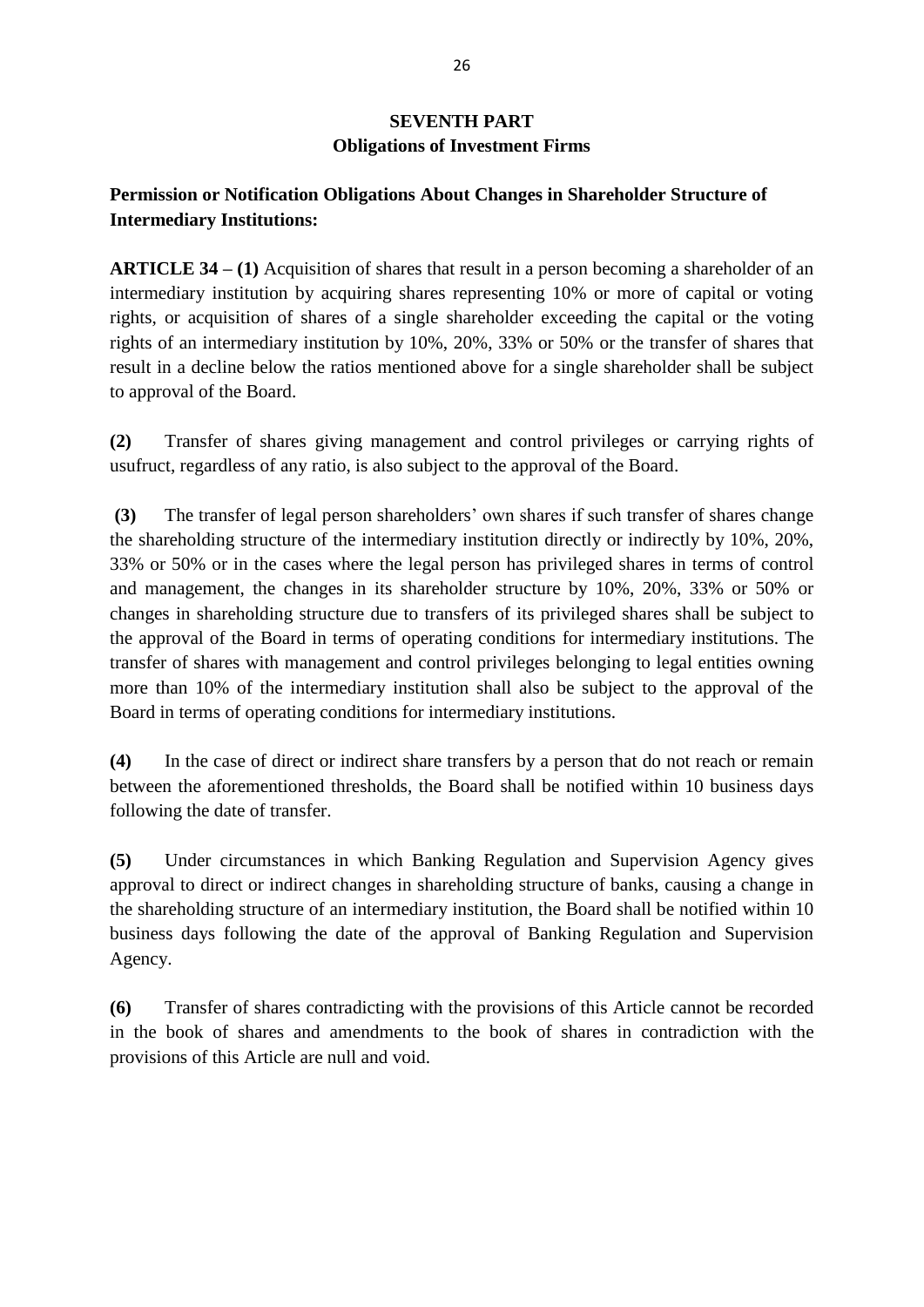## SEVENTH PART
## Obligations of Investment Firms

**Permission or Notification Obligations About Changes in Shareholder Structure of Intermediary Institutions:**

**ARTICLE 34 – (1)** Acquisition of shares that result in a person becoming a shareholder of an intermediary institution by acquiring shares representing 10% or more of capital or voting rights, or acquisition of shares of a single shareholder exceeding the capital or the voting rights of an intermediary institution by 10%, 20%, 33% or 50% or the transfer of shares that result in a decline below the ratios mentioned above for a single shareholder shall be subject to approval of the Board.

**(2)** Transfer of shares giving management and control privileges or carrying rights of usufruct, regardless of any ratio, is also subject to the approval of the Board.

**(3)** The transfer of legal person shareholders' own shares if such transfer of shares change the shareholding structure of the intermediary institution directly or indirectly by 10%, 20%, 33% or 50% or in the cases where the legal person has privileged shares in terms of control and management, the changes in its shareholder structure by 10%, 20%, 33% or 50% or changes in shareholding structure due to transfers of its privileged shares shall be subject to the approval of the Board in terms of operating conditions for intermediary institutions. The transfer of shares with management and control privileges belonging to legal entities owning more than 10% of the intermediary institution shall also be subject to the approval of the Board in terms of operating conditions for intermediary institutions.

**(4)** In the case of direct or indirect share transfers by a person that do not reach or remain between the aforementioned thresholds, the Board shall be notified within 10 business days following the date of transfer.

**(5)** Under circumstances in which Banking Regulation and Supervision Agency gives approval to direct or indirect changes in shareholding structure of banks, causing a change in the shareholding structure of an intermediary institution, the Board shall be notified within 10 business days following the date of the approval of Banking Regulation and Supervision Agency.

**(6)** Transfer of shares contradicting with the provisions of this Article cannot be recorded in the book of shares and amendments to the book of shares in contradiction with the provisions of this Article are null and void.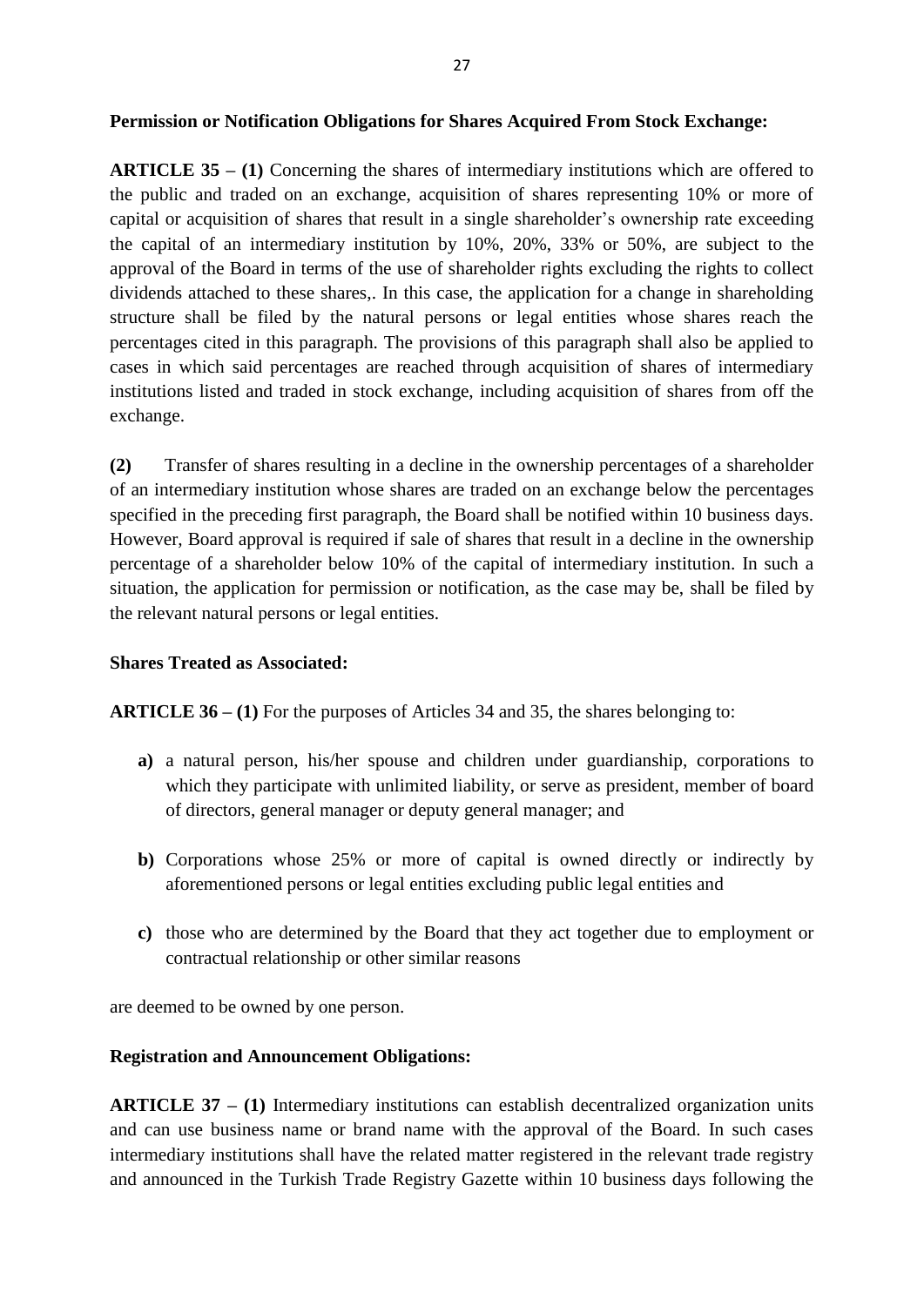**Permission or Notification Obligations for Shares Acquired From Stock Exchange:**

**ARTICLE 35 – (1)** Concerning the shares of intermediary institutions which are offered to the public and traded on an exchange, acquisition of shares representing 10% or more of capital or acquisition of shares that result in a single shareholder's ownership rate exceeding the capital of an intermediary institution by 10%, 20%, 33% or 50%, are subject to the approval of the Board in terms of the use of shareholder rights excluding the rights to collect dividends attached to these shares,. In this case, the application for a change in shareholding structure shall be filed by the natural persons or legal entities whose shares reach the percentages cited in this paragraph. The provisions of this paragraph shall also be applied to cases in which said percentages are reached through acquisition of shares of intermediary institutions listed and traded in stock exchange, including acquisition of shares from off the exchange.

**(2)** Transfer of shares resulting in a decline in the ownership percentages of a shareholder of an intermediary institution whose shares are traded on an exchange below the percentages specified in the preceding first paragraph, the Board shall be notified within 10 business days. However, Board approval is required if sale of shares that result in a decline in the ownership percentage of a shareholder below 10% of the capital of intermediary institution. In such a situation, the application for permission or notification, as the case may be, shall be filed by the relevant natural persons or legal entities.

**Shares Treated as Associated:**

**ARTICLE 36 – (1)** For the purposes of Articles 34 and 35, the shares belonging to:

- **a)** a natural person, his/her spouse and children under guardianship, corporations to which they participate with unlimited liability, or serve as president, member of board of directors, general manager or deputy general manager; and
- **b)** Corporations whose 25% or more of capital is owned directly or indirectly by aforementioned persons or legal entities excluding public legal entities and
- **c)** those who are determined by the Board that they act together due to employment or contractual relationship or other similar reasons

are deemed to be owned by one person.

**Registration and Announcement Obligations:**

**ARTICLE 37 – (1)** Intermediary institutions can establish decentralized organization units and can use business name or brand name with the approval of the Board. In such cases intermediary institutions shall have the related matter registered in the relevant trade registry and announced in the Turkish Trade Registry Gazette within 10 business days following the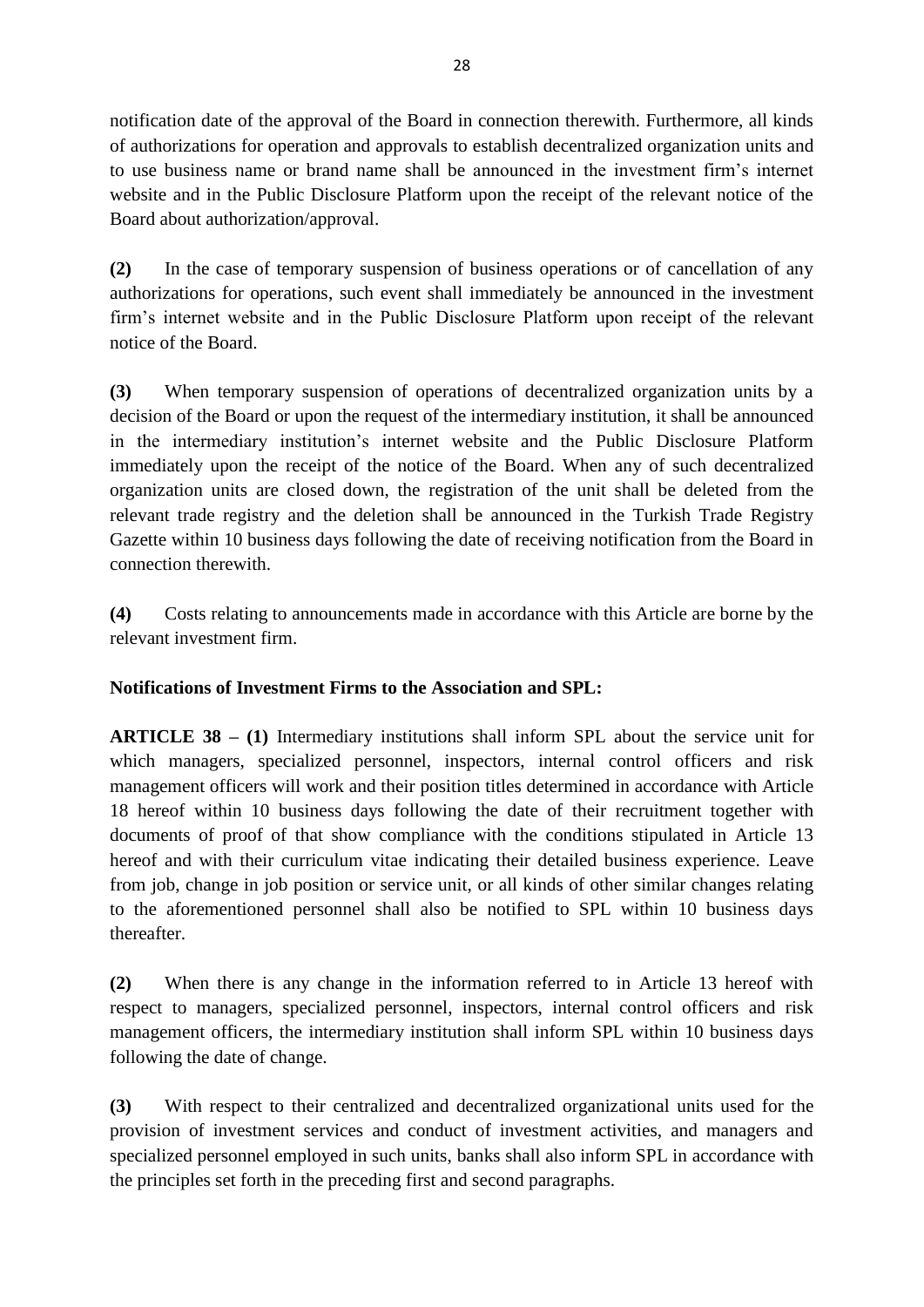notification date of the approval of the Board in connection therewith. Furthermore, all kinds of authorizations for operation and approvals to establish decentralized organization units and to use business name or brand name shall be announced in the investment firm's internet website and in the Public Disclosure Platform upon the receipt of the relevant notice of the Board about authorization/approval.

**(2)** In the case of temporary suspension of business operations or of cancellation of any authorizations for operations, such event shall immediately be announced in the investment firm's internet website and in the Public Disclosure Platform upon receipt of the relevant notice of the Board.

**(3)** When temporary suspension of operations of decentralized organization units by a decision of the Board or upon the request of the intermediary institution, it shall be announced in the intermediary institution's internet website and the Public Disclosure Platform immediately upon the receipt of the notice of the Board. When any of such decentralized organization units are closed down, the registration of the unit shall be deleted from the relevant trade registry and the deletion shall be announced in the Turkish Trade Registry Gazette within 10 business days following the date of receiving notification from the Board in connection therewith.

**(4)** Costs relating to announcements made in accordance with this Article are borne by the relevant investment firm.

**Notifications of Investment Firms to the Association and SPL:**

**ARTICLE 38 – (1)** Intermediary institutions shall inform SPL about the service unit for which managers, specialized personnel, inspectors, internal control officers and risk management officers will work and their position titles determined in accordance with Article 18 hereof within 10 business days following the date of their recruitment together with documents of proof of that show compliance with the conditions stipulated in Article 13 hereof and with their curriculum vitae indicating their detailed business experience. Leave from job, change in job position or service unit, or all kinds of other similar changes relating to the aforementioned personnel shall also be notified to SPL within 10 business days thereafter.

**(2)** When there is any change in the information referred to in Article 13 hereof with respect to managers, specialized personnel, inspectors, internal control officers and risk management officers, the intermediary institution shall inform SPL within 10 business days following the date of change.

**(3)** With respect to their centralized and decentralized organizational units used for the provision of investment services and conduct of investment activities, and managers and specialized personnel employed in such units, banks shall also inform SPL in accordance with the principles set forth in the preceding first and second paragraphs.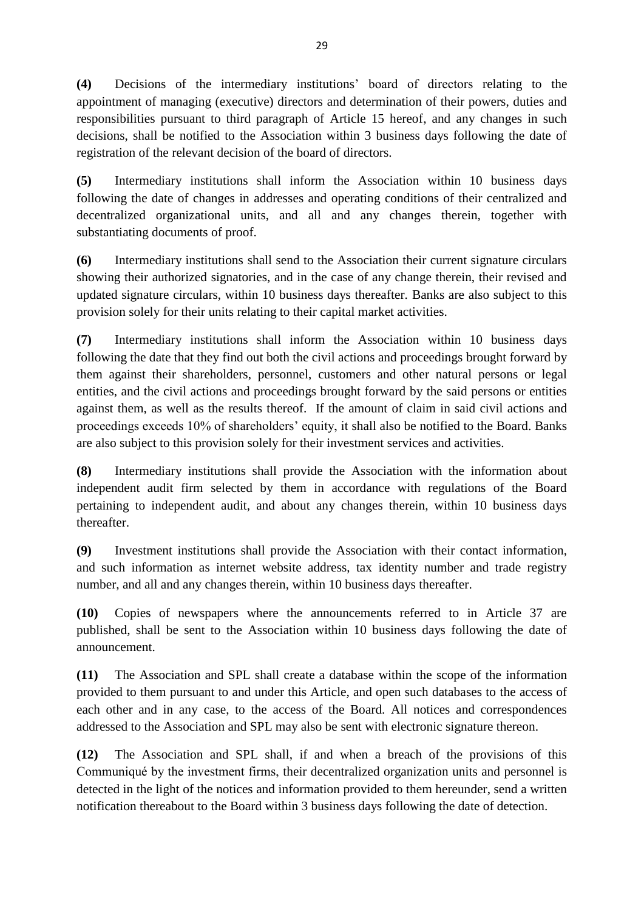**(4)** Decisions of the intermediary institutions' board of directors relating to the appointment of managing (executive) directors and determination of their powers, duties and responsibilities pursuant to third paragraph of Article 15 hereof, and any changes in such decisions, shall be notified to the Association within 3 business days following the date of registration of the relevant decision of the board of directors.

**(5)** Intermediary institutions shall inform the Association within 10 business days following the date of changes in addresses and operating conditions of their centralized and decentralized organizational units, and all and any changes therein, together with substantiating documents of proof.

**(6)** Intermediary institutions shall send to the Association their current signature circulars showing their authorized signatories, and in the case of any change therein, their revised and updated signature circulars, within 10 business days thereafter. Banks are also subject to this provision solely for their units relating to their capital market activities.

**(7)** Intermediary institutions shall inform the Association within 10 business days following the date that they find out both the civil actions and proceedings brought forward by them against their shareholders, personnel, customers and other natural persons or legal entities, and the civil actions and proceedings brought forward by the said persons or entities against them, as well as the results thereof. If the amount of claim in said civil actions and proceedings exceeds 10% of shareholders' equity, it shall also be notified to the Board. Banks are also subject to this provision solely for their investment services and activities.

**(8)** Intermediary institutions shall provide the Association with the information about independent audit firm selected by them in accordance with regulations of the Board pertaining to independent audit, and about any changes therein, within 10 business days thereafter.

**(9)** Investment institutions shall provide the Association with their contact information, and such information as internet website address, tax identity number and trade registry number, and all and any changes therein, within 10 business days thereafter.

**(10)** Copies of newspapers where the announcements referred to in Article 37 are published, shall be sent to the Association within 10 business days following the date of announcement.

**(11)** The Association and SPL shall create a database within the scope of the information provided to them pursuant to and under this Article, and open such databases to the access of each other and in any case, to the access of the Board. All notices and correspondences addressed to the Association and SPL may also be sent with electronic signature thereon.

**(12)** The Association and SPL shall, if and when a breach of the provisions of this Communiqué by the investment firms, their decentralized organization units and personnel is detected in the light of the notices and information provided to them hereunder, send a written notification thereabout to the Board within 3 business days following the date of detection.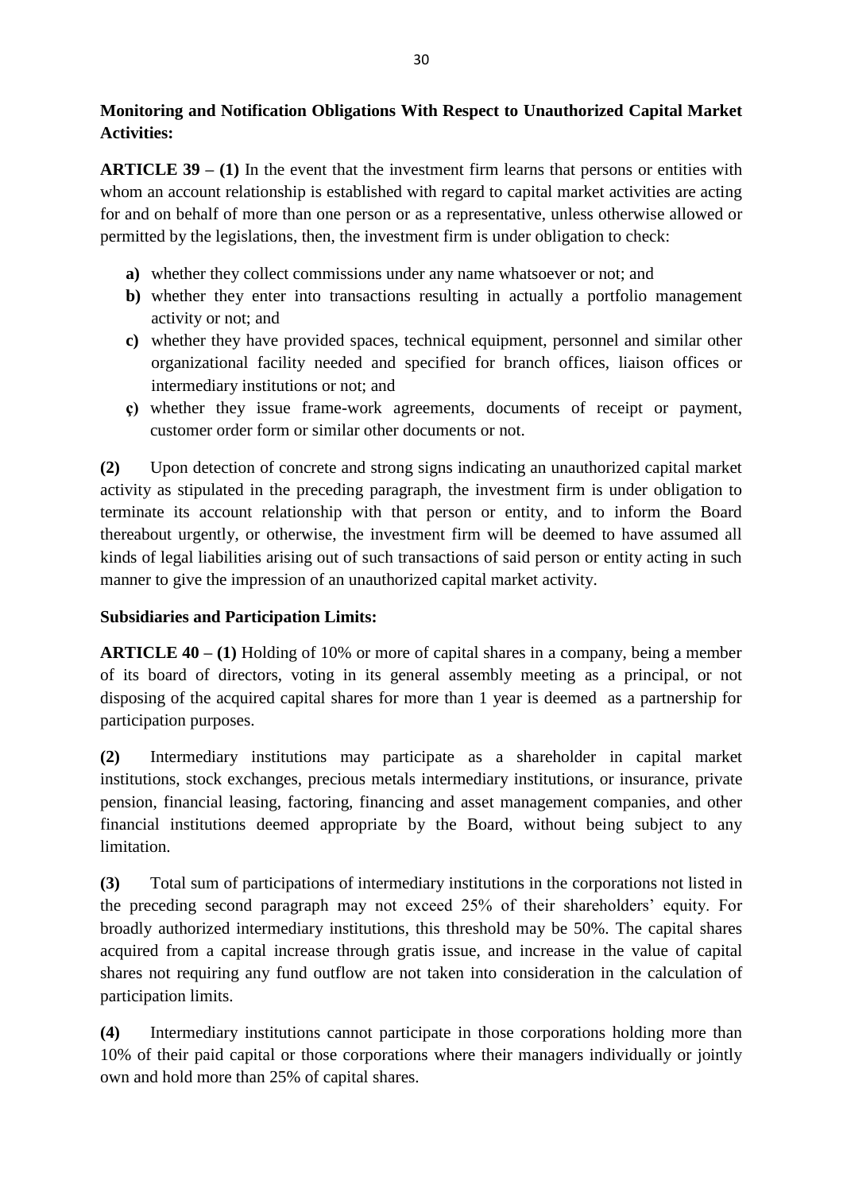**Monitoring and Notification Obligations With Respect to Unauthorized Capital Market Activities:**

**ARTICLE 39 – (1)** In the event that the investment firm learns that persons or entities with whom an account relationship is established with regard to capital market activities are acting for and on behalf of more than one person or as a representative, unless otherwise allowed or permitted by the legislations, then, the investment firm is under obligation to check:

- **a)** whether they collect commissions under any name whatsoever or not; and
- **b)** whether they enter into transactions resulting in actually a portfolio management activity or not; and
- **c)** whether they have provided spaces, technical equipment, personnel and similar other organizational facility needed and specified for branch offices, liaison offices or intermediary institutions or not; and
- **ç)** whether they issue frame-work agreements, documents of receipt or payment, customer order form or similar other documents or not.

**(2)** Upon detection of concrete and strong signs indicating an unauthorized capital market activity as stipulated in the preceding paragraph, the investment firm is under obligation to terminate its account relationship with that person or entity, and to inform the Board thereabout urgently, or otherwise, the investment firm will be deemed to have assumed all kinds of legal liabilities arising out of such transactions of said person or entity acting in such manner to give the impression of an unauthorized capital market activity.

**Subsidiaries and Participation Limits:**

**ARTICLE 40 – (1)** Holding of 10% or more of capital shares in a company, being a member of its board of directors, voting in its general assembly meeting as a principal, or not disposing of the acquired capital shares for more than 1 year is deemed as a partnership for participation purposes.

**(2)** Intermediary institutions may participate as a shareholder in capital market institutions, stock exchanges, precious metals intermediary institutions, or insurance, private pension, financial leasing, factoring, financing and asset management companies, and other financial institutions deemed appropriate by the Board, without being subject to any limitation.

**(3)** Total sum of participations of intermediary institutions in the corporations not listed in the preceding second paragraph may not exceed 25% of their shareholders' equity. For broadly authorized intermediary institutions, this threshold may be 50%. The capital shares acquired from a capital increase through gratis issue, and increase in the value of capital shares not requiring any fund outflow are not taken into consideration in the calculation of participation limits.

**(4)** Intermediary institutions cannot participate in those corporations holding more than 10% of their paid capital or those corporations where their managers individually or jointly own and hold more than 25% of capital shares.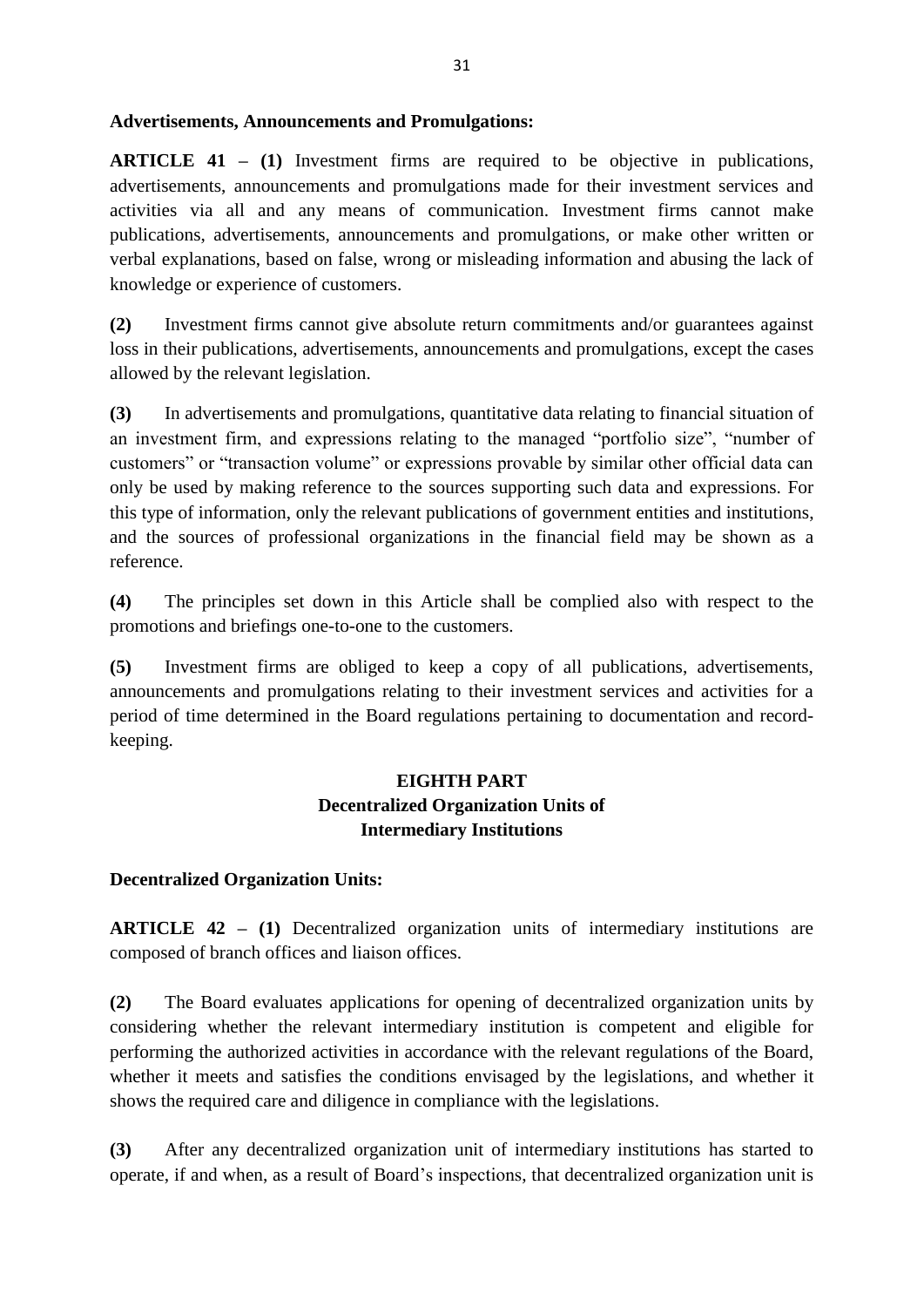**Advertisements, Announcements and Promulgations:**

**ARTICLE 41 – (1)** Investment firms are required to be objective in publications, advertisements, announcements and promulgations made for their investment services and activities via all and any means of communication. Investment firms cannot make publications, advertisements, announcements and promulgations, or make other written or verbal explanations, based on false, wrong or misleading information and abusing the lack of knowledge or experience of customers.

**(2)** Investment firms cannot give absolute return commitments and/or guarantees against loss in their publications, advertisements, announcements and promulgations, except the cases allowed by the relevant legislation.

**(3)** In advertisements and promulgations, quantitative data relating to financial situation of an investment firm, and expressions relating to the managed "portfolio size", "number of customers" or "transaction volume" or expressions provable by similar other official data can only be used by making reference to the sources supporting such data and expressions. For this type of information, only the relevant publications of government entities and institutions, and the sources of professional organizations in the financial field may be shown as a reference.

**(4)** The principles set down in this Article shall be complied also with respect to the promotions and briefings one-to-one to the customers.

**(5)** Investment firms are obliged to keep a copy of all publications, advertisements, announcements and promulgations relating to their investment services and activities for a period of time determined in the Board regulations pertaining to documentation and record-keeping.

## EIGHTH PART
## Decentralized Organization Units of Intermediary Institutions

**Decentralized Organization Units:**

**ARTICLE 42 – (1)** Decentralized organization units of intermediary institutions are composed of branch offices and liaison offices.

**(2)** The Board evaluates applications for opening of decentralized organization units by considering whether the relevant intermediary institution is competent and eligible for performing the authorized activities in accordance with the relevant regulations of the Board, whether it meets and satisfies the conditions envisaged by the legislations, and whether it shows the required care and diligence in compliance with the legislations.

**(3)** After any decentralized organization unit of intermediary institutions has started to operate, if and when, as a result of Board's inspections, that decentralized organization unit is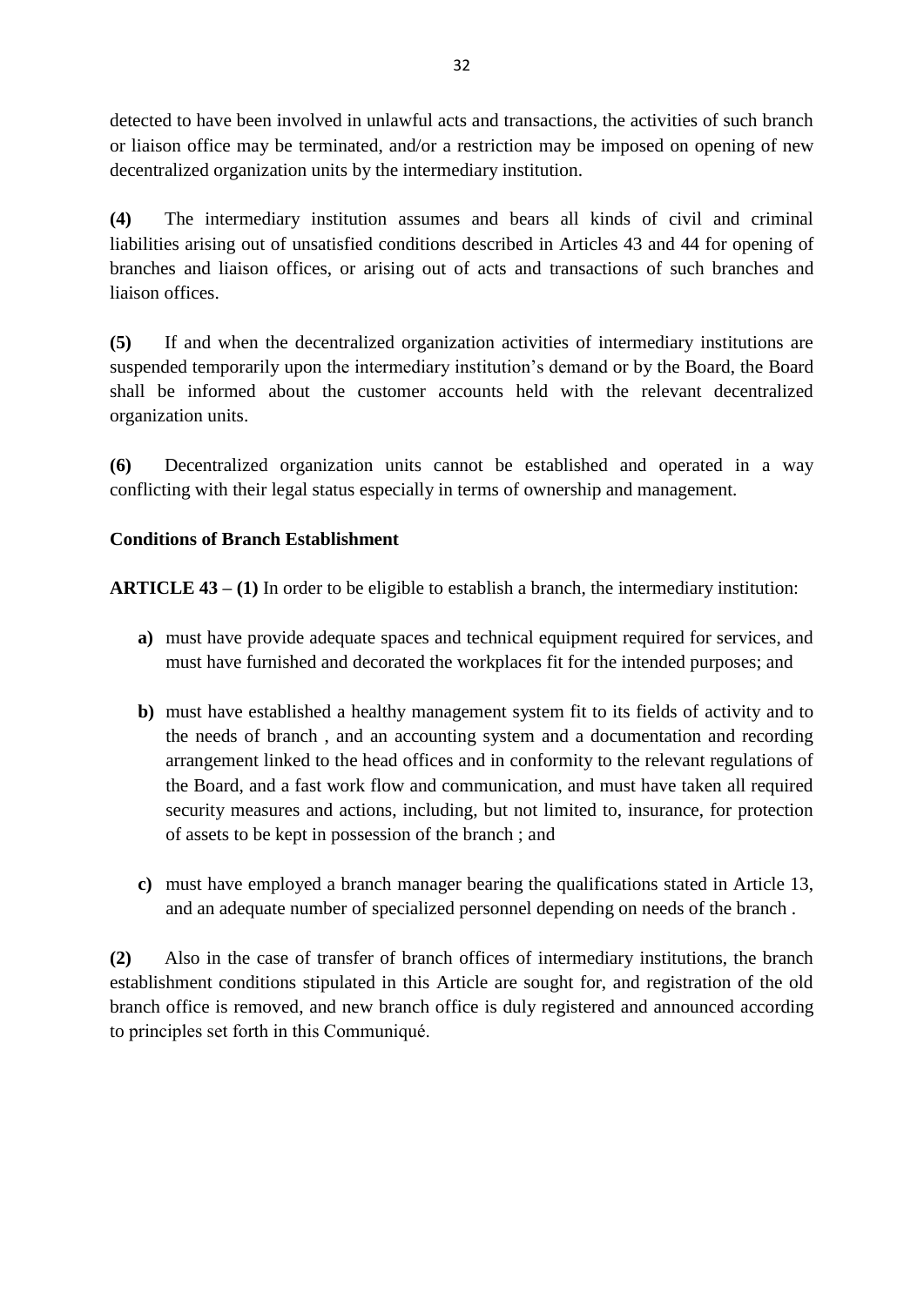detected to have been involved in unlawful acts and transactions, the activities of such branch or liaison office may be terminated, and/or a restriction may be imposed on opening of new decentralized organization units by the intermediary institution.

**(4)** The intermediary institution assumes and bears all kinds of civil and criminal liabilities arising out of unsatisfied conditions described in Articles 43 and 44 for opening of branches and liaison offices, or arising out of acts and transactions of such branches and liaison offices.

**(5)** If and when the decentralized organization activities of intermediary institutions are suspended temporarily upon the intermediary institution's demand or by the Board, the Board shall be informed about the customer accounts held with the relevant decentralized organization units.

**(6)** Decentralized organization units cannot be established and operated in a way conflicting with their legal status especially in terms of ownership and management.

**Conditions of Branch Establishment**

**ARTICLE 43 – (1)** In order to be eligible to establish a branch, the intermediary institution:

- **a)** must have provide adequate spaces and technical equipment required for services, and must have furnished and decorated the workplaces fit for the intended purposes; and
- **b)** must have established a healthy management system fit to its fields of activity and to the needs of branch , and an accounting system and a documentation and recording arrangement linked to the head offices and in conformity to the relevant regulations of the Board, and a fast work flow and communication, and must have taken all required security measures and actions, including, but not limited to, insurance, for protection of assets to be kept in possession of the branch ; and
- **c)** must have employed a branch manager bearing the qualifications stated in Article 13, and an adequate number of specialized personnel depending on needs of the branch .

**(2)** Also in the case of transfer of branch offices of intermediary institutions, the branch establishment conditions stipulated in this Article are sought for, and registration of the old branch office is removed, and new branch office is duly registered and announced according to principles set forth in this Communiqué.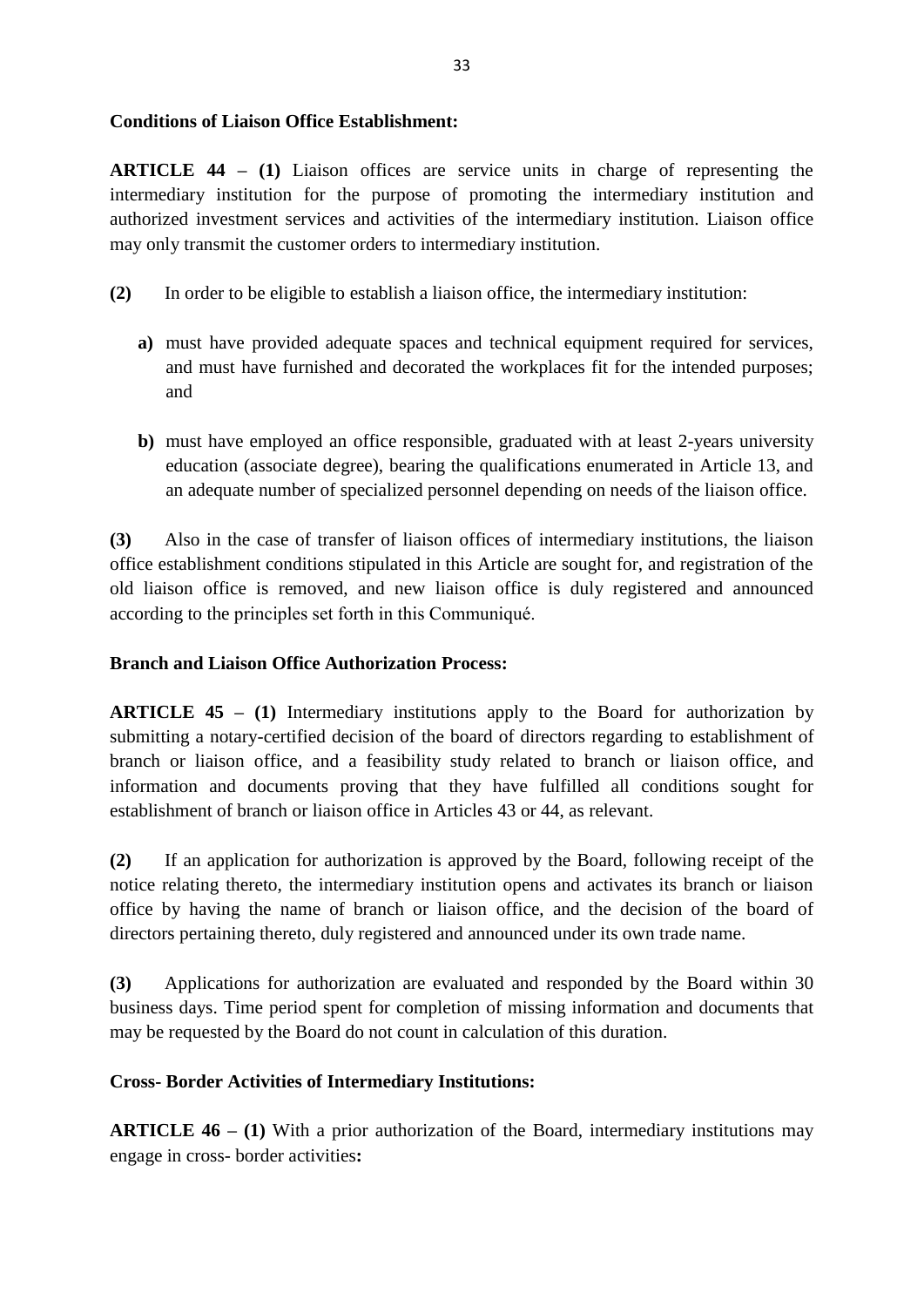**Conditions of Liaison Office Establishment:**

**ARTICLE 44 – (1)** Liaison offices are service units in charge of representing the intermediary institution for the purpose of promoting the intermediary institution and authorized investment services and activities of the intermediary institution. Liaison office may only transmit the customer orders to intermediary institution.

**(2)** In order to be eligible to establish a liaison office, the intermediary institution:

- **a)** must have provided adequate spaces and technical equipment required for services, and must have furnished and decorated the workplaces fit for the intended purposes; and

- **b)** must have employed an office responsible, graduated with at least 2-years university education (associate degree), bearing the qualifications enumerated in Article 13, and an adequate number of specialized personnel depending on needs of the liaison office.

**(3)** Also in the case of transfer of liaison offices of intermediary institutions, the liaison office establishment conditions stipulated in this Article are sought for, and registration of the old liaison office is removed, and new liaison office is duly registered and announced according to the principles set forth in this Communiqué.

**Branch and Liaison Office Authorization Process:**

**ARTICLE 45 – (1)** Intermediary institutions apply to the Board for authorization by submitting a notary-certified decision of the board of directors regarding to establishment of branch or liaison office, and a feasibility study related to branch or liaison office, and information and documents proving that they have fulfilled all conditions sought for establishment of branch or liaison office in Articles 43 or 44, as relevant.

**(2)** If an application for authorization is approved by the Board, following receipt of the notice relating thereto, the intermediary institution opens and activates its branch or liaison office by having the name of branch or liaison office, and the decision of the board of directors pertaining thereto, duly registered and announced under its own trade name.

**(3)** Applications for authorization are evaluated and responded by the Board within 30 business days. Time period spent for completion of missing information and documents that may be requested by the Board do not count in calculation of this duration.

**Cross- Border Activities of Intermediary Institutions:**

**ARTICLE 46 – (1)** With a prior authorization of the Board, intermediary institutions may engage in cross- border activities**:**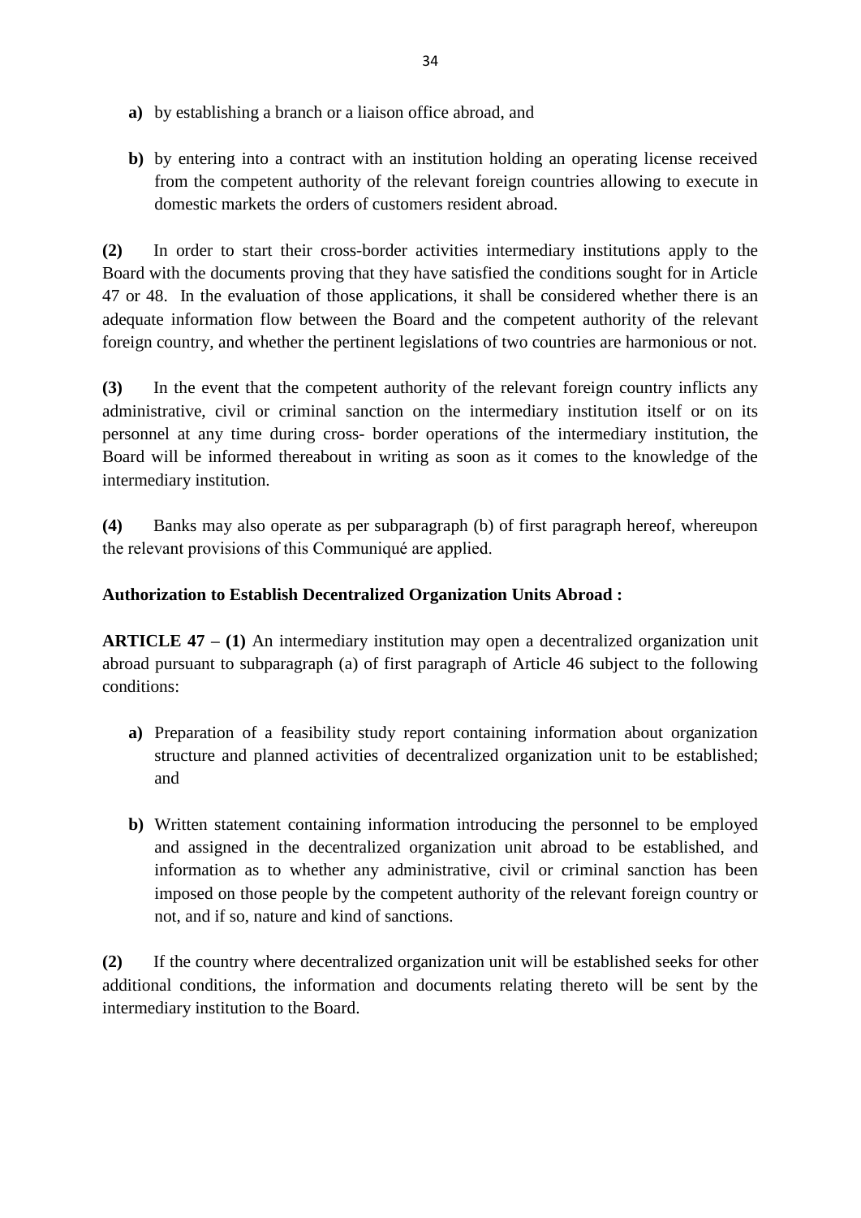- **a)** by establishing a branch or a liaison office abroad, and

- **b)** by entering into a contract with an institution holding an operating license received from the competent authority of the relevant foreign countries allowing to execute in domestic markets the orders of customers resident abroad.

**(2)** In order to start their cross-border activities intermediary institutions apply to the Board with the documents proving that they have satisfied the conditions sought for in Article 47 or 48. In the evaluation of those applications, it shall be considered whether there is an adequate information flow between the Board and the competent authority of the relevant foreign country, and whether the pertinent legislations of two countries are harmonious or not.

**(3)** In the event that the competent authority of the relevant foreign country inflicts any administrative, civil or criminal sanction on the intermediary institution itself or on its personnel at any time during cross- border operations of the intermediary institution, the Board will be informed thereabout in writing as soon as it comes to the knowledge of the intermediary institution.

**(4)** Banks may also operate as per subparagraph (b) of first paragraph hereof, whereupon the relevant provisions of this Communiqué are applied.

**Authorization to Establish Decentralized Organization Units Abroad :**

**ARTICLE 47 – (1)** An intermediary institution may open a decentralized organization unit abroad pursuant to subparagraph (a) of first paragraph of Article 46 subject to the following conditions:

- **a)** Preparation of a feasibility study report containing information about organization structure and planned activities of decentralized organization unit to be established; and

- **b)** Written statement containing information introducing the personnel to be employed and assigned in the decentralized organization unit abroad to be established, and information as to whether any administrative, civil or criminal sanction has been imposed on those people by the competent authority of the relevant foreign country or not, and if so, nature and kind of sanctions.

**(2)** If the country where decentralized organization unit will be established seeks for other additional conditions, the information and documents relating thereto will be sent by the intermediary institution to the Board.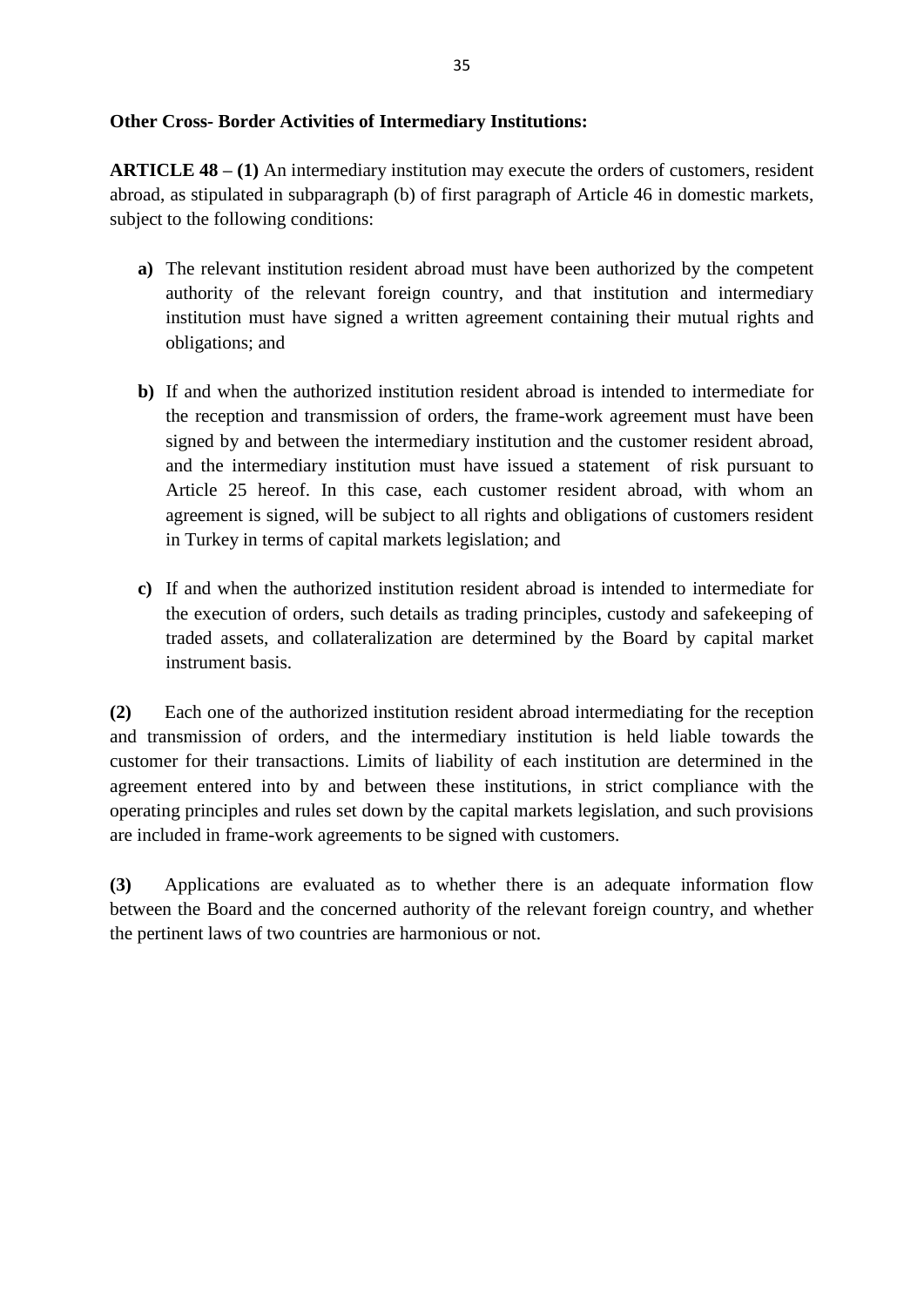**Other Cross- Border Activities of Intermediary Institutions:**

**ARTICLE 48 – (1)** An intermediary institution may execute the orders of customers, resident abroad, as stipulated in subparagraph (b) of first paragraph of Article 46 in domestic markets, subject to the following conditions:

- **a)** The relevant institution resident abroad must have been authorized by the competent authority of the relevant foreign country, and that institution and intermediary institution must have signed a written agreement containing their mutual rights and obligations; and

- **b)** If and when the authorized institution resident abroad is intended to intermediate for the reception and transmission of orders, the frame-work agreement must have been signed by and between the intermediary institution and the customer resident abroad, and the intermediary institution must have issued a statement of risk pursuant to Article 25 hereof. In this case, each customer resident abroad, with whom an agreement is signed, will be subject to all rights and obligations of customers resident in Turkey in terms of capital markets legislation; and

- **c)** If and when the authorized institution resident abroad is intended to intermediate for the execution of orders, such details as trading principles, custody and safekeeping of traded assets, and collateralization are determined by the Board by capital market instrument basis.

**(2)** Each one of the authorized institution resident abroad intermediating for the reception and transmission of orders, and the intermediary institution is held liable towards the customer for their transactions. Limits of liability of each institution are determined in the agreement entered into by and between these institutions, in strict compliance with the operating principles and rules set down by the capital markets legislation, and such provisions are included in frame-work agreements to be signed with customers.

**(3)** Applications are evaluated as to whether there is an adequate information flow between the Board and the concerned authority of the relevant foreign country, and whether the pertinent laws of two countries are harmonious or not.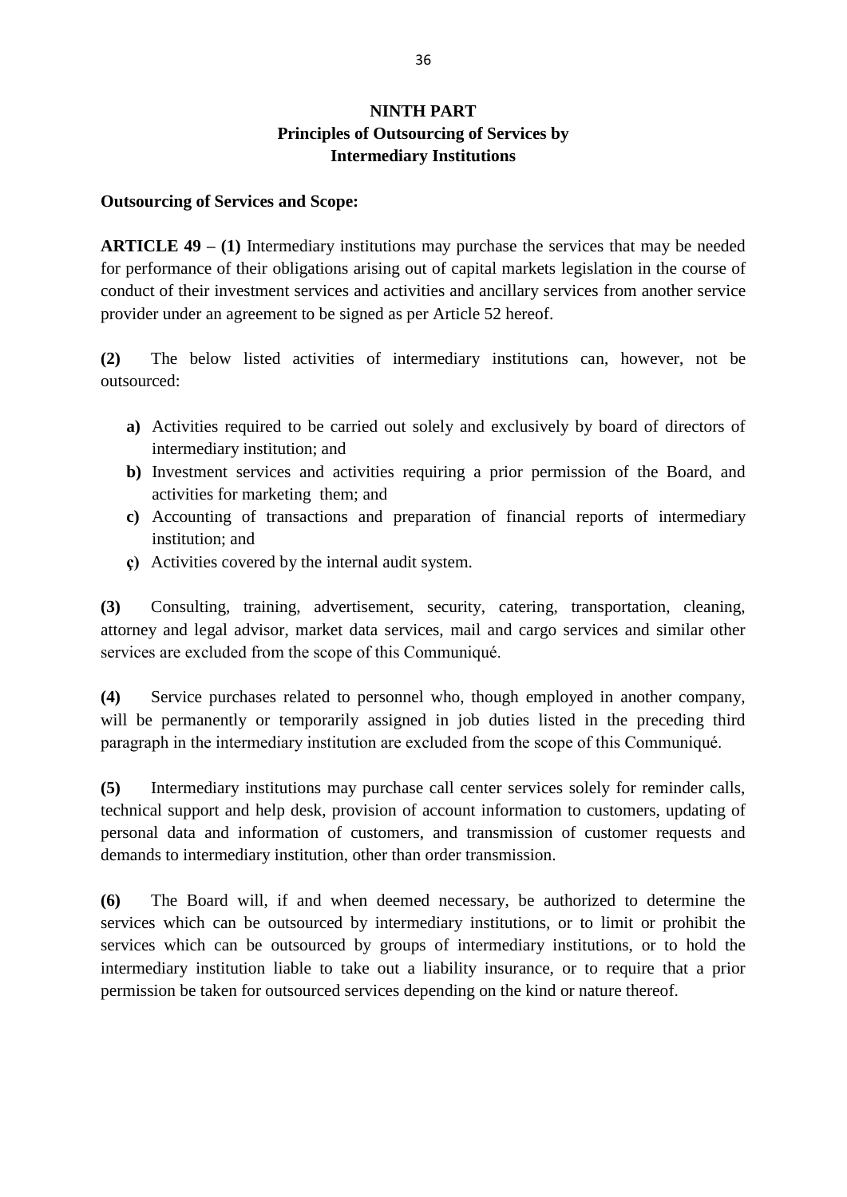## NINTH PART
## Principles of Outsourcing of Services by Intermediary Institutions

**Outsourcing of Services and Scope:**

**ARTICLE 49 – (1)** Intermediary institutions may purchase the services that may be needed for performance of their obligations arising out of capital markets legislation in the course of conduct of their investment services and activities and ancillary services from another service provider under an agreement to be signed as per Article 52 hereof.

**(2)** The below listed activities of intermediary institutions can, however, not be outsourced:

- **a)** Activities required to be carried out solely and exclusively by board of directors of intermediary institution; and
- **b)** Investment services and activities requiring a prior permission of the Board, and activities for marketing them; and
- **c)** Accounting of transactions and preparation of financial reports of intermediary institution; and
- **ç)** Activities covered by the internal audit system.

**(3)** Consulting, training, advertisement, security, catering, transportation, cleaning, attorney and legal advisor, market data services, mail and cargo services and similar other services are excluded from the scope of this Communiqué.

**(4)** Service purchases related to personnel who, though employed in another company, will be permanently or temporarily assigned in job duties listed in the preceding third paragraph in the intermediary institution are excluded from the scope of this Communiqué.

**(5)** Intermediary institutions may purchase call center services solely for reminder calls, technical support and help desk, provision of account information to customers, updating of personal data and information of customers, and transmission of customer requests and demands to intermediary institution, other than order transmission.

**(6)** The Board will, if and when deemed necessary, be authorized to determine the services which can be outsourced by intermediary institutions, or to limit or prohibit the services which can be outsourced by groups of intermediary institutions, or to hold the intermediary institution liable to take out a liability insurance, or to require that a prior permission be taken for outsourced services depending on the kind or nature thereof.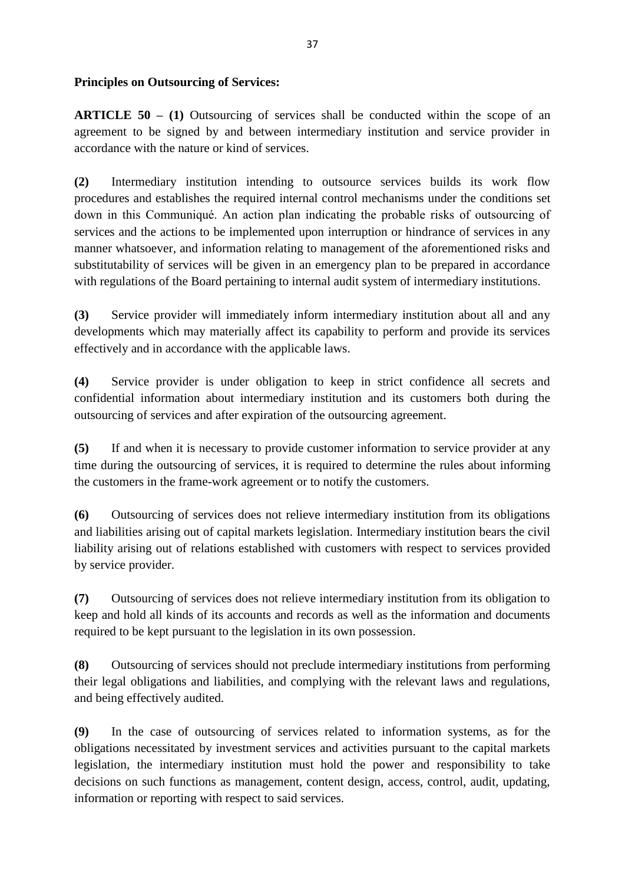**Principles on Outsourcing of Services:**

**ARTICLE 50 – (1)** Outsourcing of services shall be conducted within the scope of an agreement to be signed by and between intermediary institution and service provider in accordance with the nature or kind of services.

**(2)** Intermediary institution intending to outsource services builds its work flow procedures and establishes the required internal control mechanisms under the conditions set down in this Communiqué. An action plan indicating the probable risks of outsourcing of services and the actions to be implemented upon interruption or hindrance of services in any manner whatsoever, and information relating to management of the aforementioned risks and substitutability of services will be given in an emergency plan to be prepared in accordance with regulations of the Board pertaining to internal audit system of intermediary institutions.

**(3)** Service provider will immediately inform intermediary institution about all and any developments which may materially affect its capability to perform and provide its services effectively and in accordance with the applicable laws.

**(4)** Service provider is under obligation to keep in strict confidence all secrets and confidential information about intermediary institution and its customers both during the outsourcing of services and after expiration of the outsourcing agreement.

**(5)** If and when it is necessary to provide customer information to service provider at any time during the outsourcing of services, it is required to determine the rules about informing the customers in the frame-work agreement or to notify the customers.

**(6)** Outsourcing of services does not relieve intermediary institution from its obligations and liabilities arising out of capital markets legislation. Intermediary institution bears the civil liability arising out of relations established with customers with respect to services provided by service provider.

**(7)** Outsourcing of services does not relieve intermediary institution from its obligation to keep and hold all kinds of its accounts and records as well as the information and documents required to be kept pursuant to the legislation in its own possession.

**(8)** Outsourcing of services should not preclude intermediary institutions from performing their legal obligations and liabilities, and complying with the relevant laws and regulations, and being effectively audited.

**(9)** In the case of outsourcing of services related to information systems, as for the obligations necessitated by investment services and activities pursuant to the capital markets legislation, the intermediary institution must hold the power and responsibility to take decisions on such functions as management, content design, access, control, audit, updating, information or reporting with respect to said services.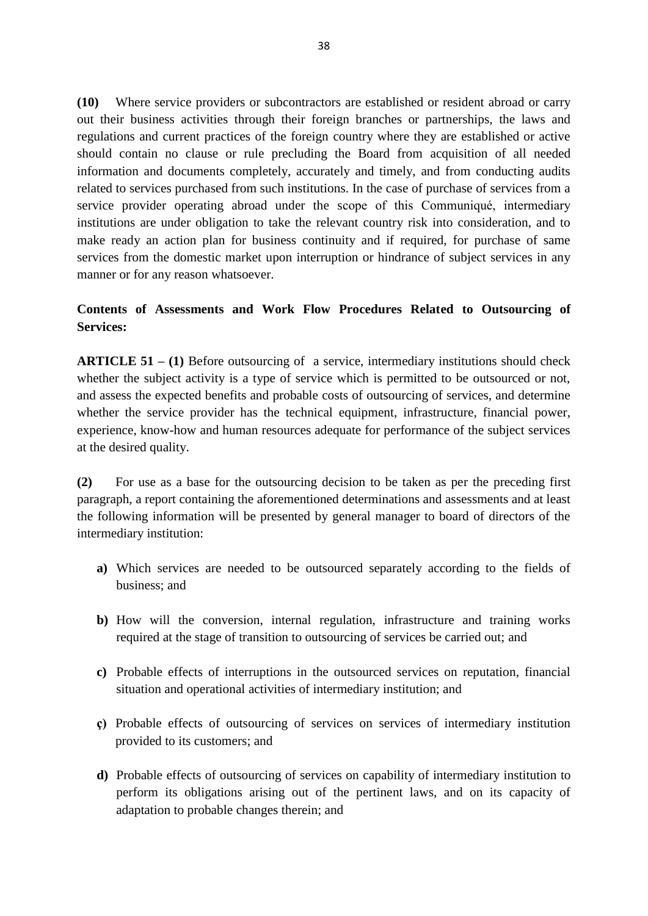**(10)** Where service providers or subcontractors are established or resident abroad or carry out their business activities through their foreign branches or partnerships, the laws and regulations and current practices of the foreign country where they are established or active should contain no clause or rule precluding the Board from acquisition of all needed information and documents completely, accurately and timely, and from conducting audits related to services purchased from such institutions. In the case of purchase of services from a service provider operating abroad under the scope of this Communiqué, intermediary institutions are under obligation to take the relevant country risk into consideration, and to make ready an action plan for business continuity and if required, for purchase of same services from the domestic market upon interruption or hindrance of subject services in any manner or for any reason whatsoever.

**Contents of Assessments and Work Flow Procedures Related to Outsourcing of Services:**

**ARTICLE 51 – (1)** Before outsourcing of a service, intermediary institutions should check whether the subject activity is a type of service which is permitted to be outsourced or not, and assess the expected benefits and probable costs of outsourcing of services, and determine whether the service provider has the technical equipment, infrastructure, financial power, experience, know-how and human resources adequate for performance of the subject services at the desired quality.

**(2)** For use as a base for the outsourcing decision to be taken as per the preceding first paragraph, a report containing the aforementioned determinations and assessments and at least the following information will be presented by general manager to board of directors of the intermediary institution:

- **a)** Which services are needed to be outsourced separately according to the fields of business; and
- **b)** How will the conversion, internal regulation, infrastructure and training works required at the stage of transition to outsourcing of services be carried out; and
- **c)** Probable effects of interruptions in the outsourced services on reputation, financial situation and operational activities of intermediary institution; and
- **ç)** Probable effects of outsourcing of services on services of intermediary institution provided to its customers; and
- **d)** Probable effects of outsourcing of services on capability of intermediary institution to perform its obligations arising out of the pertinent laws, and on its capacity of adaptation to probable changes therein; and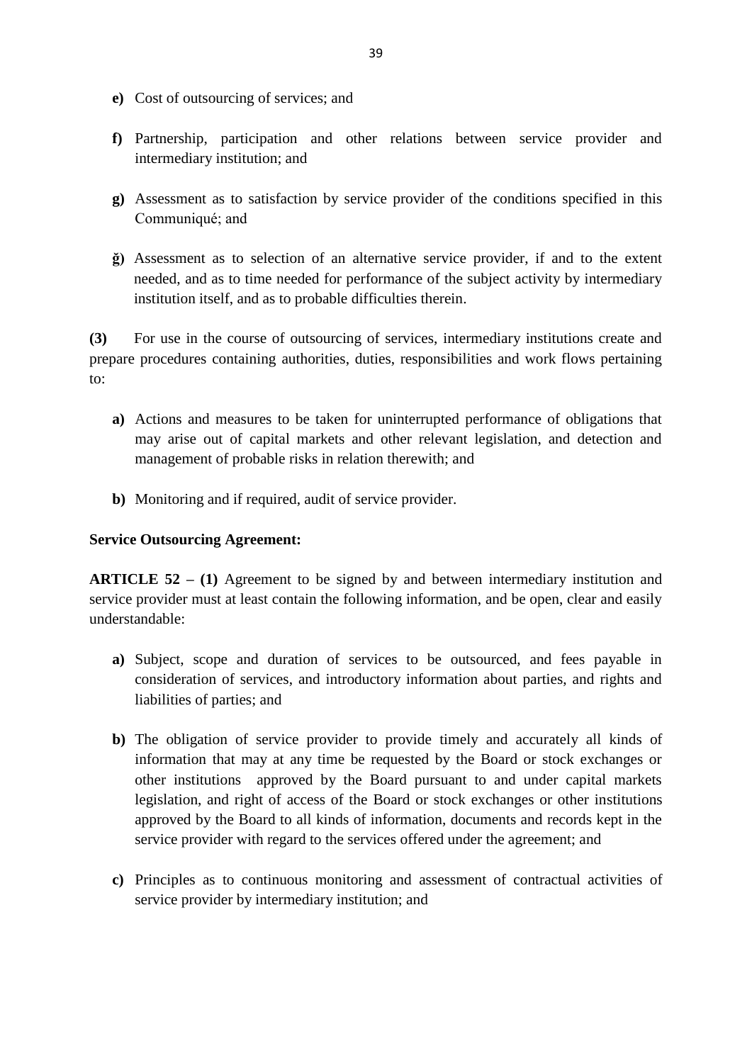- **e)** Cost of outsourcing of services; and

- **f)** Partnership, participation and other relations between service provider and intermediary institution; and

- **g)** Assessment as to satisfaction by service provider of the conditions specified in this Communiqué; and

- **ğ)** Assessment as to selection of an alternative service provider, if and to the extent needed, and as to time needed for performance of the subject activity by intermediary institution itself, and as to probable difficulties therein.

**(3)** For use in the course of outsourcing of services, intermediary institutions create and prepare procedures containing authorities, duties, responsibilities and work flows pertaining to:

- **a)** Actions and measures to be taken for uninterrupted performance of obligations that may arise out of capital markets and other relevant legislation, and detection and management of probable risks in relation therewith; and

- **b)** Monitoring and if required, audit of service provider.

**Service Outsourcing Agreement:**

**ARTICLE 52 – (1)** Agreement to be signed by and between intermediary institution and service provider must at least contain the following information, and be open, clear and easily understandable:

- **a)** Subject, scope and duration of services to be outsourced, and fees payable in consideration of services, and introductory information about parties, and rights and liabilities of parties; and

- **b)** The obligation of service provider to provide timely and accurately all kinds of information that may at any time be requested by the Board or stock exchanges or other institutions approved by the Board pursuant to and under capital markets legislation, and right of access of the Board or stock exchanges or other institutions approved by the Board to all kinds of information, documents and records kept in the service provider with regard to the services offered under the agreement; and

- **c)** Principles as to continuous monitoring and assessment of contractual activities of service provider by intermediary institution; and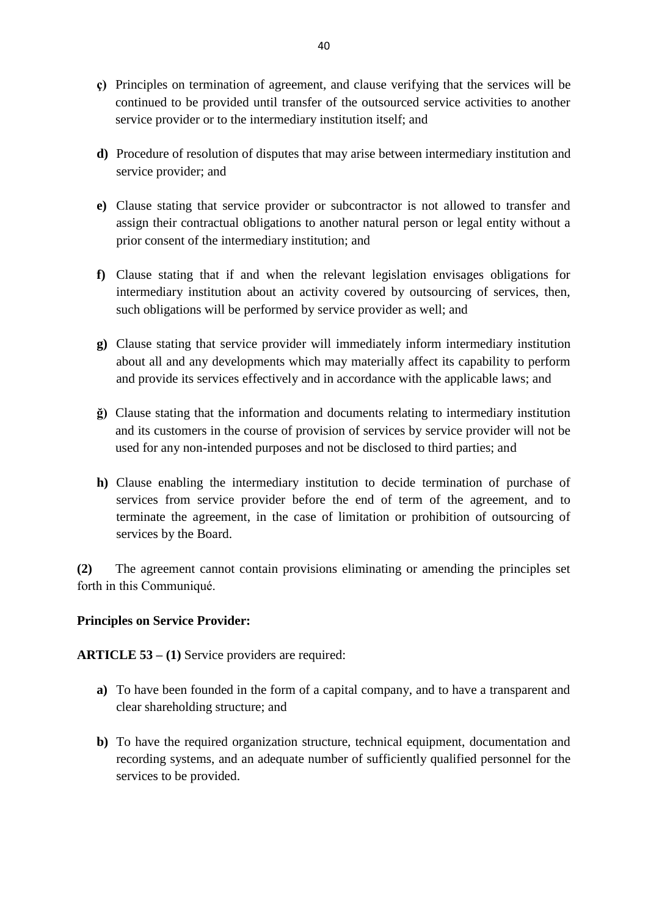- **ç)** Principles on termination of agreement, and clause verifying that the services will be continued to be provided until transfer of the outsourced service activities to another service provider or to the intermediary institution itself; and

- **d)** Procedure of resolution of disputes that may arise between intermediary institution and service provider; and

- **e)** Clause stating that service provider or subcontractor is not allowed to transfer and assign their contractual obligations to another natural person or legal entity without a prior consent of the intermediary institution; and

- **f)** Clause stating that if and when the relevant legislation envisages obligations for intermediary institution about an activity covered by outsourcing of services, then, such obligations will be performed by service provider as well; and

- **g)** Clause stating that service provider will immediately inform intermediary institution about all and any developments which may materially affect its capability to perform and provide its services effectively and in accordance with the applicable laws; and

- **ğ)** Clause stating that the information and documents relating to intermediary institution and its customers in the course of provision of services by service provider will not be used for any non-intended purposes and not be disclosed to third parties; and

- **h)** Clause enabling the intermediary institution to decide termination of purchase of services from service provider before the end of term of the agreement, and to terminate the agreement, in the case of limitation or prohibition of outsourcing of services by the Board.

**(2)** The agreement cannot contain provisions eliminating or amending the principles set forth in this Communiqué.

**Principles on Service Provider:**

**ARTICLE 53 – (1)** Service providers are required:

- **a)** To have been founded in the form of a capital company, and to have a transparent and clear shareholding structure; and

- **b)** To have the required organization structure, technical equipment, documentation and recording systems, and an adequate number of sufficiently qualified personnel for the services to be provided.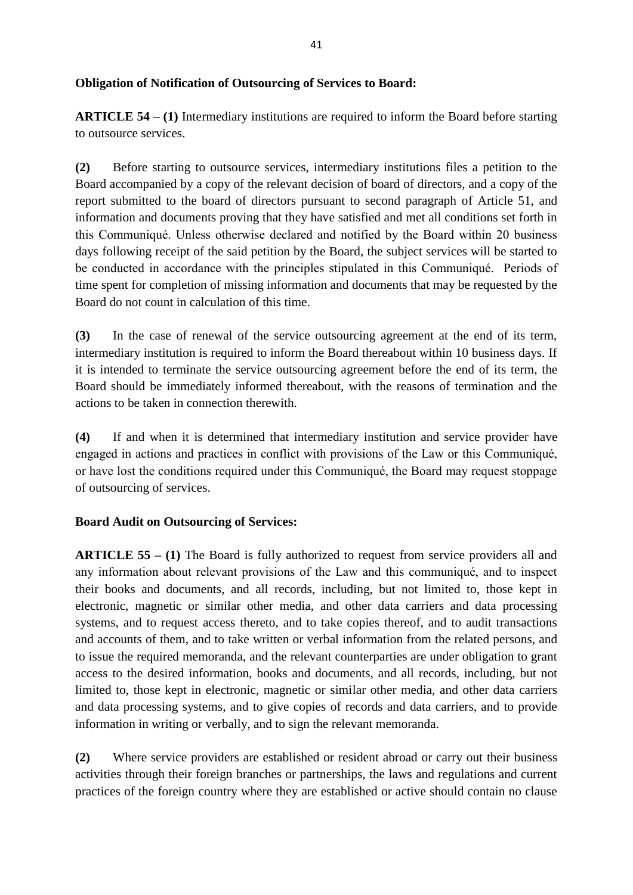**Obligation of Notification of Outsourcing of Services to Board:**

**ARTICLE 54 – (1)** Intermediary institutions are required to inform the Board before starting to outsource services.

**(2)** Before starting to outsource services, intermediary institutions files a petition to the Board accompanied by a copy of the relevant decision of board of directors, and a copy of the report submitted to the board of directors pursuant to second paragraph of Article 51, and information and documents proving that they have satisfied and met all conditions set forth in this Communiqué. Unless otherwise declared and notified by the Board within 20 business days following receipt of the said petition by the Board, the subject services will be started to be conducted in accordance with the principles stipulated in this Communiqué. Periods of time spent for completion of missing information and documents that may be requested by the Board do not count in calculation of this time.

**(3)** In the case of renewal of the service outsourcing agreement at the end of its term, intermediary institution is required to inform the Board thereabout within 10 business days. If it is intended to terminate the service outsourcing agreement before the end of its term, the Board should be immediately informed thereabout, with the reasons of termination and the actions to be taken in connection therewith.

**(4)** If and when it is determined that intermediary institution and service provider have engaged in actions and practices in conflict with provisions of the Law or this Communiqué, or have lost the conditions required under this Communiqué, the Board may request stoppage of outsourcing of services.

**Board Audit on Outsourcing of Services:**

**ARTICLE 55 – (1)** The Board is fully authorized to request from service providers all and any information about relevant provisions of the Law and this communiqué, and to inspect their books and documents, and all records, including, but not limited to, those kept in electronic, magnetic or similar other media, and other data carriers and data processing systems, and to request access thereto, and to take copies thereof, and to audit transactions and accounts of them, and to take written or verbal information from the related persons, and to issue the required memoranda, and the relevant counterparties are under obligation to grant access to the desired information, books and documents, and all records, including, but not limited to, those kept in electronic, magnetic or similar other media, and other data carriers and data processing systems, and to give copies of records and data carriers, and to provide information in writing or verbally, and to sign the relevant memoranda.

**(2)** Where service providers are established or resident abroad or carry out their business activities through their foreign branches or partnerships, the laws and regulations and current practices of the foreign country where they are established or active should contain no clause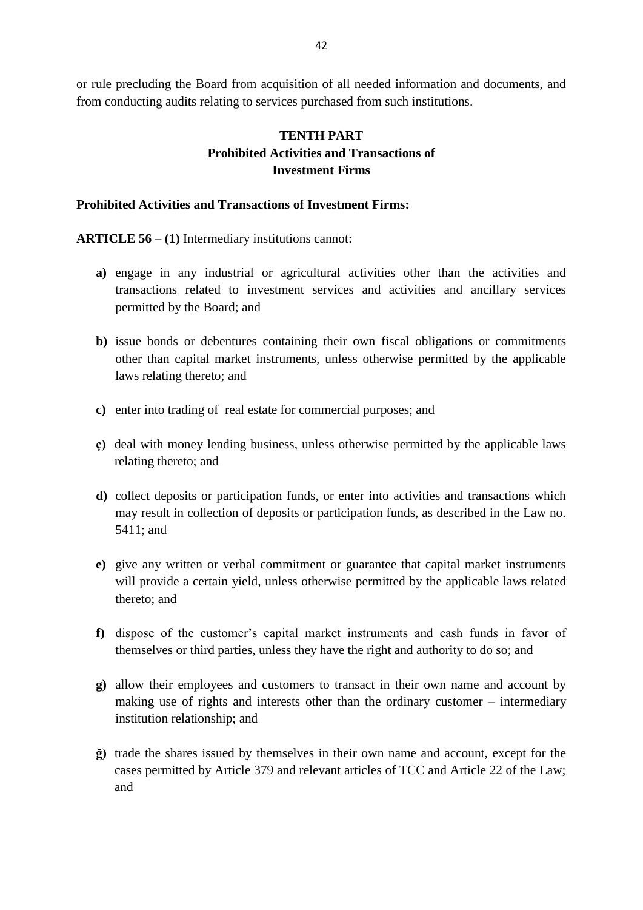or rule precluding the Board from acquisition of all needed information and documents, and from conducting audits relating to services purchased from such institutions.

## TENTH PART
## Prohibited Activities and Transactions of Investment Firms

**Prohibited Activities and Transactions of Investment Firms:**

**ARTICLE 56 – (1)** Intermediary institutions cannot:

- **a)** engage in any industrial or agricultural activities other than the activities and transactions related to investment services and activities and ancillary services permitted by the Board; and

- **b)** issue bonds or debentures containing their own fiscal obligations or commitments other than capital market instruments, unless otherwise permitted by the applicable laws relating thereto; and

- **c)** enter into trading of real estate for commercial purposes; and

- **ç)** deal with money lending business, unless otherwise permitted by the applicable laws relating thereto; and

- **d)** collect deposits or participation funds, or enter into activities and transactions which may result in collection of deposits or participation funds, as described in the Law no. 5411; and

- **e)** give any written or verbal commitment or guarantee that capital market instruments will provide a certain yield, unless otherwise permitted by the applicable laws related thereto; and

- **f)** dispose of the customer's capital market instruments and cash funds in favor of themselves or third parties, unless they have the right and authority to do so; and

- **g)** allow their employees and customers to transact in their own name and account by making use of rights and interests other than the ordinary customer – intermediary institution relationship; and

- **ğ)** trade the shares issued by themselves in their own name and account, except for the cases permitted by Article 379 and relevant articles of TCC and Article 22 of the Law; and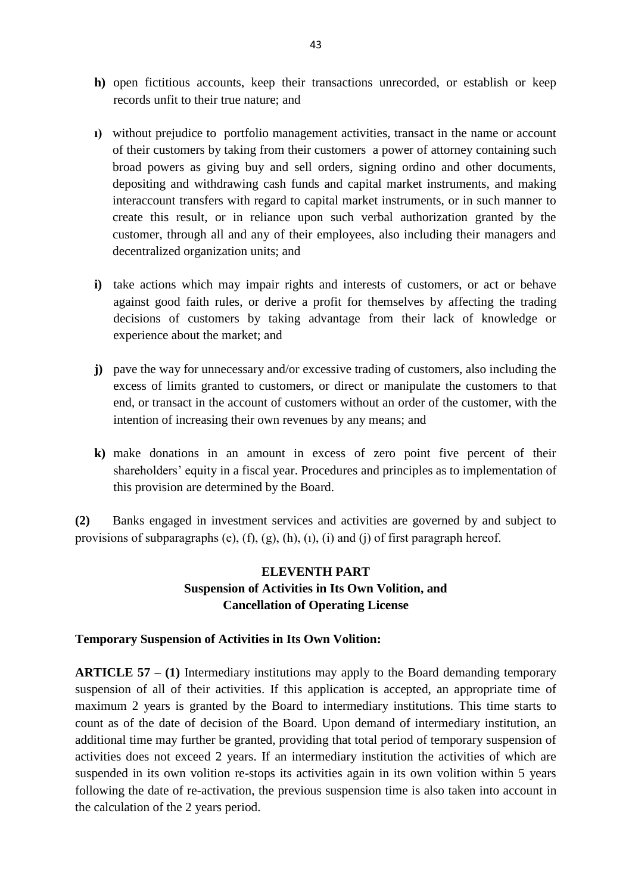**h)** open fictitious accounts, keep their transactions unrecorded, or establish or keep records unfit to their true nature; and

**ı)** without prejudice to portfolio management activities, transact in the name or account of their customers by taking from their customers a power of attorney containing such broad powers as giving buy and sell orders, signing ordino and other documents, depositing and withdrawing cash funds and capital market instruments, and making interaccount transfers with regard to capital market instruments, or in such manner to create this result, or in reliance upon such verbal authorization granted by the customer, through all and any of their employees, also including their managers and decentralized organization units; and

**i)** take actions which may impair rights and interests of customers, or act or behave against good faith rules, or derive a profit for themselves by affecting the trading decisions of customers by taking advantage from their lack of knowledge or experience about the market; and

**j)** pave the way for unnecessary and/or excessive trading of customers, also including the excess of limits granted to customers, or direct or manipulate the customers to that end, or transact in the account of customers without an order of the customer, with the intention of increasing their own revenues by any means; and

**k)** make donations in an amount in excess of zero point five percent of their shareholders' equity in a fiscal year. Procedures and principles as to implementation of this provision are determined by the Board.

**(2)** Banks engaged in investment services and activities are governed by and subject to provisions of subparagraphs (e), (f), (g), (h), (ı), (i) and (j) of first paragraph hereof.

## ELEVENTH PART
## Suspension of Activities in Its Own Volition, and Cancellation of Operating License

### Temporary Suspension of Activities in Its Own Volition:

**ARTICLE 57 – (1)** Intermediary institutions may apply to the Board demanding temporary suspension of all of their activities. If this application is accepted, an appropriate time of maximum 2 years is granted by the Board to intermediary institutions. This time starts to count as of the date of decision of the Board. Upon demand of intermediary institution, an additional time may further be granted, providing that total period of temporary suspension of activities does not exceed 2 years. If an intermediary institution the activities of which are suspended in its own volition re-stops its activities again in its own volition within 5 years following the date of re-activation, the previous suspension time is also taken into account in the calculation of the 2 years period.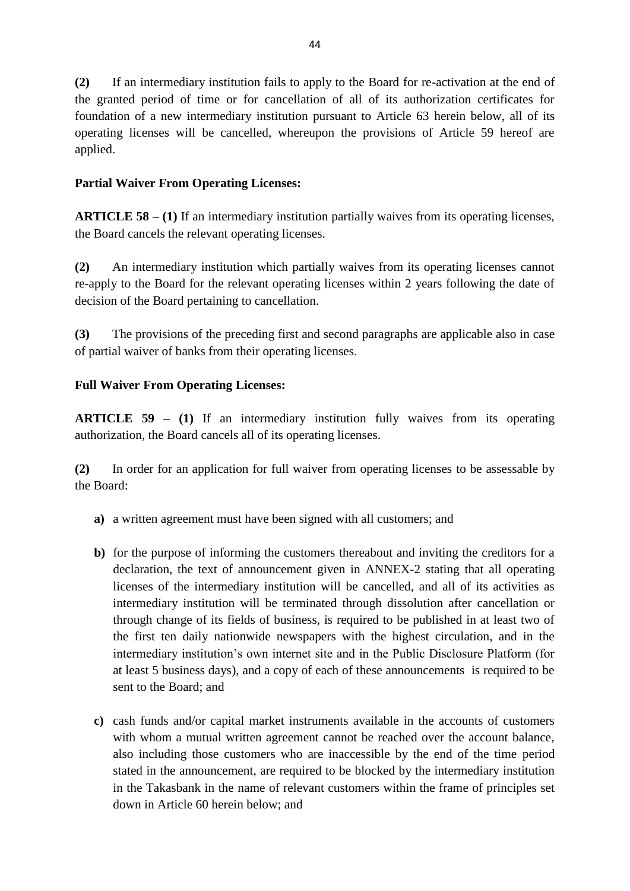**(2)** If an intermediary institution fails to apply to the Board for re-activation at the end of the granted period of time or for cancellation of all of its authorization certificates for foundation of a new intermediary institution pursuant to Article 63 herein below, all of its operating licenses will be cancelled, whereupon the provisions of Article 59 hereof are applied.

**Partial Waiver From Operating Licenses:**

**ARTICLE 58 – (1)** If an intermediary institution partially waives from its operating licenses, the Board cancels the relevant operating licenses.

**(2)** An intermediary institution which partially waives from its operating licenses cannot re-apply to the Board for the relevant operating licenses within 2 years following the date of decision of the Board pertaining to cancellation.

**(3)** The provisions of the preceding first and second paragraphs are applicable also in case of partial waiver of banks from their operating licenses.

**Full Waiver From Operating Licenses:**

**ARTICLE 59 – (1)** If an intermediary institution fully waives from its operating authorization, the Board cancels all of its operating licenses.

**(2)** In order for an application for full waiver from operating licenses to be assessable by the Board:

- **a)** a written agreement must have been signed with all customers; and
- **b)** for the purpose of informing the customers thereabout and inviting the creditors for a declaration, the text of announcement given in ANNEX-2 stating that all operating licenses of the intermediary institution will be cancelled, and all of its activities as intermediary institution will be terminated through dissolution after cancellation or through change of its fields of business, is required to be published in at least two of the first ten daily nationwide newspapers with the highest circulation, and in the intermediary institution's own internet site and in the Public Disclosure Platform (for at least 5 business days), and a copy of each of these announcements is required to be sent to the Board; and
- **c)** cash funds and/or capital market instruments available in the accounts of customers with whom a mutual written agreement cannot be reached over the account balance, also including those customers who are inaccessible by the end of the time period stated in the announcement, are required to be blocked by the intermediary institution in the Takasbank in the name of relevant customers within the frame of principles set down in Article 60 herein below; and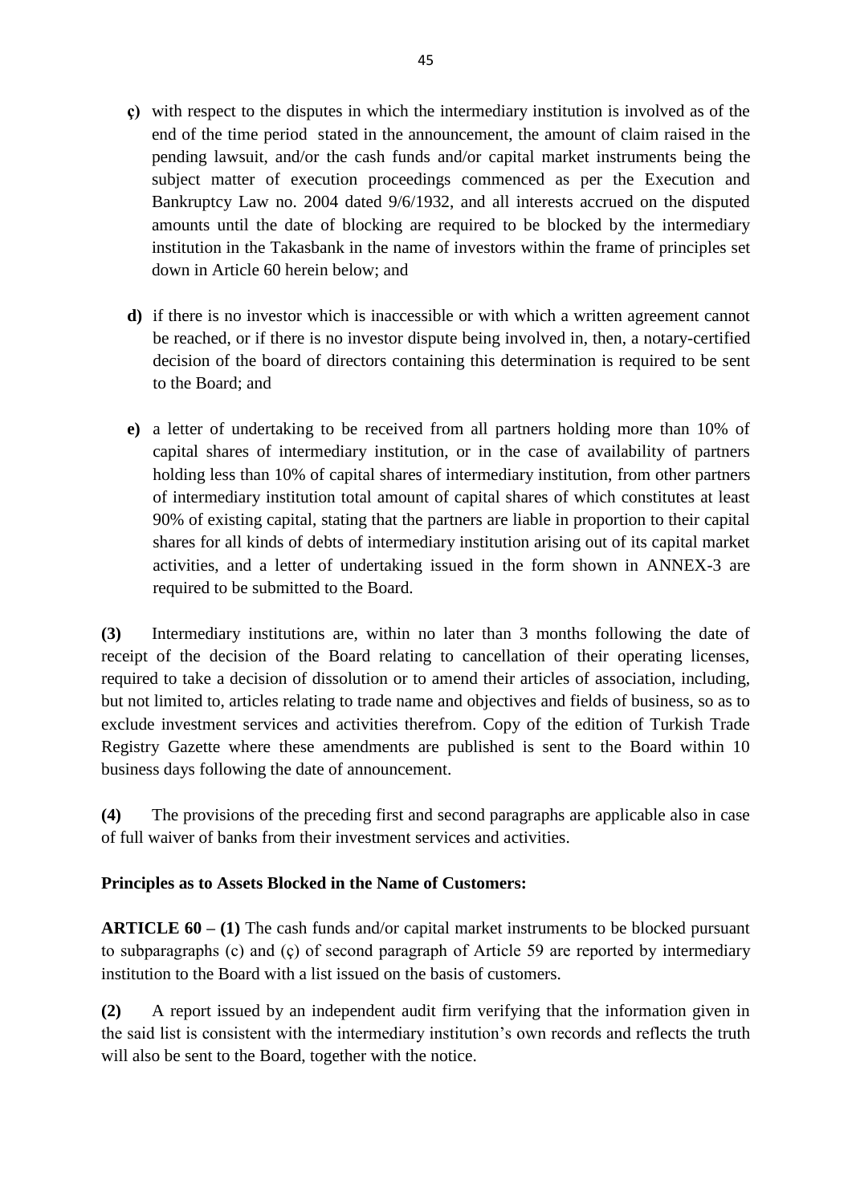**ç)** with respect to the disputes in which the intermediary institution is involved as of the end of the time period stated in the announcement, the amount of claim raised in the pending lawsuit, and/or the cash funds and/or capital market instruments being the subject matter of execution proceedings commenced as per the Execution and Bankruptcy Law no. 2004 dated 9/6/1932, and all interests accrued on the disputed amounts until the date of blocking are required to be blocked by the intermediary institution in the Takasbank in the name of investors within the frame of principles set down in Article 60 herein below; and

**d)** if there is no investor which is inaccessible or with which a written agreement cannot be reached, or if there is no investor dispute being involved in, then, a notary-certified decision of the board of directors containing this determination is required to be sent to the Board; and

**e)** a letter of undertaking to be received from all partners holding more than 10% of capital shares of intermediary institution, or in the case of availability of partners holding less than 10% of capital shares of intermediary institution, from other partners of intermediary institution total amount of capital shares of which constitutes at least 90% of existing capital, stating that the partners are liable in proportion to their capital shares for all kinds of debts of intermediary institution arising out of its capital market activities, and a letter of undertaking issued in the form shown in ANNEX-3 are required to be submitted to the Board.

**(3)** Intermediary institutions are, within no later than 3 months following the date of receipt of the decision of the Board relating to cancellation of their operating licenses, required to take a decision of dissolution or to amend their articles of association, including, but not limited to, articles relating to trade name and objectives and fields of business, so as to exclude investment services and activities therefrom. Copy of the edition of Turkish Trade Registry Gazette where these amendments are published is sent to the Board within 10 business days following the date of announcement.

**(4)** The provisions of the preceding first and second paragraphs are applicable also in case of full waiver of banks from their investment services and activities.

**Principles as to Assets Blocked in the Name of Customers:**

**ARTICLE 60 – (1)** The cash funds and/or capital market instruments to be blocked pursuant to subparagraphs (c) and (ç) of second paragraph of Article 59 are reported by intermediary institution to the Board with a list issued on the basis of customers.

**(2)** A report issued by an independent audit firm verifying that the information given in the said list is consistent with the intermediary institution's own records and reflects the truth will also be sent to the Board, together with the notice.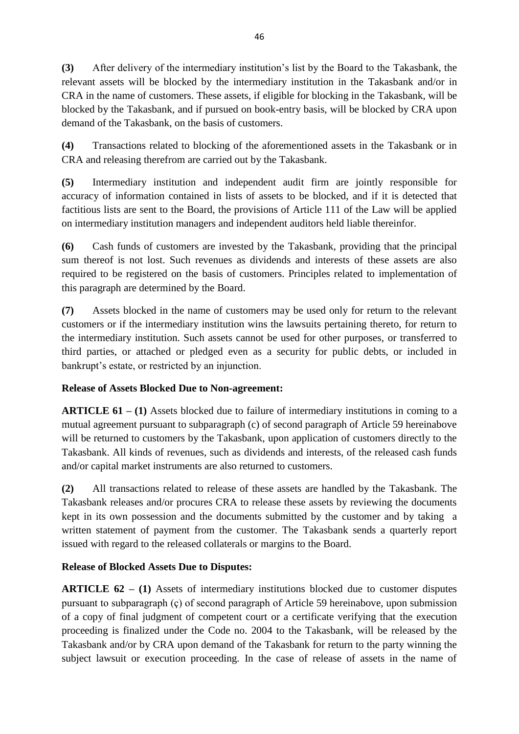**(3)** After delivery of the intermediary institution's list by the Board to the Takasbank, the relevant assets will be blocked by the intermediary institution in the Takasbank and/or in CRA in the name of customers. These assets, if eligible for blocking in the Takasbank, will be blocked by the Takasbank, and if pursued on book-entry basis, will be blocked by CRA upon demand of the Takasbank, on the basis of customers.

**(4)** Transactions related to blocking of the aforementioned assets in the Takasbank or in CRA and releasing therefrom are carried out by the Takasbank.

**(5)** Intermediary institution and independent audit firm are jointly responsible for accuracy of information contained in lists of assets to be blocked, and if it is detected that factitious lists are sent to the Board, the provisions of Article 111 of the Law will be applied on intermediary institution managers and independent auditors held liable thereinfor.

**(6)** Cash funds of customers are invested by the Takasbank, providing that the principal sum thereof is not lost. Such revenues as dividends and interests of these assets are also required to be registered on the basis of customers. Principles related to implementation of this paragraph are determined by the Board.

**(7)** Assets blocked in the name of customers may be used only for return to the relevant customers or if the intermediary institution wins the lawsuits pertaining thereto, for return to the intermediary institution. Such assets cannot be used for other purposes, or transferred to third parties, or attached or pledged even as a security for public debts, or included in bankrupt's estate, or restricted by an injunction.

**Release of Assets Blocked Due to Non-agreement:**

**ARTICLE 61 – (1)** Assets blocked due to failure of intermediary institutions in coming to a mutual agreement pursuant to subparagraph (c) of second paragraph of Article 59 hereinabove will be returned to customers by the Takasbank, upon application of customers directly to the Takasbank. All kinds of revenues, such as dividends and interests, of the released cash funds and/or capital market instruments are also returned to customers.

**(2)** All transactions related to release of these assets are handled by the Takasbank. The Takasbank releases and/or procures CRA to release these assets by reviewing the documents kept in its own possession and the documents submitted by the customer and by taking a written statement of payment from the customer. The Takasbank sends a quarterly report issued with regard to the released collaterals or margins to the Board.

**Release of Blocked Assets Due to Disputes:**

**ARTICLE 62 – (1)** Assets of intermediary institutions blocked due to customer disputes pursuant to subparagraph (ç) of second paragraph of Article 59 hereinabove, upon submission of a copy of final judgment of competent court or a certificate verifying that the execution proceeding is finalized under the Code no. 2004 to the Takasbank, will be released by the Takasbank and/or by CRA upon demand of the Takasbank for return to the party winning the subject lawsuit or execution proceeding. In the case of release of assets in the name of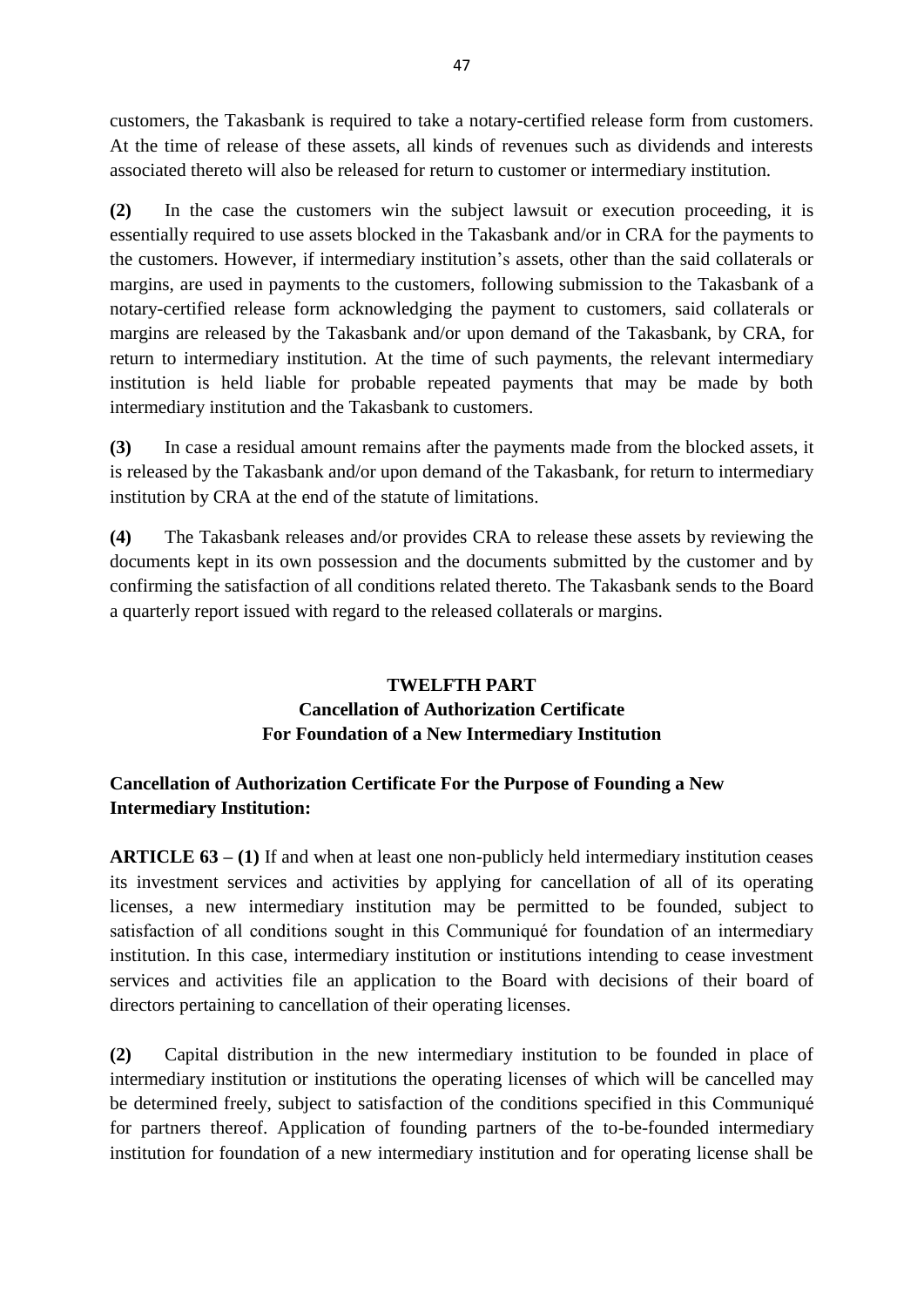customers, the Takasbank is required to take a notary-certified release form from customers. At the time of release of these assets, all kinds of revenues such as dividends and interests associated thereto will also be released for return to customer or intermediary institution.

**(2)** In the case the customers win the subject lawsuit or execution proceeding, it is essentially required to use assets blocked in the Takasbank and/or in CRA for the payments to the customers. However, if intermediary institution's assets, other than the said collaterals or margins, are used in payments to the customers, following submission to the Takasbank of a notary-certified release form acknowledging the payment to customers, said collaterals or margins are released by the Takasbank and/or upon demand of the Takasbank, by CRA, for return to intermediary institution. At the time of such payments, the relevant intermediary institution is held liable for probable repeated payments that may be made by both intermediary institution and the Takasbank to customers.

**(3)** In case a residual amount remains after the payments made from the blocked assets, it is released by the Takasbank and/or upon demand of the Takasbank, for return to intermediary institution by CRA at the end of the statute of limitations.

**(4)** The Takasbank releases and/or provides CRA to release these assets by reviewing the documents kept in its own possession and the documents submitted by the customer and by confirming the satisfaction of all conditions related thereto. The Takasbank sends to the Board a quarterly report issued with regard to the released collaterals or margins.

## TWELFTH PART
## Cancellation of Authorization Certificate For Foundation of a New Intermediary Institution

**Cancellation of Authorization Certificate For the Purpose of Founding a New Intermediary Institution:**

**ARTICLE 63 – (1)** If and when at least one non-publicly held intermediary institution ceases its investment services and activities by applying for cancellation of all of its operating licenses, a new intermediary institution may be permitted to be founded, subject to satisfaction of all conditions sought in this Communiqué for foundation of an intermediary institution. In this case, intermediary institution or institutions intending to cease investment services and activities file an application to the Board with decisions of their board of directors pertaining to cancellation of their operating licenses.

**(2)** Capital distribution in the new intermediary institution to be founded in place of intermediary institution or institutions the operating licenses of which will be cancelled may be determined freely, subject to satisfaction of the conditions specified in this Communiqué for partners thereof. Application of founding partners of the to-be-founded intermediary institution for foundation of a new intermediary institution and for operating license shall be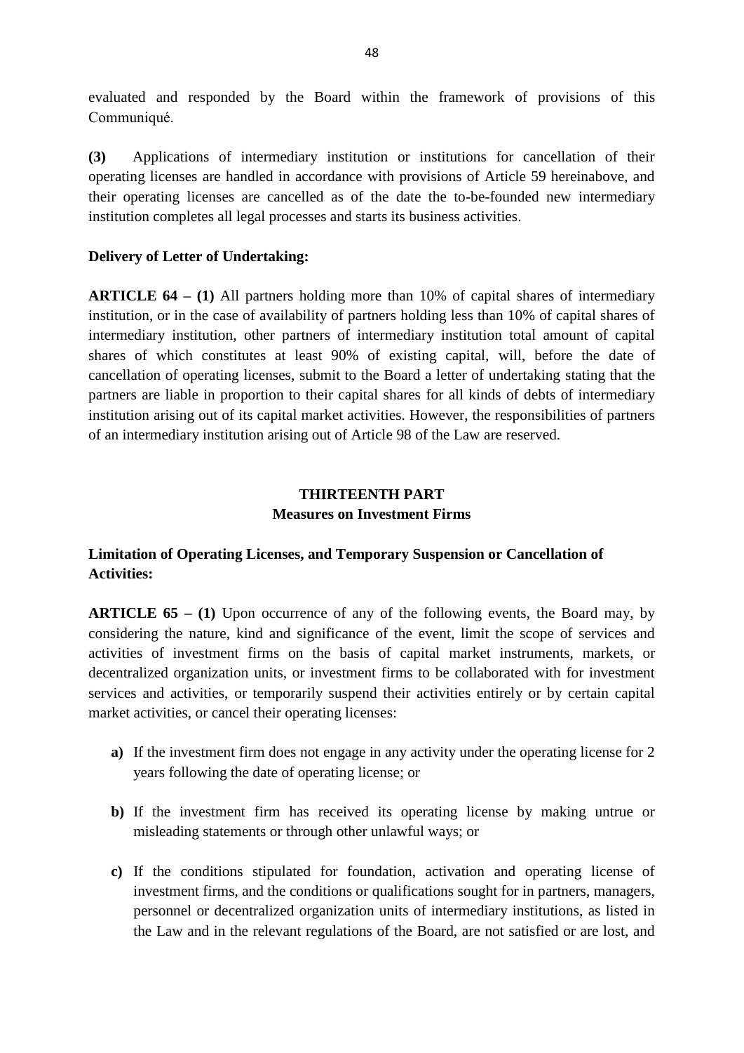evaluated and responded by the Board within the framework of provisions of this Communiqué.

**(3)** Applications of intermediary institution or institutions for cancellation of their operating licenses are handled in accordance with provisions of Article 59 hereinabove, and their operating licenses are cancelled as of the date the to-be-founded new intermediary institution completes all legal processes and starts its business activities.

**Delivery of Letter of Undertaking:**

**ARTICLE 64 – (1)** All partners holding more than 10% of capital shares of intermediary institution, or in the case of availability of partners holding less than 10% of capital shares of intermediary institution, other partners of intermediary institution total amount of capital shares of which constitutes at least 90% of existing capital, will, before the date of cancellation of operating licenses, submit to the Board a letter of undertaking stating that the partners are liable in proportion to their capital shares for all kinds of debts of intermediary institution arising out of its capital market activities. However, the responsibilities of partners of an intermediary institution arising out of Article 98 of the Law are reserved.

## THIRTEENTH PART
## Measures on Investment Firms

**Limitation of Operating Licenses, and Temporary Suspension or Cancellation of Activities:**

**ARTICLE 65 – (1)** Upon occurrence of any of the following events, the Board may, by considering the nature, kind and significance of the event, limit the scope of services and activities of investment firms on the basis of capital market instruments, markets, or decentralized organization units, or investment firms to be collaborated with for investment services and activities, or temporarily suspend their activities entirely or by certain capital market activities, or cancel their operating licenses:

- **a)** If the investment firm does not engage in any activity under the operating license for 2 years following the date of operating license; or
- **b)** If the investment firm has received its operating license by making untrue or misleading statements or through other unlawful ways; or
- **c)** If the conditions stipulated for foundation, activation and operating license of investment firms, and the conditions or qualifications sought for in partners, managers, personnel or decentralized organization units of intermediary institutions, as listed in the Law and in the relevant regulations of the Board, are not satisfied or are lost, and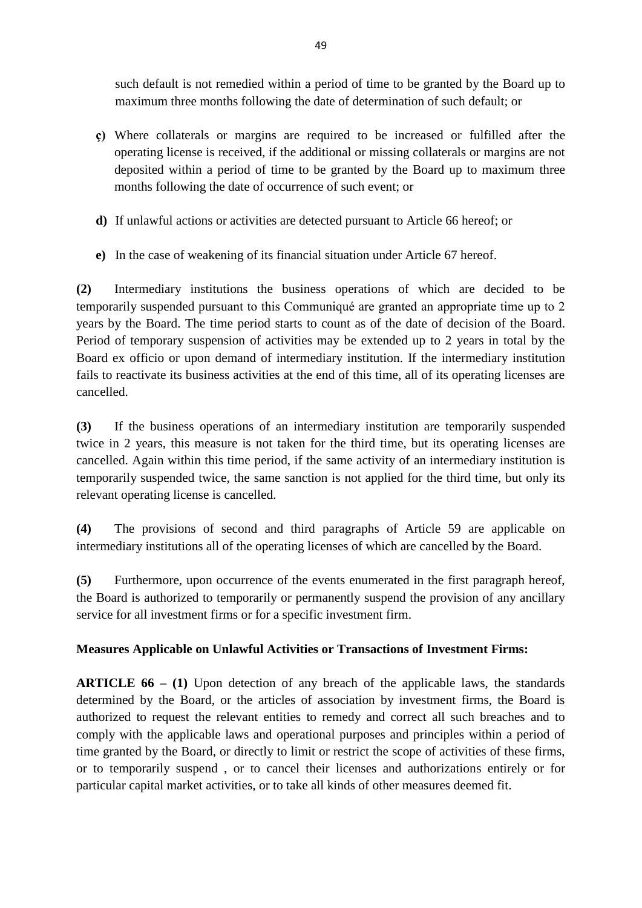such default is not remedied within a period of time to be granted by the Board up to maximum three months following the date of determination of such default; or

**ç)** Where collaterals or margins are required to be increased or fulfilled after the operating license is received, if the additional or missing collaterals or margins are not deposited within a period of time to be granted by the Board up to maximum three months following the date of occurrence of such event; or

**d)** If unlawful actions or activities are detected pursuant to Article 66 hereof; or

**e)** In the case of weakening of its financial situation under Article 67 hereof.

**(2)** Intermediary institutions the business operations of which are decided to be temporarily suspended pursuant to this Communiqué are granted an appropriate time up to 2 years by the Board. The time period starts to count as of the date of decision of the Board. Period of temporary suspension of activities may be extended up to 2 years in total by the Board ex officio or upon demand of intermediary institution. If the intermediary institution fails to reactivate its business activities at the end of this time, all of its operating licenses are cancelled.

**(3)** If the business operations of an intermediary institution are temporarily suspended twice in 2 years, this measure is not taken for the third time, but its operating licenses are cancelled. Again within this time period, if the same activity of an intermediary institution is temporarily suspended twice, the same sanction is not applied for the third time, but only its relevant operating license is cancelled.

**(4)** The provisions of second and third paragraphs of Article 59 are applicable on intermediary institutions all of the operating licenses of which are cancelled by the Board.

**(5)** Furthermore, upon occurrence of the events enumerated in the first paragraph hereof, the Board is authorized to temporarily or permanently suspend the provision of any ancillary service for all investment firms or for a specific investment firm.

**Measures Applicable on Unlawful Activities or Transactions of Investment Firms:**

**ARTICLE 66 – (1)** Upon detection of any breach of the applicable laws, the standards determined by the Board, or the articles of association by investment firms, the Board is authorized to request the relevant entities to remedy and correct all such breaches and to comply with the applicable laws and operational purposes and principles within a period of time granted by the Board, or directly to limit or restrict the scope of activities of these firms, or to temporarily suspend , or to cancel their licenses and authorizations entirely or for particular capital market activities, or to take all kinds of other measures deemed fit.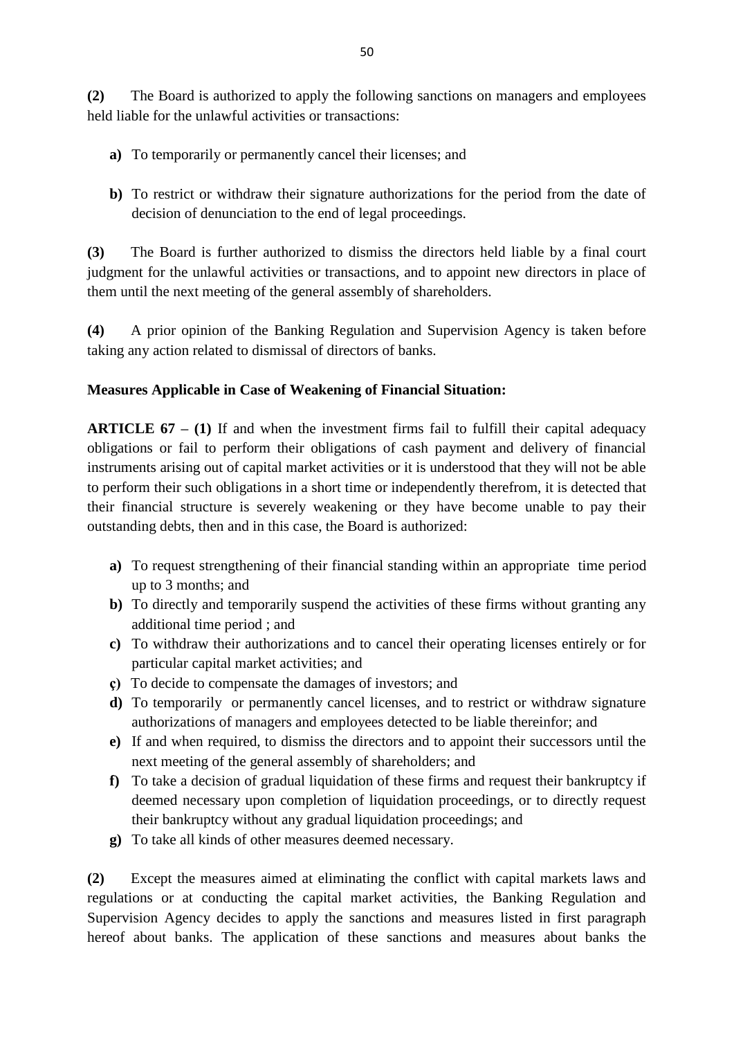**(2)** The Board is authorized to apply the following sanctions on managers and employees held liable for the unlawful activities or transactions:

- **a)** To temporarily or permanently cancel their licenses; and
- **b)** To restrict or withdraw their signature authorizations for the period from the date of decision of denunciation to the end of legal proceedings.

**(3)** The Board is further authorized to dismiss the directors held liable by a final court judgment for the unlawful activities or transactions, and to appoint new directors in place of them until the next meeting of the general assembly of shareholders.

**(4)** A prior opinion of the Banking Regulation and Supervision Agency is taken before taking any action related to dismissal of directors of banks.

**Measures Applicable in Case of Weakening of Financial Situation:**

**ARTICLE 67 – (1)** If and when the investment firms fail to fulfill their capital adequacy obligations or fail to perform their obligations of cash payment and delivery of financial instruments arising out of capital market activities or it is understood that they will not be able to perform their such obligations in a short time or independently therefrom, it is detected that their financial structure is severely weakening or they have become unable to pay their outstanding debts, then and in this case, the Board is authorized:

- **a)** To request strengthening of their financial standing within an appropriate time period up to 3 months; and
- **b)** To directly and temporarily suspend the activities of these firms without granting any additional time period ; and
- **c)** To withdraw their authorizations and to cancel their operating licenses entirely or for particular capital market activities; and
- **ç)** To decide to compensate the damages of investors; and
- **d)** To temporarily or permanently cancel licenses, and to restrict or withdraw signature authorizations of managers and employees detected to be liable thereinfor; and
- **e)** If and when required, to dismiss the directors and to appoint their successors until the next meeting of the general assembly of shareholders; and
- **f)** To take a decision of gradual liquidation of these firms and request their bankruptcy if deemed necessary upon completion of liquidation proceedings, or to directly request their bankruptcy without any gradual liquidation proceedings; and
- **g)** To take all kinds of other measures deemed necessary.

**(2)** Except the measures aimed at eliminating the conflict with capital markets laws and regulations or at conducting the capital market activities, the Banking Regulation and Supervision Agency decides to apply the sanctions and measures listed in first paragraph hereof about banks. The application of these sanctions and measures about banks the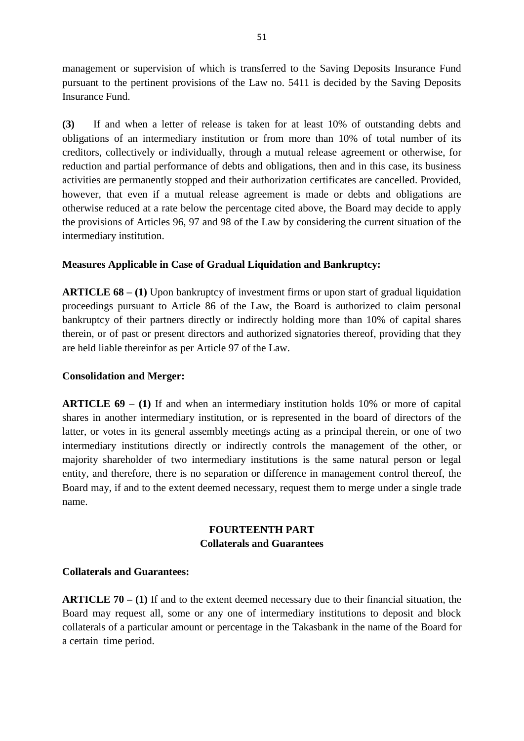management or supervision of which is transferred to the Saving Deposits Insurance Fund pursuant to the pertinent provisions of the Law no. 5411 is decided by the Saving Deposits Insurance Fund.

**(3)** If and when a letter of release is taken for at least 10% of outstanding debts and obligations of an intermediary institution or from more than 10% of total number of its creditors, collectively or individually, through a mutual release agreement or otherwise, for reduction and partial performance of debts and obligations, then and in this case, its business activities are permanently stopped and their authorization certificates are cancelled. Provided, however, that even if a mutual release agreement is made or debts and obligations are otherwise reduced at a rate below the percentage cited above, the Board may decide to apply the provisions of Articles 96, 97 and 98 of the Law by considering the current situation of the intermediary institution.

**Measures Applicable in Case of Gradual Liquidation and Bankruptcy:**

**ARTICLE 68 – (1)** Upon bankruptcy of investment firms or upon start of gradual liquidation proceedings pursuant to Article 86 of the Law, the Board is authorized to claim personal bankruptcy of their partners directly or indirectly holding more than 10% of capital shares therein, or of past or present directors and authorized signatories thereof, providing that they are held liable thereinfor as per Article 97 of the Law.

**Consolidation and Merger:**

**ARTICLE 69 – (1)** If and when an intermediary institution holds 10% or more of capital shares in another intermediary institution, or is represented in the board of directors of the latter, or votes in its general assembly meetings acting as a principal therein, or one of two intermediary institutions directly or indirectly controls the management of the other, or majority shareholder of two intermediary institutions is the same natural person or legal entity, and therefore, there is no separation or difference in management control thereof, the Board may, if and to the extent deemed necessary, request them to merge under a single trade name.

## FOURTEENTH PART
## Collaterals and Guarantees

**Collaterals and Guarantees:**

**ARTICLE 70 – (1)** If and to the extent deemed necessary due to their financial situation, the Board may request all, some or any one of intermediary institutions to deposit and block collaterals of a particular amount or percentage in the Takasbank in the name of the Board for a certain time period.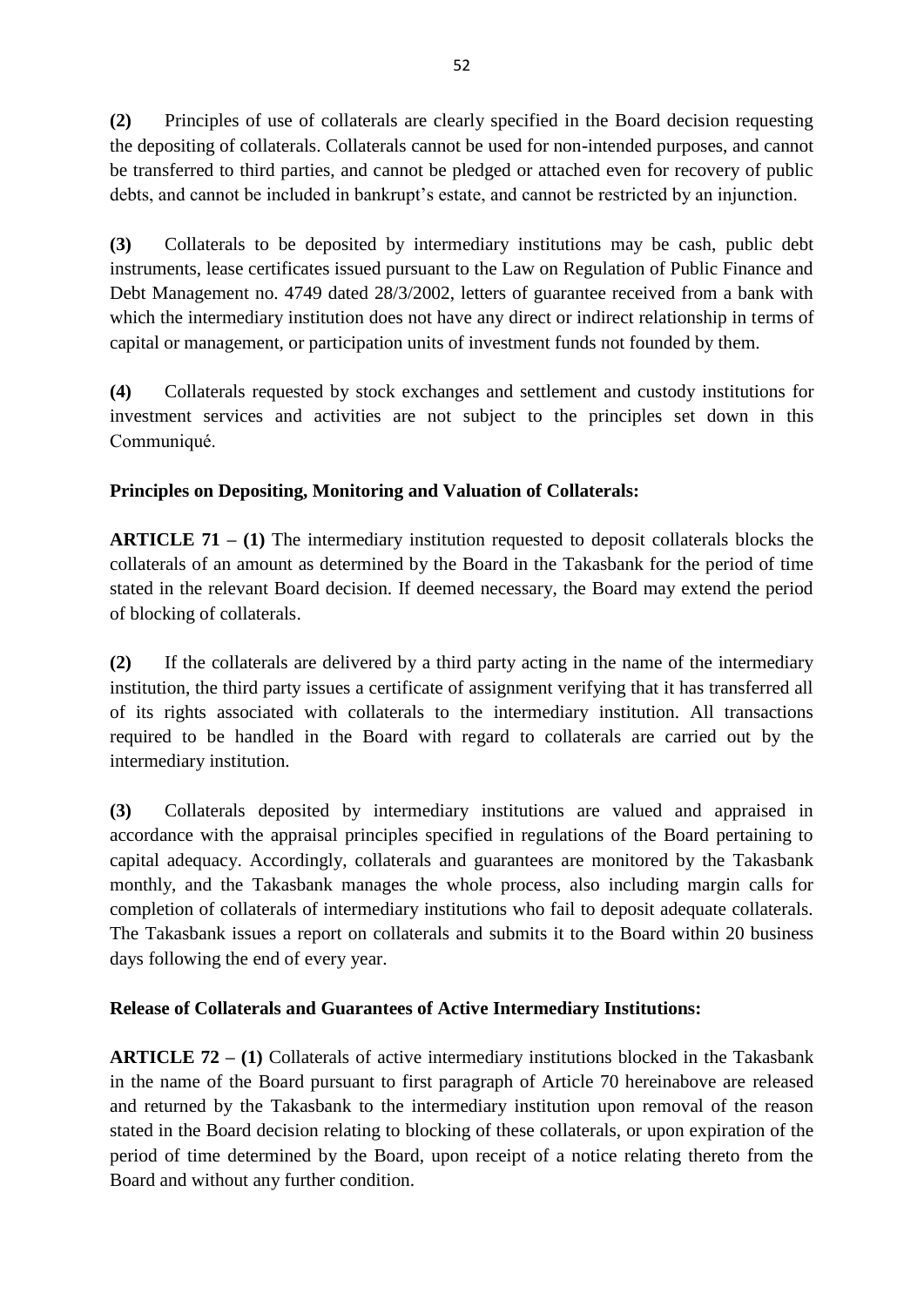**(2)** Principles of use of collaterals are clearly specified in the Board decision requesting the depositing of collaterals. Collaterals cannot be used for non-intended purposes, and cannot be transferred to third parties, and cannot be pledged or attached even for recovery of public debts, and cannot be included in bankrupt's estate, and cannot be restricted by an injunction.

**(3)** Collaterals to be deposited by intermediary institutions may be cash, public debt instruments, lease certificates issued pursuant to the Law on Regulation of Public Finance and Debt Management no. 4749 dated 28/3/2002, letters of guarantee received from a bank with which the intermediary institution does not have any direct or indirect relationship in terms of capital or management, or participation units of investment funds not founded by them.

**(4)** Collaterals requested by stock exchanges and settlement and custody institutions for investment services and activities are not subject to the principles set down in this Communiqué.

**Principles on Depositing, Monitoring and Valuation of Collaterals:**

**ARTICLE 71 – (1)** The intermediary institution requested to deposit collaterals blocks the collaterals of an amount as determined by the Board in the Takasbank for the period of time stated in the relevant Board decision. If deemed necessary, the Board may extend the period of blocking of collaterals.

**(2)** If the collaterals are delivered by a third party acting in the name of the intermediary institution, the third party issues a certificate of assignment verifying that it has transferred all of its rights associated with collaterals to the intermediary institution. All transactions required to be handled in the Board with regard to collaterals are carried out by the intermediary institution.

**(3)** Collaterals deposited by intermediary institutions are valued and appraised in accordance with the appraisal principles specified in regulations of the Board pertaining to capital adequacy. Accordingly, collaterals and guarantees are monitored by the Takasbank monthly, and the Takasbank manages the whole process, also including margin calls for completion of collaterals of intermediary institutions who fail to deposit adequate collaterals. The Takasbank issues a report on collaterals and submits it to the Board within 20 business days following the end of every year.

**Release of Collaterals and Guarantees of Active Intermediary Institutions:**

**ARTICLE 72 – (1)** Collaterals of active intermediary institutions blocked in the Takasbank in the name of the Board pursuant to first paragraph of Article 70 hereinabove are released and returned by the Takasbank to the intermediary institution upon removal of the reason stated in the Board decision relating to blocking of these collaterals, or upon expiration of the period of time determined by the Board, upon receipt of a notice relating thereto from the Board and without any further condition.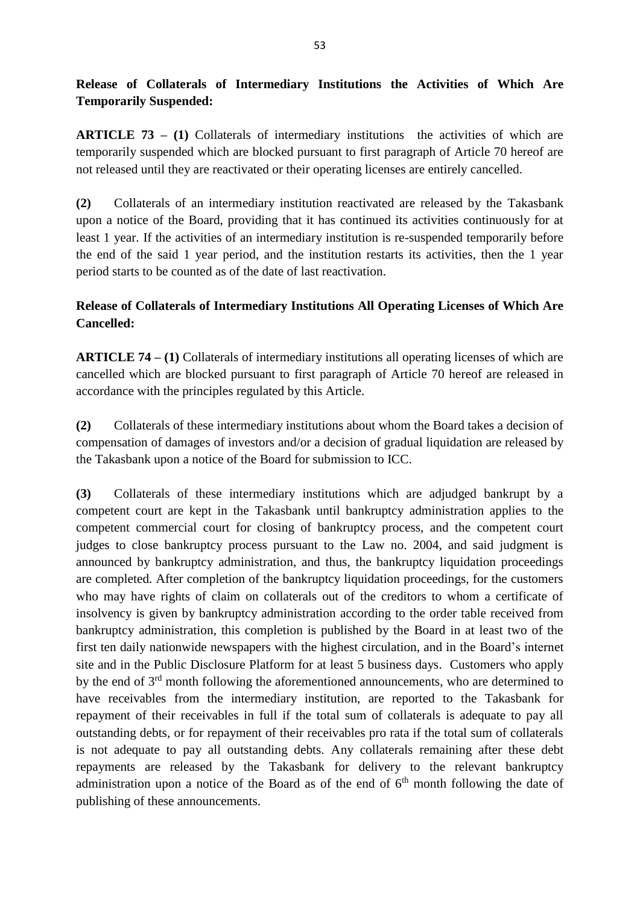**Release of Collaterals of Intermediary Institutions the Activities of Which Are Temporarily Suspended:**

**ARTICLE 73 – (1)** Collaterals of intermediary institutions the activities of which are temporarily suspended which are blocked pursuant to first paragraph of Article 70 hereof are not released until they are reactivated or their operating licenses are entirely cancelled.

**(2)** Collaterals of an intermediary institution reactivated are released by the Takasbank upon a notice of the Board, providing that it has continued its activities continuously for at least 1 year. If the activities of an intermediary institution is re-suspended temporarily before the end of the said 1 year period, and the institution restarts its activities, then the 1 year period starts to be counted as of the date of last reactivation.

**Release of Collaterals of Intermediary Institutions All Operating Licenses of Which Are Cancelled:**

**ARTICLE 74 – (1)** Collaterals of intermediary institutions all operating licenses of which are cancelled which are blocked pursuant to first paragraph of Article 70 hereof are released in accordance with the principles regulated by this Article.

**(2)** Collaterals of these intermediary institutions about whom the Board takes a decision of compensation of damages of investors and/or a decision of gradual liquidation are released by the Takasbank upon a notice of the Board for submission to ICC.

**(3)** Collaterals of these intermediary institutions which are adjudged bankrupt by a competent court are kept in the Takasbank until bankruptcy administration applies to the competent commercial court for closing of bankruptcy process, and the competent court judges to close bankruptcy process pursuant to the Law no. 2004, and said judgment is announced by bankruptcy administration, and thus, the bankruptcy liquidation proceedings are completed. After completion of the bankruptcy liquidation proceedings, for the customers who may have rights of claim on collaterals out of the creditors to whom a certificate of insolvency is given by bankruptcy administration according to the order table received from bankruptcy administration, this completion is published by the Board in at least two of the first ten daily nationwide newspapers with the highest circulation, and in the Board's internet site and in the Public Disclosure Platform for at least 5 business days. Customers who apply by the end of 3rd month following the aforementioned announcements, who are determined to have receivables from the intermediary institution, are reported to the Takasbank for repayment of their receivables in full if the total sum of collaterals is adequate to pay all outstanding debts, or for repayment of their receivables pro rata if the total sum of collaterals is not adequate to pay all outstanding debts. Any collaterals remaining after these debt repayments are released by the Takasbank for delivery to the relevant bankruptcy administration upon a notice of the Board as of the end of 6th month following the date of publishing of these announcements.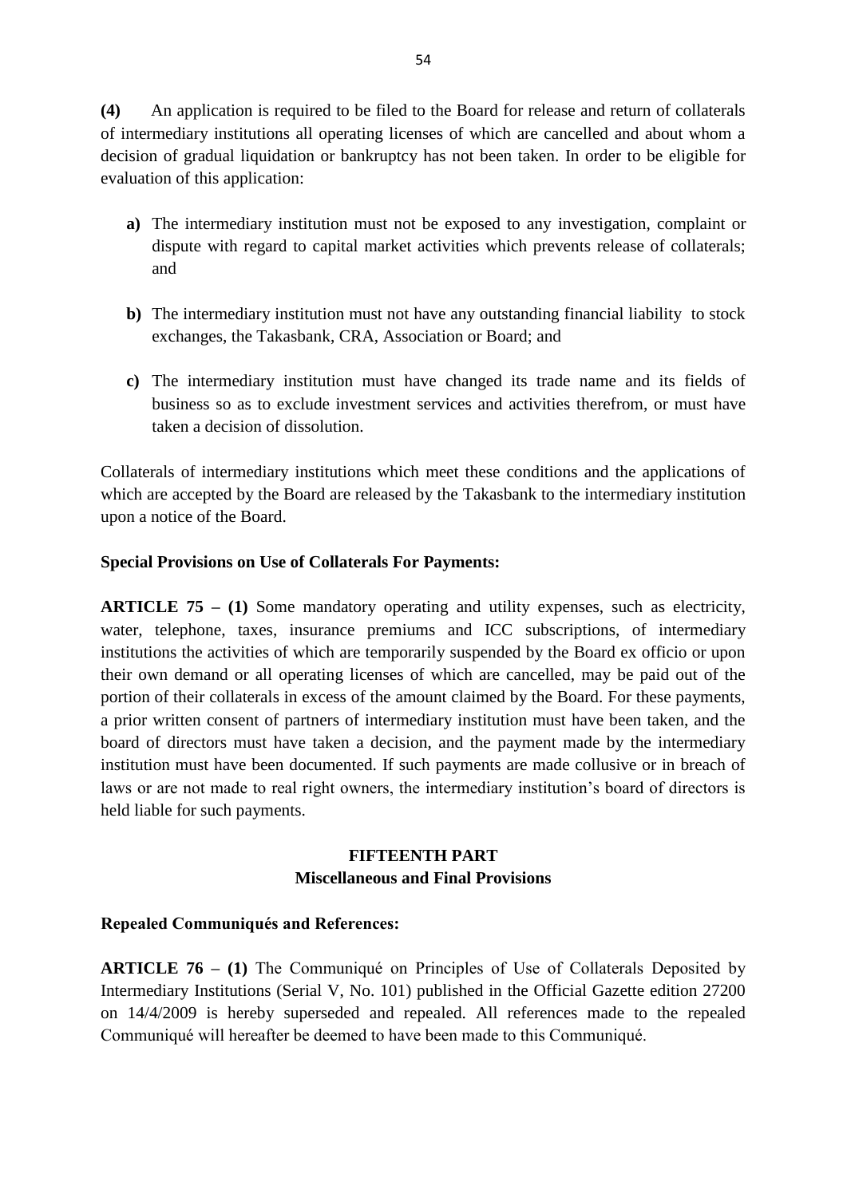**(4)** An application is required to be filed to the Board for release and return of collaterals of intermediary institutions all operating licenses of which are cancelled and about whom a decision of gradual liquidation or bankruptcy has not been taken. In order to be eligible for evaluation of this application:

- **a)** The intermediary institution must not be exposed to any investigation, complaint or dispute with regard to capital market activities which prevents release of collaterals; and

- **b)** The intermediary institution must not have any outstanding financial liability to stock exchanges, the Takasbank, CRA, Association or Board; and

- **c)** The intermediary institution must have changed its trade name and its fields of business so as to exclude investment services and activities therefrom, or must have taken a decision of dissolution.

Collaterals of intermediary institutions which meet these conditions and the applications of which are accepted by the Board are released by the Takasbank to the intermediary institution upon a notice of the Board.

**Special Provisions on Use of Collaterals For Payments:**

**ARTICLE 75 – (1)** Some mandatory operating and utility expenses, such as electricity, water, telephone, taxes, insurance premiums and ICC subscriptions, of intermediary institutions the activities of which are temporarily suspended by the Board ex officio or upon their own demand or all operating licenses of which are cancelled, may be paid out of the portion of their collaterals in excess of the amount claimed by the Board. For these payments, a prior written consent of partners of intermediary institution must have been taken, and the board of directors must have taken a decision, and the payment made by the intermediary institution must have been documented. If such payments are made collusive or in breach of laws or are not made to real right owners, the intermediary institution's board of directors is held liable for such payments.

## FIFTEENTH PART
## Miscellaneous and Final Provisions

**Repealed Communiqués and References:**

**ARTICLE 76 – (1)** The Communiqué on Principles of Use of Collaterals Deposited by Intermediary Institutions (Serial V, No. 101) published in the Official Gazette edition 27200 on 14/4/2009 is hereby superseded and repealed. All references made to the repealed Communiqué will hereafter be deemed to have been made to this Communiqué.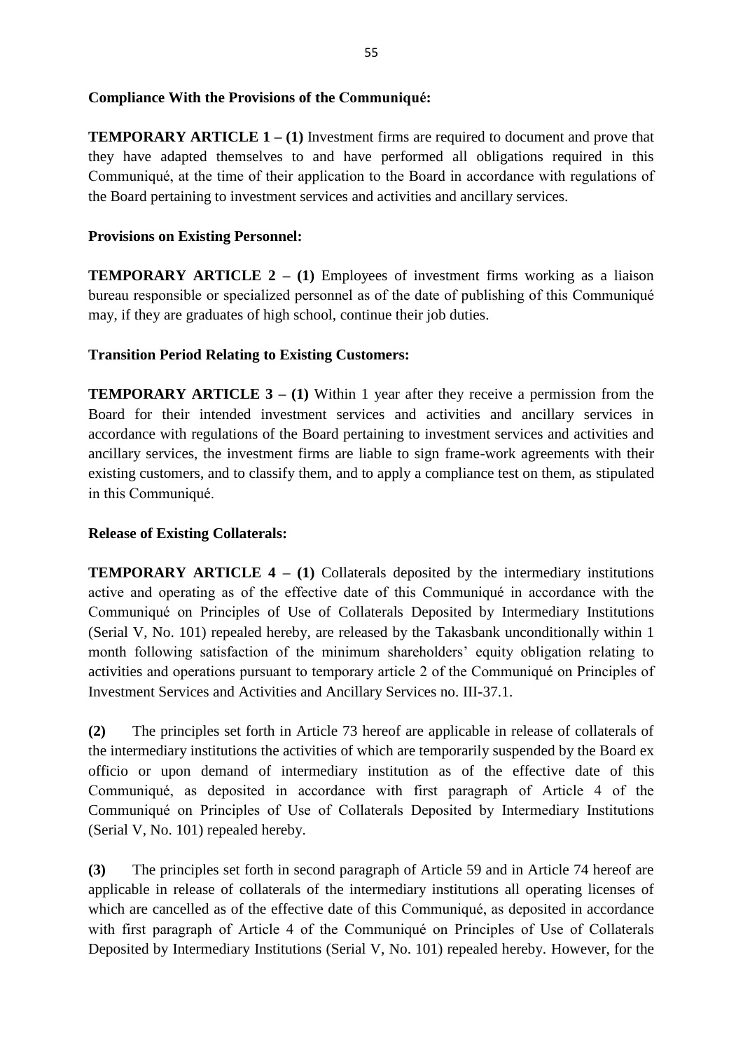**Compliance With the Provisions of the Communiqué:**

**TEMPORARY ARTICLE 1 – (1)** Investment firms are required to document and prove that they have adapted themselves to and have performed all obligations required in this Communiqué, at the time of their application to the Board in accordance with regulations of the Board pertaining to investment services and activities and ancillary services.

**Provisions on Existing Personnel:**

**TEMPORARY ARTICLE 2 – (1)** Employees of investment firms working as a liaison bureau responsible or specialized personnel as of the date of publishing of this Communiqué may, if they are graduates of high school, continue their job duties.

**Transition Period Relating to Existing Customers:**

**TEMPORARY ARTICLE 3 – (1)** Within 1 year after they receive a permission from the Board for their intended investment services and activities and ancillary services in accordance with regulations of the Board pertaining to investment services and activities and ancillary services, the investment firms are liable to sign frame-work agreements with their existing customers, and to classify them, and to apply a compliance test on them, as stipulated in this Communiqué.

**Release of Existing Collaterals:**

**TEMPORARY ARTICLE 4 – (1)** Collaterals deposited by the intermediary institutions active and operating as of the effective date of this Communiqué in accordance with the Communiqué on Principles of Use of Collaterals Deposited by Intermediary Institutions (Serial V, No. 101) repealed hereby, are released by the Takasbank unconditionally within 1 month following satisfaction of the minimum shareholders' equity obligation relating to activities and operations pursuant to temporary article 2 of the Communiqué on Principles of Investment Services and Activities and Ancillary Services no. III-37.1.

**(2)** The principles set forth in Article 73 hereof are applicable in release of collaterals of the intermediary institutions the activities of which are temporarily suspended by the Board ex officio or upon demand of intermediary institution as of the effective date of this Communiqué, as deposited in accordance with first paragraph of Article 4 of the Communiqué on Principles of Use of Collaterals Deposited by Intermediary Institutions (Serial V, No. 101) repealed hereby.

**(3)** The principles set forth in second paragraph of Article 59 and in Article 74 hereof are applicable in release of collaterals of the intermediary institutions all operating licenses of which are cancelled as of the effective date of this Communiqué, as deposited in accordance with first paragraph of Article 4 of the Communiqué on Principles of Use of Collaterals Deposited by Intermediary Institutions (Serial V, No. 101) repealed hereby. However, for the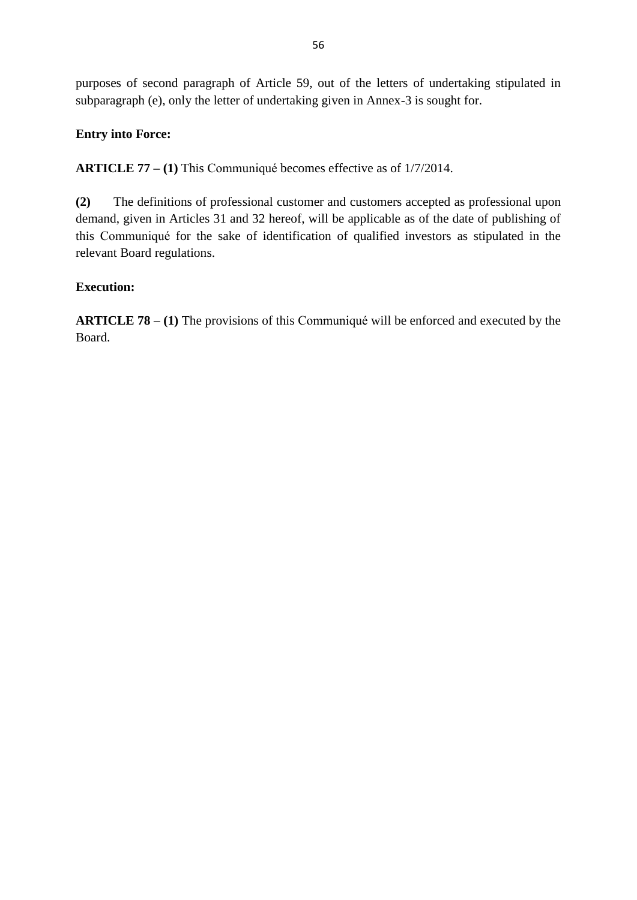purposes of second paragraph of Article 59, out of the letters of undertaking stipulated in subparagraph (e), only the letter of undertaking given in Annex-3 is sought for.

**Entry into Force:**

**ARTICLE 77 – (1)** This Communiqué becomes effective as of 1/7/2014.

**(2)** The definitions of professional customer and customers accepted as professional upon demand, given in Articles 31 and 32 hereof, will be applicable as of the date of publishing of this Communiqué for the sake of identification of qualified investors as stipulated in the relevant Board regulations.

**Execution:**

**ARTICLE 78 – (1)** The provisions of this Communiqué will be enforced and executed by the Board.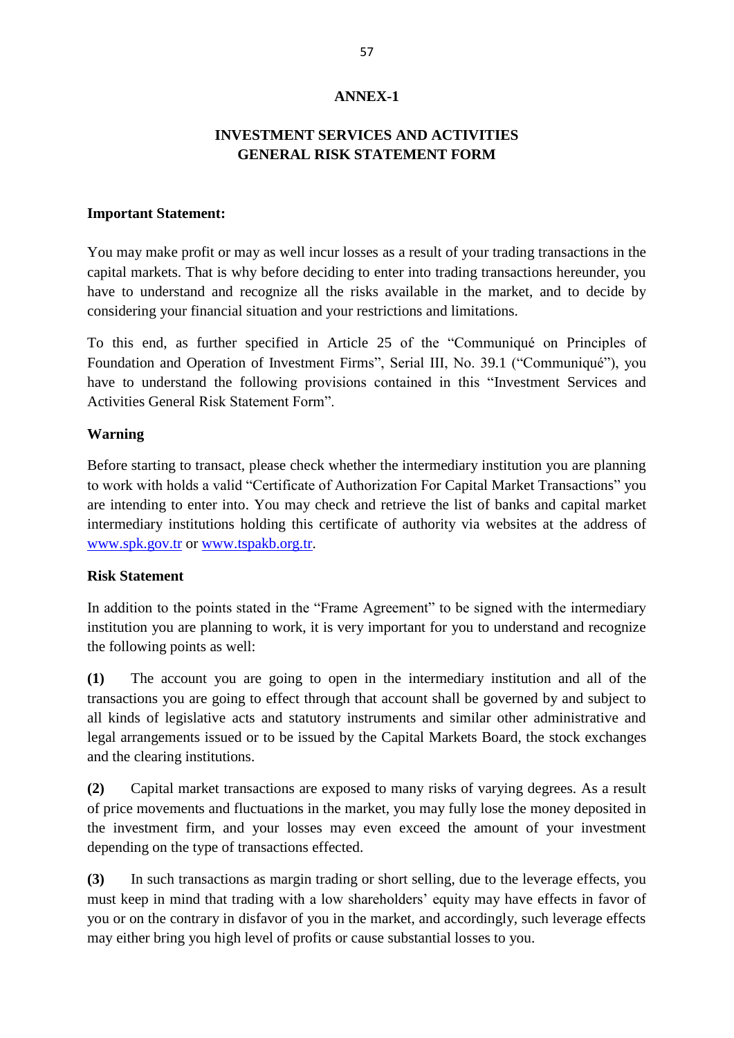## ANNEX-1

## INVESTMENT SERVICES AND ACTIVITIES GENERAL RISK STATEMENT FORM

**Important Statement:**

You may make profit or may as well incur losses as a result of your trading transactions in the capital markets. That is why before deciding to enter into trading transactions hereunder, you have to understand and recognize all the risks available in the market, and to decide by considering your financial situation and your restrictions and limitations.

To this end, as further specified in Article 25 of the "Communiqué on Principles of Foundation and Operation of Investment Firms", Serial III, No. 39.1 ("Communiqué"), you have to understand the following provisions contained in this "Investment Services and Activities General Risk Statement Form".

**Warning**

Before starting to transact, please check whether the intermediary institution you are planning to work with holds a valid "Certificate of Authorization For Capital Market Transactions" you are intending to enter into. You may check and retrieve the list of banks and capital market intermediary institutions holding this certificate of authority via websites at the address of www.spk.gov.tr or www.tspakb.org.tr.

**Risk Statement**

In addition to the points stated in the "Frame Agreement" to be signed with the intermediary institution you are planning to work, it is very important for you to understand and recognize the following points as well:

**(1)** The account you are going to open in the intermediary institution and all of the transactions you are going to effect through that account shall be governed by and subject to all kinds of legislative acts and statutory instruments and similar other administrative and legal arrangements issued or to be issued by the Capital Markets Board, the stock exchanges and the clearing institutions.

**(2)** Capital market transactions are exposed to many risks of varying degrees. As a result of price movements and fluctuations in the market, you may fully lose the money deposited in the investment firm, and your losses may even exceed the amount of your investment depending on the type of transactions effected.

**(3)** In such transactions as margin trading or short selling, due to the leverage effects, you must keep in mind that trading with a low shareholders' equity may have effects in favor of you or on the contrary in disfavor of you in the market, and accordingly, such leverage effects may either bring you high level of profits or cause substantial losses to you.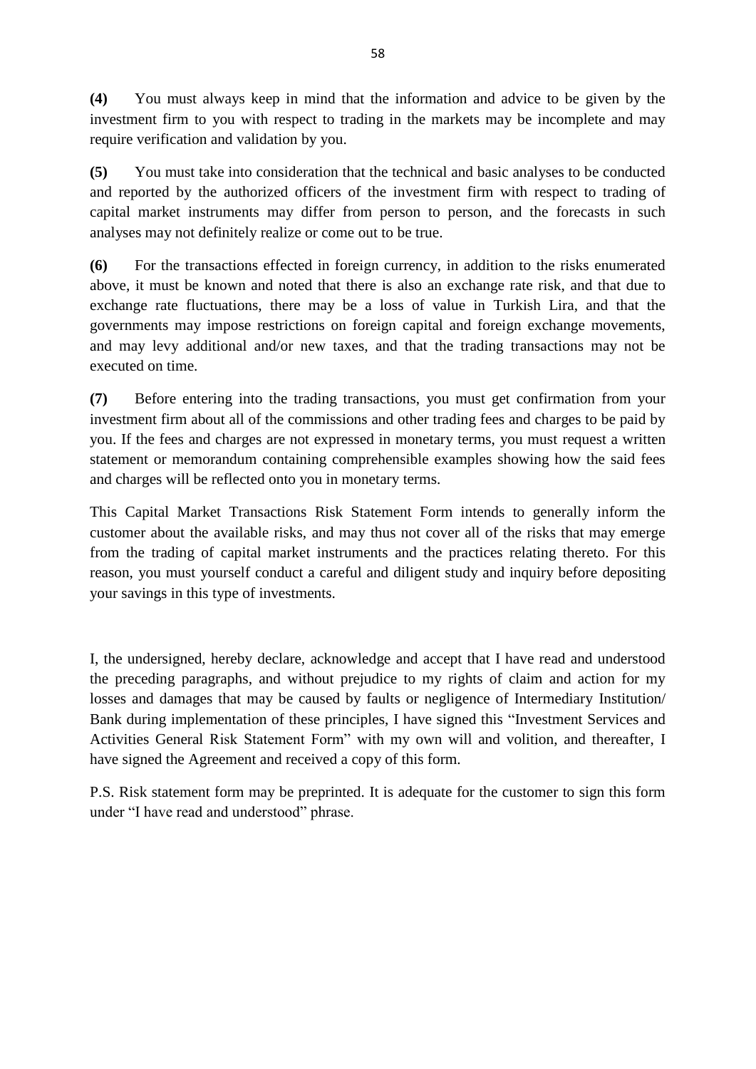**(4)** You must always keep in mind that the information and advice to be given by the investment firm to you with respect to trading in the markets may be incomplete and may require verification and validation by you.

**(5)** You must take into consideration that the technical and basic analyses to be conducted and reported by the authorized officers of the investment firm with respect to trading of capital market instruments may differ from person to person, and the forecasts in such analyses may not definitely realize or come out to be true.

**(6)** For the transactions effected in foreign currency, in addition to the risks enumerated above, it must be known and noted that there is also an exchange rate risk, and that due to exchange rate fluctuations, there may be a loss of value in Turkish Lira, and that the governments may impose restrictions on foreign capital and foreign exchange movements, and may levy additional and/or new taxes, and that the trading transactions may not be executed on time.

**(7)** Before entering into the trading transactions, you must get confirmation from your investment firm about all of the commissions and other trading fees and charges to be paid by you. If the fees and charges are not expressed in monetary terms, you must request a written statement or memorandum containing comprehensible examples showing how the said fees and charges will be reflected onto you in monetary terms.

This Capital Market Transactions Risk Statement Form intends to generally inform the customer about the available risks, and may thus not cover all of the risks that may emerge from the trading of capital market instruments and the practices relating thereto. For this reason, you must yourself conduct a careful and diligent study and inquiry before depositing your savings in this type of investments.

I, the undersigned, hereby declare, acknowledge and accept that I have read and understood the preceding paragraphs, and without prejudice to my rights of claim and action for my losses and damages that may be caused by faults or negligence of Intermediary Institution/ Bank during implementation of these principles, I have signed this "Investment Services and Activities General Risk Statement Form" with my own will and volition, and thereafter, I have signed the Agreement and received a copy of this form.

P.S. Risk statement form may be preprinted. It is adequate for the customer to sign this form under "I have read and understood" phrase.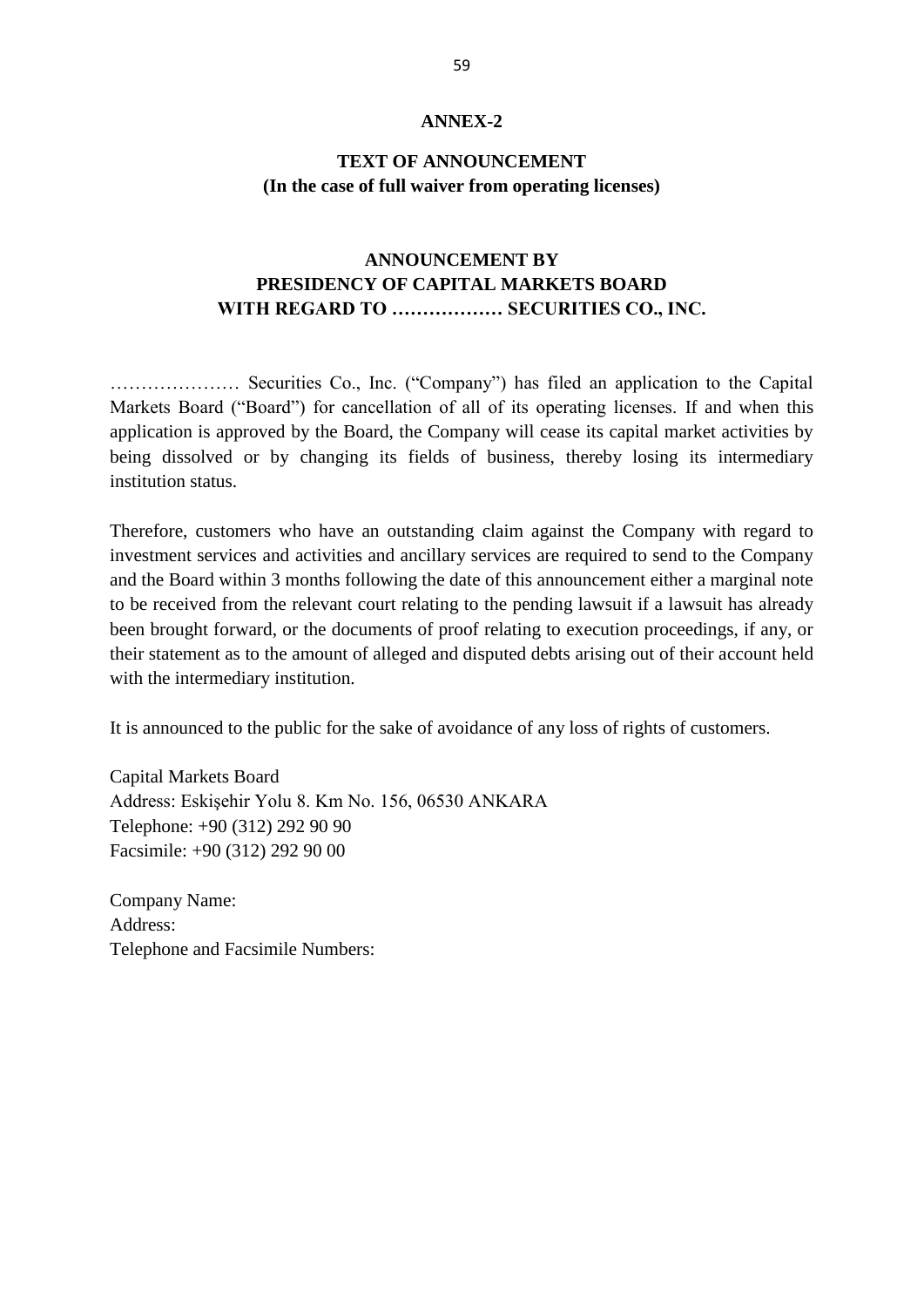# ANNEX-2

## TEXT OF ANNOUNCEMENT
**(In the case of full waiver from operating licenses)**

## ANNOUNCEMENT BY PRESIDENCY OF CAPITAL MARKETS BOARD WITH REGARD TO ……………… SECURITIES CO., INC.

………………… Securities Co., Inc. ("Company") has filed an application to the Capital Markets Board ("Board") for cancellation of all of its operating licenses. If and when this application is approved by the Board, the Company will cease its capital market activities by being dissolved or by changing its fields of business, thereby losing its intermediary institution status.

Therefore, customers who have an outstanding claim against the Company with regard to investment services and activities and ancillary services are required to send to the Company and the Board within 3 months following the date of this announcement either a marginal note to be received from the relevant court relating to the pending lawsuit if a lawsuit has already been brought forward, or the documents of proof relating to execution proceedings, if any, or their statement as to the amount of alleged and disputed debts arising out of their account held with the intermediary institution.

It is announced to the public for the sake of avoidance of any loss of rights of customers.

Capital Markets Board
Address: Eskişehir Yolu 8. Km No. 156, 06530 ANKARA
Telephone: +90 (312) 292 90 90
Facsimile: +90 (312) 292 90 00

Company Name:
Address:
Telephone and Facsimile Numbers: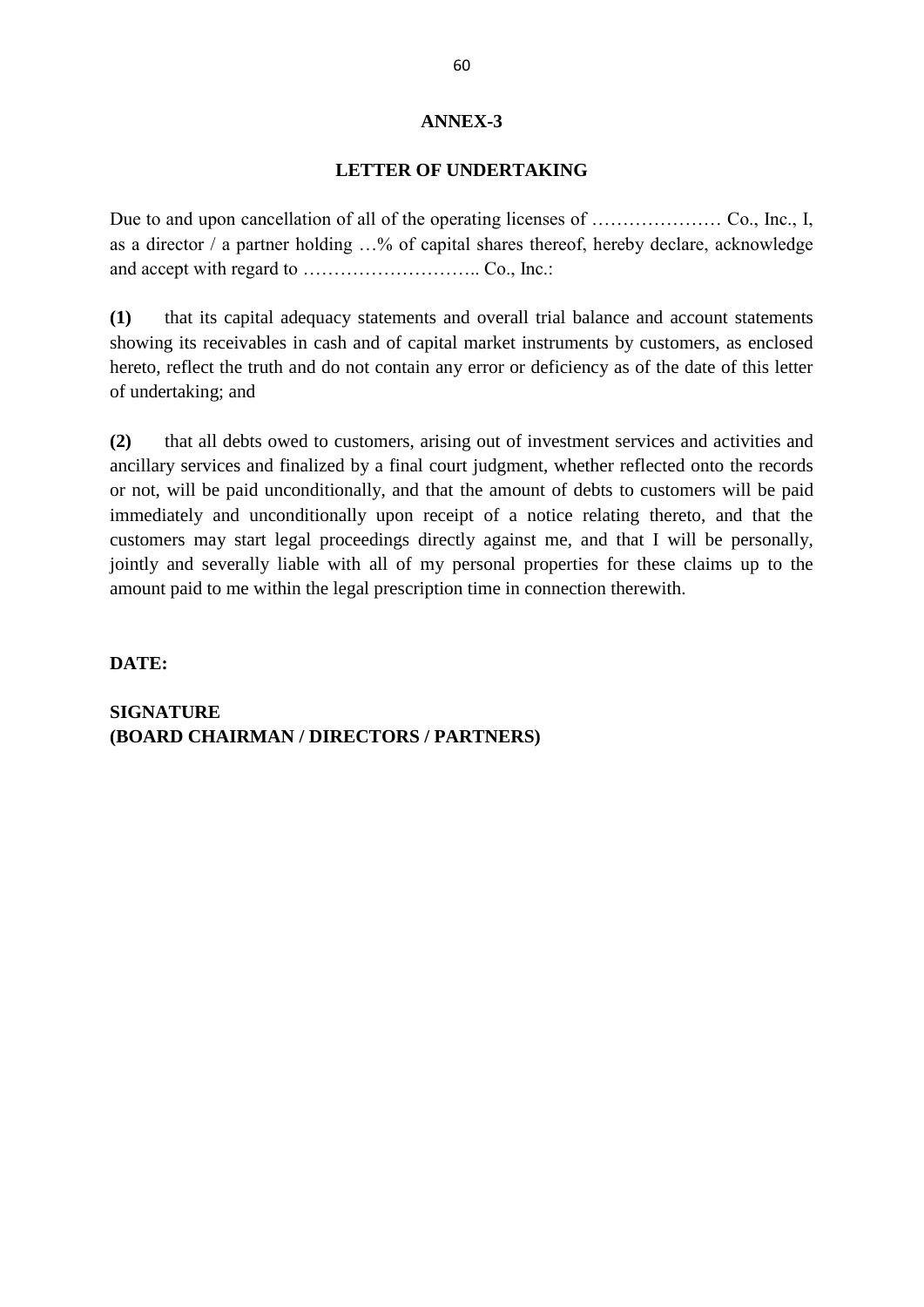## ANNEX-3

## LETTER OF UNDERTAKING

Due to and upon cancellation of all of the operating licenses of ………………… Co., Inc., I, as a director / a partner holding …% of capital shares thereof, hereby declare, acknowledge and accept with regard to ……………………….. Co., Inc.:

**(1)** that its capital adequacy statements and overall trial balance and account statements showing its receivables in cash and of capital market instruments by customers, as enclosed hereto, reflect the truth and do not contain any error or deficiency as of the date of this letter of undertaking; and

**(2)** that all debts owed to customers, arising out of investment services and activities and ancillary services and finalized by a final court judgment, whether reflected onto the records or not, will be paid unconditionally, and that the amount of debts to customers will be paid immediately and unconditionally upon receipt of a notice relating thereto, and that the customers may start legal proceedings directly against me, and that I will be personally, jointly and severally liable with all of my personal properties for these claims up to the amount paid to me within the legal prescription time in connection therewith.

**DATE:**

**SIGNATURE**
**(BOARD CHAIRMAN / DIRECTORS / PARTNERS)**